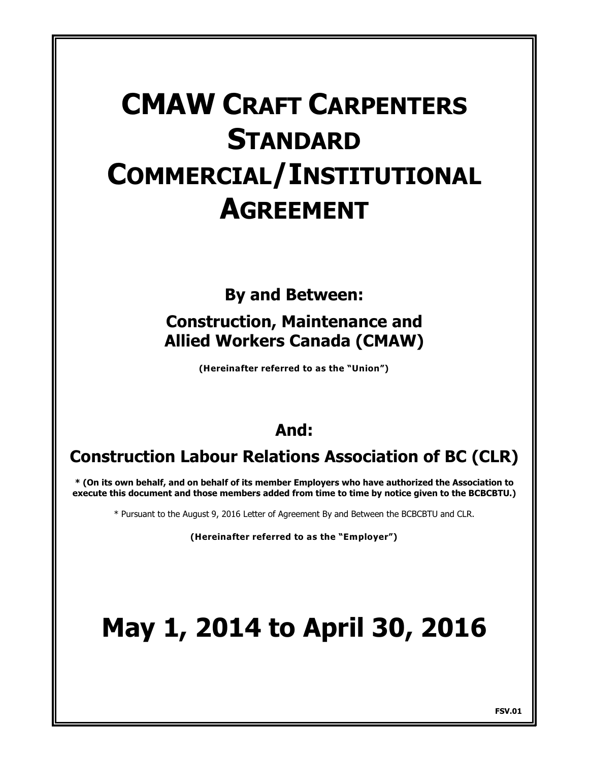# CMAW CRAFT CARPENTERS STANDARD COMMERCIAL/INSTITUTIONAL AGREEMENT

**By and Between:**

**Construction, Maintenance and Allied Workers Canada (CMAW)**

**(Hereinafter referred to as the "Union")**

**And:**

**Construction Labour Relations Association of BC (CLR)**

**\* (On its own behalf, and on behalf of its member Employers who have authorized the Association to execute this document and those members added from time to time by notice given to the BCBCBTU.)**

\* Pursuant to the August 9, 2016 Letter of Agreement By and Between the BCBCBTU and CLR.

**(Hereinafter referred to as the "Employer")**

# May 1, 2014 to April 30, 2016

**FSV.01**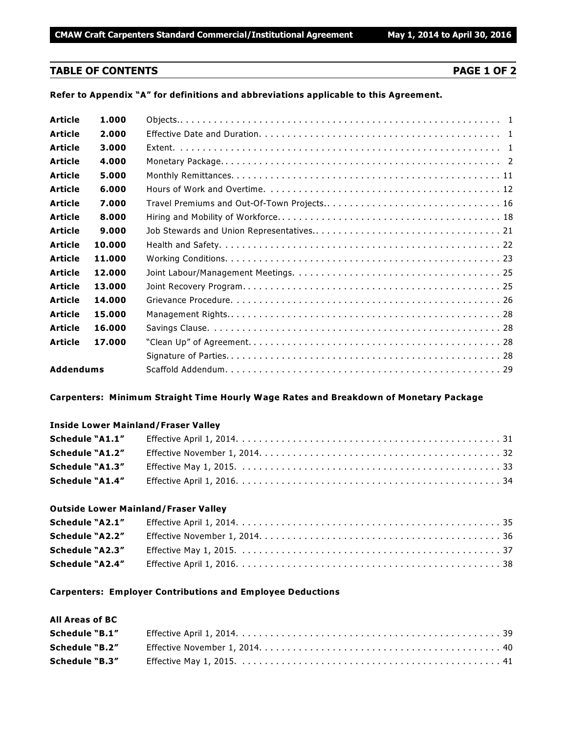## TABLE OF CONTENTS

**Refer to Appendix "A" for definitions and abbreviations applicable to this Agreement.**

| | | | |
|---|---|---|---|
| **Article** | **1.000** | Objects. | 1 |
| **Article** | **2.000** | Effective Date and Duration. | 1 |
| **Article** | **3.000** | Extent. | 1 |
| **Article** | **4.000** | Monetary Package. | 2 |
| **Article** | **5.000** | Monthly Remittances. | 11 |
| **Article** | **6.000** | Hours of Work and Overtime. | 12 |
| **Article** | **7.000** | Travel Premiums and Out-Of-Town Projects. | 16 |
| **Article** | **8.000** | Hiring and Mobility of Workforce. | 18 |
| **Article** | **9.000** | Job Stewards and Union Representatives. | 21 |
| **Article** | **10.000** | Health and Safety. | 22 |
| **Article** | **11.000** | Working Conditions. | 23 |
| **Article** | **12.000** | Joint Labour/Management Meetings. | 25 |
| **Article** | **13.000** | Joint Recovery Program. | 25 |
| **Article** | **14.000** | Grievance Procedure. | 26 |
| **Article** | **15.000** | Management Rights. | 28 |
| **Article** | **16.000** | Savings Clause. | 28 |
| **Article** | **17.000** | "Clean Up" of Agreement. | 28 |
| | | Signature of Parties. | 28 |
| **Addendums** | | Scaffold Addendum. | 29 |

**Carpenters: Minimum Straight Time Hourly Wage Rates and Breakdown of Monetary Package**

**Inside Lower Mainland/Fraser Valley**

| | | |
|---|---|---|
| **Schedule "A1.1"** | Effective April 1, 2014. | 31 |
| **Schedule "A1.2"** | Effective November 1, 2014. | 32 |
| **Schedule "A1.3"** | Effective May 1, 2015. | 33 |
| **Schedule "A1.4"** | Effective April 1, 2016. | 34 |

**Outside Lower Mainland/Fraser Valley**

| | | |
|---|---|---|
| **Schedule "A2.1"** | Effective April 1, 2014. | 35 |
| **Schedule "A2.2"** | Effective November 1, 2014. | 36 |
| **Schedule "A2.3"** | Effective May 1, 2015. | 37 |
| **Schedule "A2.4"** | Effective April 1, 2016. | 38 |

**Carpenters: Employer Contributions and Employee Deductions**

**All Areas of BC**

| | | |
|---|---|---|
| **Schedule "B.1"** | Effective April 1, 2014. | 39 |
| **Schedule "B.2"** | Effective November 1, 2014. | 40 |
| **Schedule "B.3"** | Effective May 1, 2015. | 41 |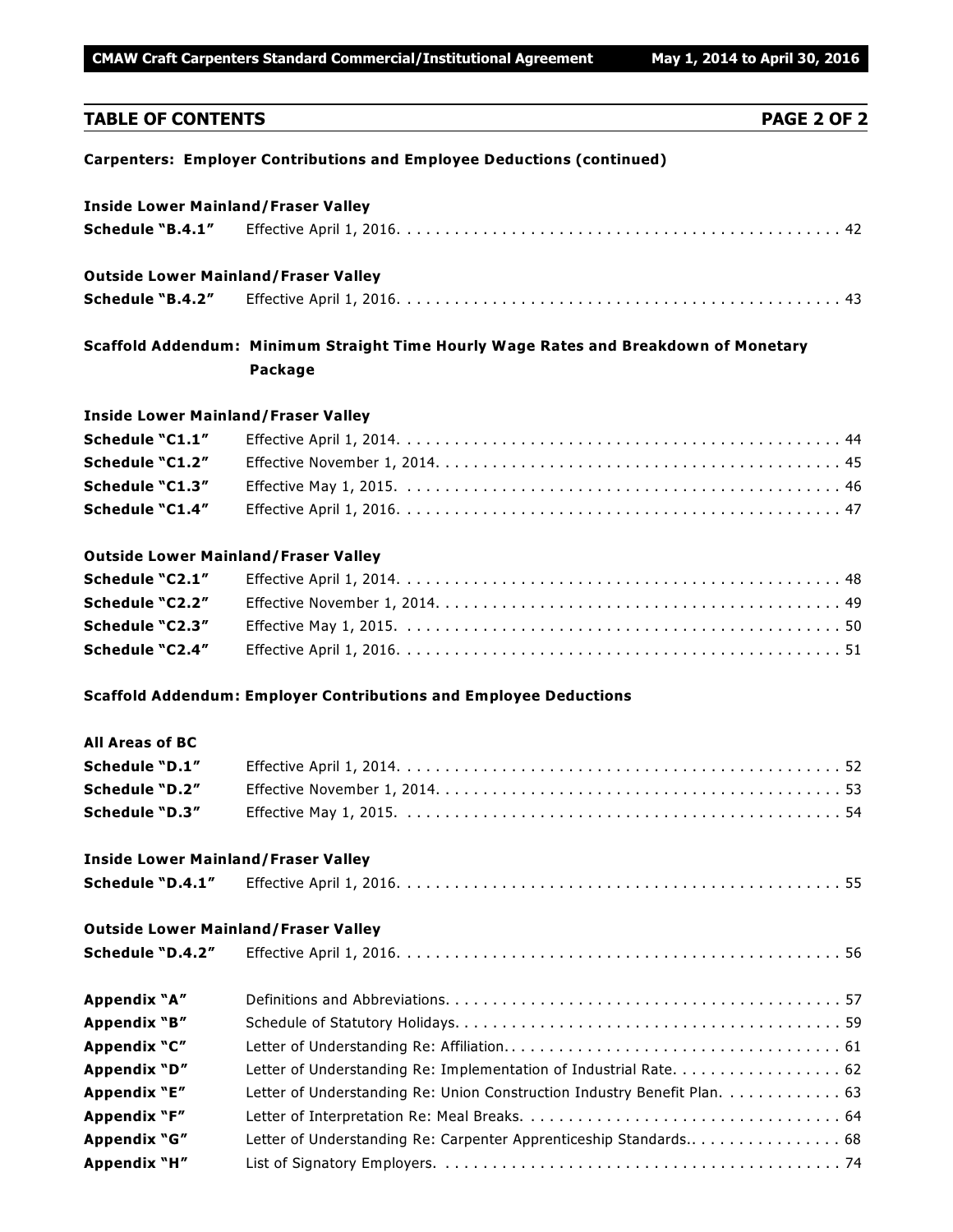## TABLE OF CONTENTS — PAGE 2 OF 2

**Carpenters: Employer Contributions and Employee Deductions (continued)**

**Inside Lower Mainland/Fraser Valley**

| | | |
|---|---|---|
| **Schedule "B.4.1"** | Effective April 1, 2016 | 42 |

**Outside Lower Mainland/Fraser Valley**

| | | |
|---|---|---|
| **Schedule "B.4.2"** | Effective April 1, 2016 | 43 |

**Scaffold Addendum: Minimum Straight Time Hourly Wage Rates and Breakdown of Monetary Package**

**Inside Lower Mainland/Fraser Valley**

| | | |
|---|---|---|
| **Schedule "C1.1"** | Effective April 1, 2014 | 44 |
| **Schedule "C1.2"** | Effective November 1, 2014 | 45 |
| **Schedule "C1.3"** | Effective May 1, 2015 | 46 |
| **Schedule "C1.4"** | Effective April 1, 2016 | 47 |

**Outside Lower Mainland/Fraser Valley**

| | | |
|---|---|---|
| **Schedule "C2.1"** | Effective April 1, 2014 | 48 |
| **Schedule "C2.2"** | Effective November 1, 2014 | 49 |
| **Schedule "C2.3"** | Effective May 1, 2015 | 50 |
| **Schedule "C2.4"** | Effective April 1, 2016 | 51 |

**Scaffold Addendum: Employer Contributions and Employee Deductions**

**All Areas of BC**

| | | |
|---|---|---|
| **Schedule "D.1"** | Effective April 1, 2014 | 52 |
| **Schedule "D.2"** | Effective November 1, 2014 | 53 |
| **Schedule "D.3"** | Effective May 1, 2015 | 54 |

**Inside Lower Mainland/Fraser Valley**

| | | |
|---|---|---|
| **Schedule "D.4.1"** | Effective April 1, 2016 | 55 |

**Outside Lower Mainland/Fraser Valley**

| | | |
|---|---|---|
| **Schedule "D.4.2"** | Effective April 1, 2016 | 56 |

| | | |
|---|---|---|
| **Appendix "A"** | Definitions and Abbreviations | 57 |
| **Appendix "B"** | Schedule of Statutory Holidays | 59 |
| **Appendix "C"** | Letter of Understanding Re: Affiliation | 61 |
| **Appendix "D"** | Letter of Understanding Re: Implementation of Industrial Rate | 62 |
| **Appendix "E"** | Letter of Understanding Re: Union Construction Industry Benefit Plan | 63 |
| **Appendix "F"** | Letter of Interpretation Re: Meal Breaks | 64 |
| **Appendix "G"** | Letter of Understanding Re: Carpenter Apprenticeship Standards | 68 |
| **Appendix "H"** | List of Signatory Employers | 74 |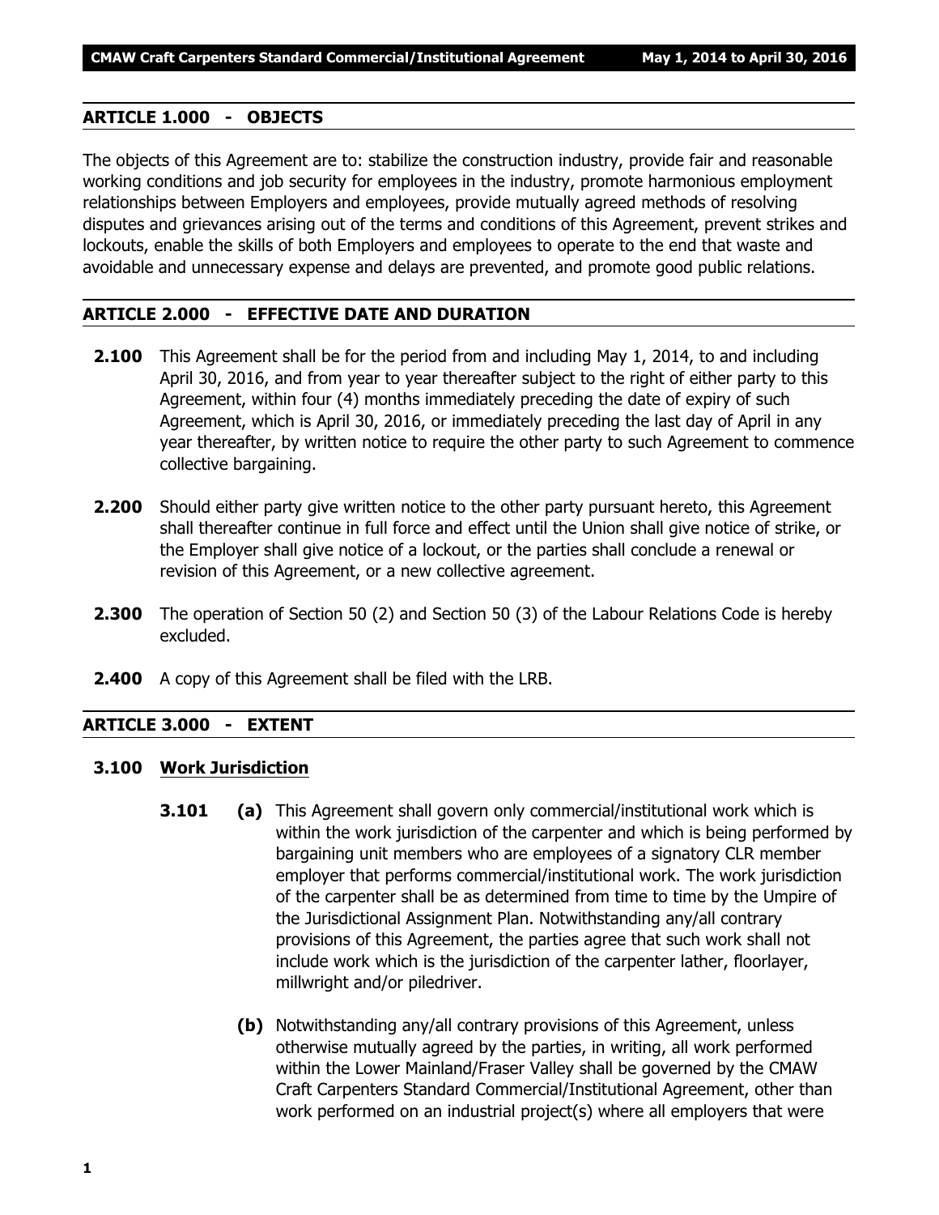## ARTICLE 1.000 - OBJECTS

The objects of this Agreement are to: stabilize the construction industry, provide fair and reasonable working conditions and job security for employees in the industry, promote harmonious employment relationships between Employers and employees, provide mutually agreed methods of resolving disputes and grievances arising out of the terms and conditions of this Agreement, prevent strikes and lockouts, enable the skills of both Employers and employees to operate to the end that waste and avoidable and unnecessary expense and delays are prevented, and promote good public relations.

## ARTICLE 2.000 - EFFECTIVE DATE AND DURATION

**2.100** This Agreement shall be for the period from and including May 1, 2014, to and including April 30, 2016, and from year to year thereafter subject to the right of either party to this Agreement, within four (4) months immediately preceding the date of expiry of such Agreement, which is April 30, 2016, or immediately preceding the last day of April in any year thereafter, by written notice to require the other party to such Agreement to commence collective bargaining.

**2.200** Should either party give written notice to the other party pursuant hereto, this Agreement shall thereafter continue in full force and effect until the Union shall give notice of strike, or the Employer shall give notice of a lockout, or the parties shall conclude a renewal or revision of this Agreement, or a new collective agreement.

**2.300** The operation of Section 50 (2) and Section 50 (3) of the Labour Relations Code is hereby excluded.

**2.400** A copy of this Agreement shall be filed with the LRB.

## ARTICLE 3.000 - EXTENT

### 3.100 Work Jurisdiction

**3.101** **(a)** This Agreement shall govern only commercial/institutional work which is within the work jurisdiction of the carpenter and which is being performed by bargaining unit members who are employees of a signatory CLR member employer that performs commercial/institutional work. The work jurisdiction of the carpenter shall be as determined from time to time by the Umpire of the Jurisdictional Assignment Plan. Notwithstanding any/all contrary provisions of this Agreement, the parties agree that such work shall not include work which is the jurisdiction of the carpenter lather, floorlayer, millwright and/or piledriver.

**(b)** Notwithstanding any/all contrary provisions of this Agreement, unless otherwise mutually agreed by the parties, in writing, all work performed within the Lower Mainland/Fraser Valley shall be governed by the CMAW Craft Carpenters Standard Commercial/Institutional Agreement, other than work performed on an industrial project(s) where all employers that were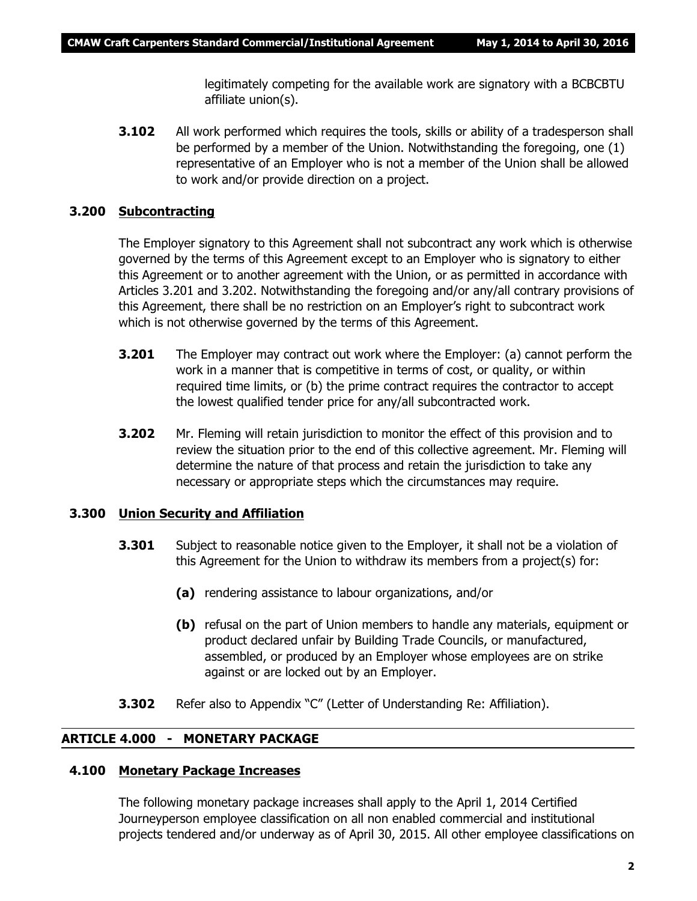legitimately competing for the available work are signatory with a BCBCBTU affiliate union(s).

**3.102** All work performed which requires the tools, skills or ability of a tradesperson shall be performed by a member of the Union. Notwithstanding the foregoing, one (1) representative of an Employer who is not a member of the Union shall be allowed to work and/or provide direction on a project.

### 3.200 Subcontracting

The Employer signatory to this Agreement shall not subcontract any work which is otherwise governed by the terms of this Agreement except to an Employer who is signatory to either this Agreement or to another agreement with the Union, or as permitted in accordance with Articles 3.201 and 3.202. Notwithstanding the foregoing and/or any/all contrary provisions of this Agreement, there shall be no restriction on an Employer's right to subcontract work which is not otherwise governed by the terms of this Agreement.

**3.201** The Employer may contract out work where the Employer: (a) cannot perform the work in a manner that is competitive in terms of cost, or quality, or within required time limits, or (b) the prime contract requires the contractor to accept the lowest qualified tender price for any/all subcontracted work.

**3.202** Mr. Fleming will retain jurisdiction to monitor the effect of this provision and to review the situation prior to the end of this collective agreement. Mr. Fleming will determine the nature of that process and retain the jurisdiction to take any necessary or appropriate steps which the circumstances may require.

### 3.300 Union Security and Affiliation

**3.301** Subject to reasonable notice given to the Employer, it shall not be a violation of this Agreement for the Union to withdraw its members from a project(s) for:

**(a)** rendering assistance to labour organizations, and/or

**(b)** refusal on the part of Union members to handle any materials, equipment or product declared unfair by Building Trade Councils, or manufactured, assembled, or produced by an Employer whose employees are on strike against or are locked out by an Employer.

**3.302** Refer also to Appendix "C" (Letter of Understanding Re: Affiliation).

## ARTICLE 4.000 - MONETARY PACKAGE

### 4.100 Monetary Package Increases

The following monetary package increases shall apply to the April 1, 2014 Certified Journeyperson employee classification on all non enabled commercial and institutional projects tendered and/or underway as of April 30, 2015. All other employee classifications on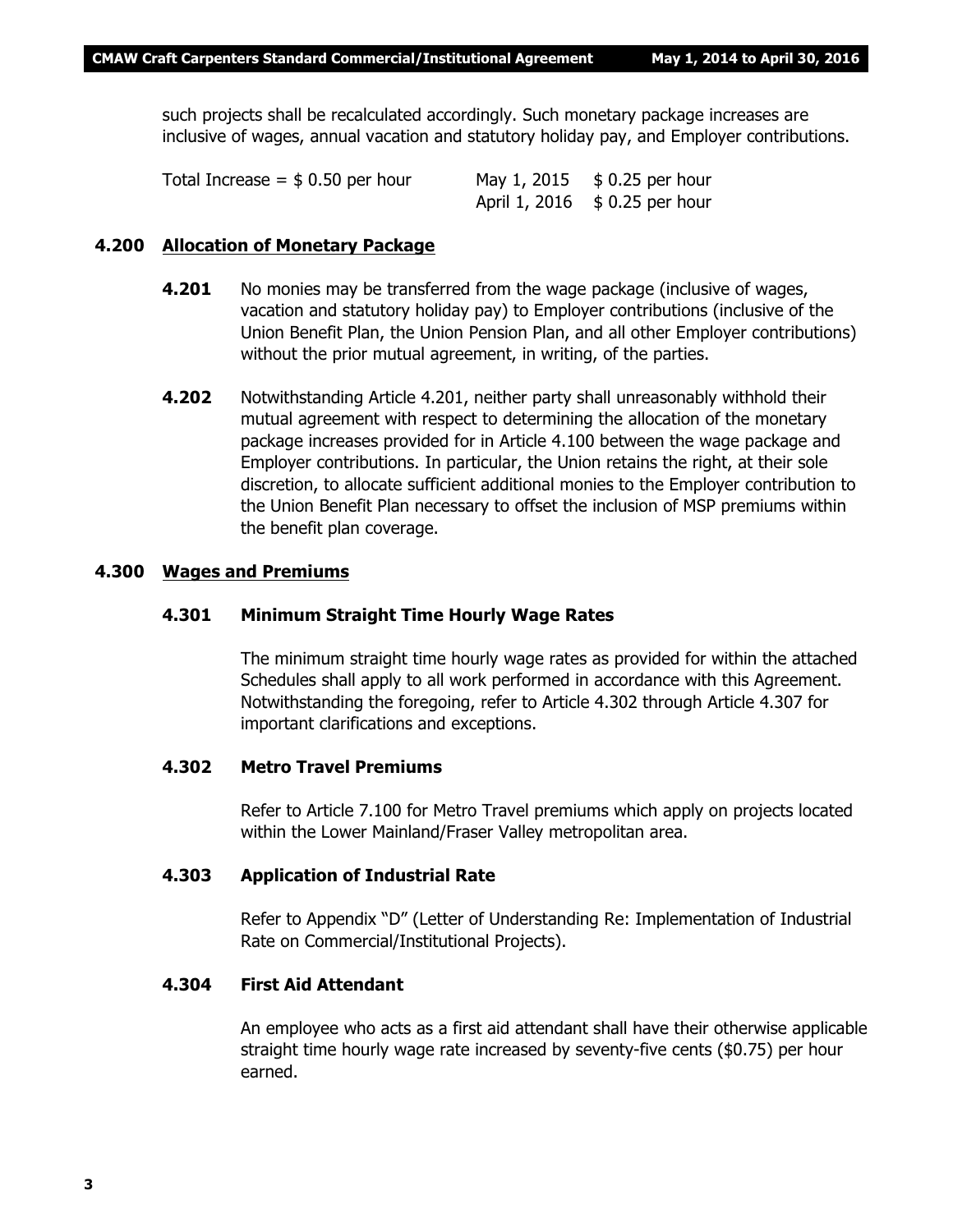such projects shall be recalculated accordingly. Such monetary package increases are inclusive of wages, annual vacation and statutory holiday pay, and Employer contributions.

| Total Increase = $ 0.50 per hour | May 1, 2015 | $ 0.25 per hour |
|---|---|---|
| | April 1, 2016 | $ 0.25 per hour |

## 4.200 Allocation of Monetary Package

**4.201** No monies may be transferred from the wage package (inclusive of wages, vacation and statutory holiday pay) to Employer contributions (inclusive of the Union Benefit Plan, the Union Pension Plan, and all other Employer contributions) without the prior mutual agreement, in writing, of the parties.

**4.202** Notwithstanding Article 4.201, neither party shall unreasonably withhold their mutual agreement with respect to determining the allocation of the monetary package increases provided for in Article 4.100 between the wage package and Employer contributions. In particular, the Union retains the right, at their sole discretion, to allocate sufficient additional monies to the Employer contribution to the Union Benefit Plan necessary to offset the inclusion of MSP premiums within the benefit plan coverage.

## 4.300 Wages and Premiums

### 4.301 Minimum Straight Time Hourly Wage Rates

The minimum straight time hourly wage rates as provided for within the attached Schedules shall apply to all work performed in accordance with this Agreement. Notwithstanding the foregoing, refer to Article 4.302 through Article 4.307 for important clarifications and exceptions.

### 4.302 Metro Travel Premiums

Refer to Article 7.100 for Metro Travel premiums which apply on projects located within the Lower Mainland/Fraser Valley metropolitan area.

### 4.303 Application of Industrial Rate

Refer to Appendix "D" (Letter of Understanding Re: Implementation of Industrial Rate on Commercial/Institutional Projects).

### 4.304 First Aid Attendant

An employee who acts as a first aid attendant shall have their otherwise applicable straight time hourly wage rate increased by seventy-five cents ($0.75) per hour earned.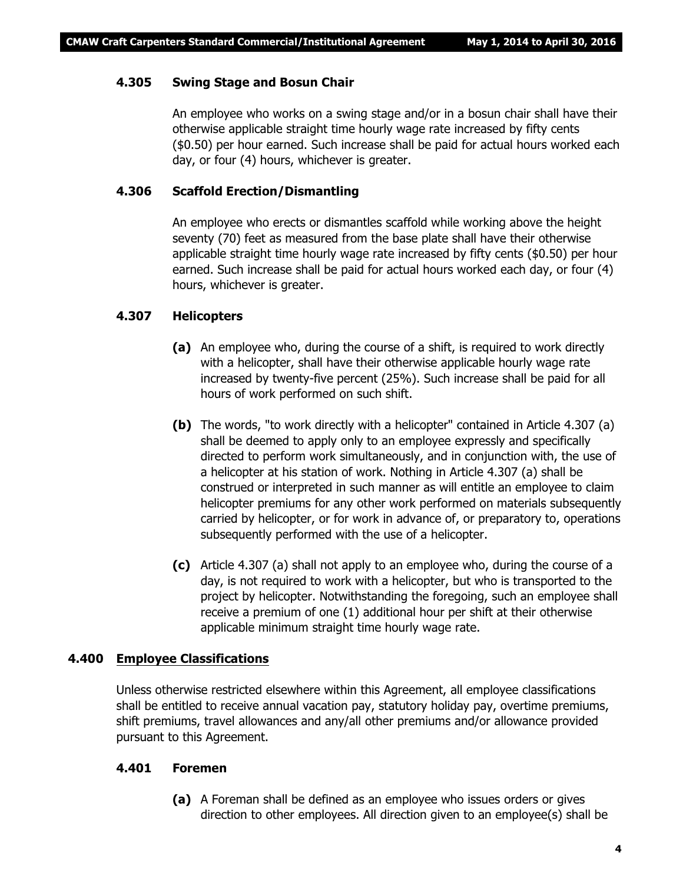### 4.305 Swing Stage and Bosun Chair

An employee who works on a swing stage and/or in a bosun chair shall have their otherwise applicable straight time hourly wage rate increased by fifty cents ($0.50) per hour earned. Such increase shall be paid for actual hours worked each day, or four (4) hours, whichever is greater.

### 4.306 Scaffold Erection/Dismantling

An employee who erects or dismantles scaffold while working above the height seventy (70) feet as measured from the base plate shall have their otherwise applicable straight time hourly wage rate increased by fifty cents ($0.50) per hour earned. Such increase shall be paid for actual hours worked each day, or four (4) hours, whichever is greater.

### 4.307 Helicopters

**(a)** An employee who, during the course of a shift, is required to work directly with a helicopter, shall have their otherwise applicable hourly wage rate increased by twenty-five percent (25%). Such increase shall be paid for all hours of work performed on such shift.

**(b)** The words, "to work directly with a helicopter" contained in Article 4.307 (a) shall be deemed to apply only to an employee expressly and specifically directed to perform work simultaneously, and in conjunction with, the use of a helicopter at his station of work. Nothing in Article 4.307 (a) shall be construed or interpreted in such manner as will entitle an employee to claim helicopter premiums for any other work performed on materials subsequently carried by helicopter, or for work in advance of, or preparatory to, operations subsequently performed with the use of a helicopter.

**(c)** Article 4.307 (a) shall not apply to an employee who, during the course of a day, is not required to work with a helicopter, but who is transported to the project by helicopter. Notwithstanding the foregoing, such an employee shall receive a premium of one (1) additional hour per shift at their otherwise applicable minimum straight time hourly wage rate.

## 4.400 Employee Classifications

Unless otherwise restricted elsewhere within this Agreement, all employee classifications shall be entitled to receive annual vacation pay, statutory holiday pay, overtime premiums, shift premiums, travel allowances and any/all other premiums and/or allowance provided pursuant to this Agreement.

### 4.401 Foremen

**(a)** A Foreman shall be defined as an employee who issues orders or gives direction to other employees. All direction given to an employee(s) shall be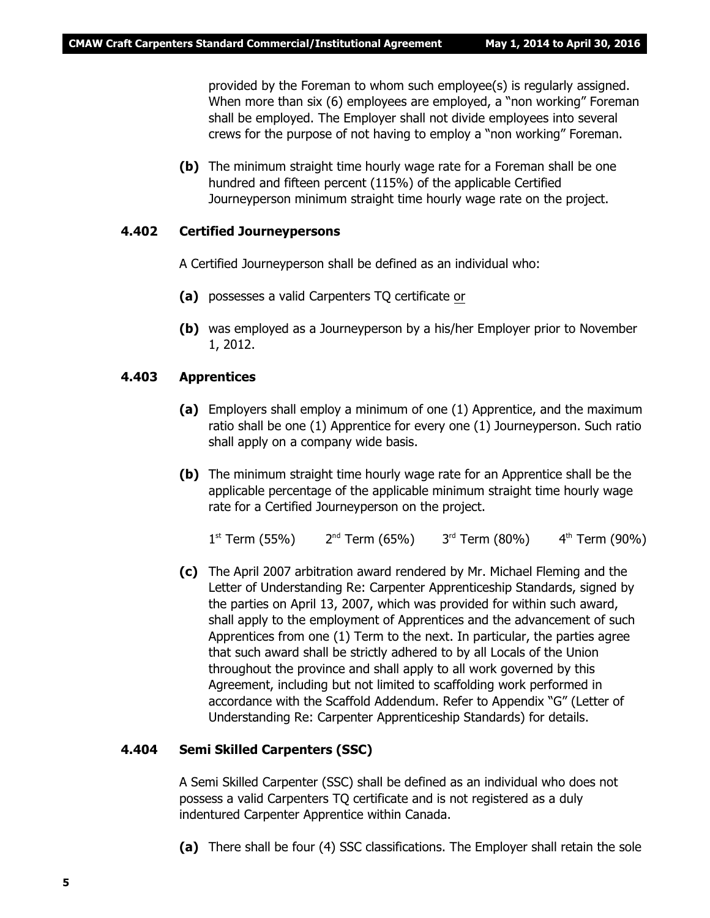provided by the Foreman to whom such employee(s) is regularly assigned. When more than six (6) employees are employed, a "non working" Foreman shall be employed. The Employer shall not divide employees into several crews for the purpose of not having to employ a "non working" Foreman.

**(b)** The minimum straight time hourly wage rate for a Foreman shall be one hundred and fifteen percent (115%) of the applicable Certified Journeyperson minimum straight time hourly wage rate on the project.

### 4.402 Certified Journeypersons

A Certified Journeyperson shall be defined as an individual who:

**(a)** possesses a valid Carpenters TQ certificate or

**(b)** was employed as a Journeyperson by a his/her Employer prior to November 1, 2012.

### 4.403 Apprentices

**(a)** Employers shall employ a minimum of one (1) Apprentice, and the maximum ratio shall be one (1) Apprentice for every one (1) Journeyperson. Such ratio shall apply on a company wide basis.

**(b)** The minimum straight time hourly wage rate for an Apprentice shall be the applicable percentage of the applicable minimum straight time hourly wage rate for a Certified Journeyperson on the project.

1st Term (55%) 2nd Term (65%) 3rd Term (80%) 4th Term (90%)

**(c)** The April 2007 arbitration award rendered by Mr. Michael Fleming and the Letter of Understanding Re: Carpenter Apprenticeship Standards, signed by the parties on April 13, 2007, which was provided for within such award, shall apply to the employment of Apprentices and the advancement of such Apprentices from one (1) Term to the next. In particular, the parties agree that such award shall be strictly adhered to by all Locals of the Union throughout the province and shall apply to all work governed by this Agreement, including but not limited to scaffolding work performed in accordance with the Scaffold Addendum. Refer to Appendix "G" (Letter of Understanding Re: Carpenter Apprenticeship Standards) for details.

### 4.404 Semi Skilled Carpenters (SSC)

A Semi Skilled Carpenter (SSC) shall be defined as an individual who does not possess a valid Carpenters TQ certificate and is not registered as a duly indentured Carpenter Apprentice within Canada.

**(a)** There shall be four (4) SSC classifications. The Employer shall retain the sole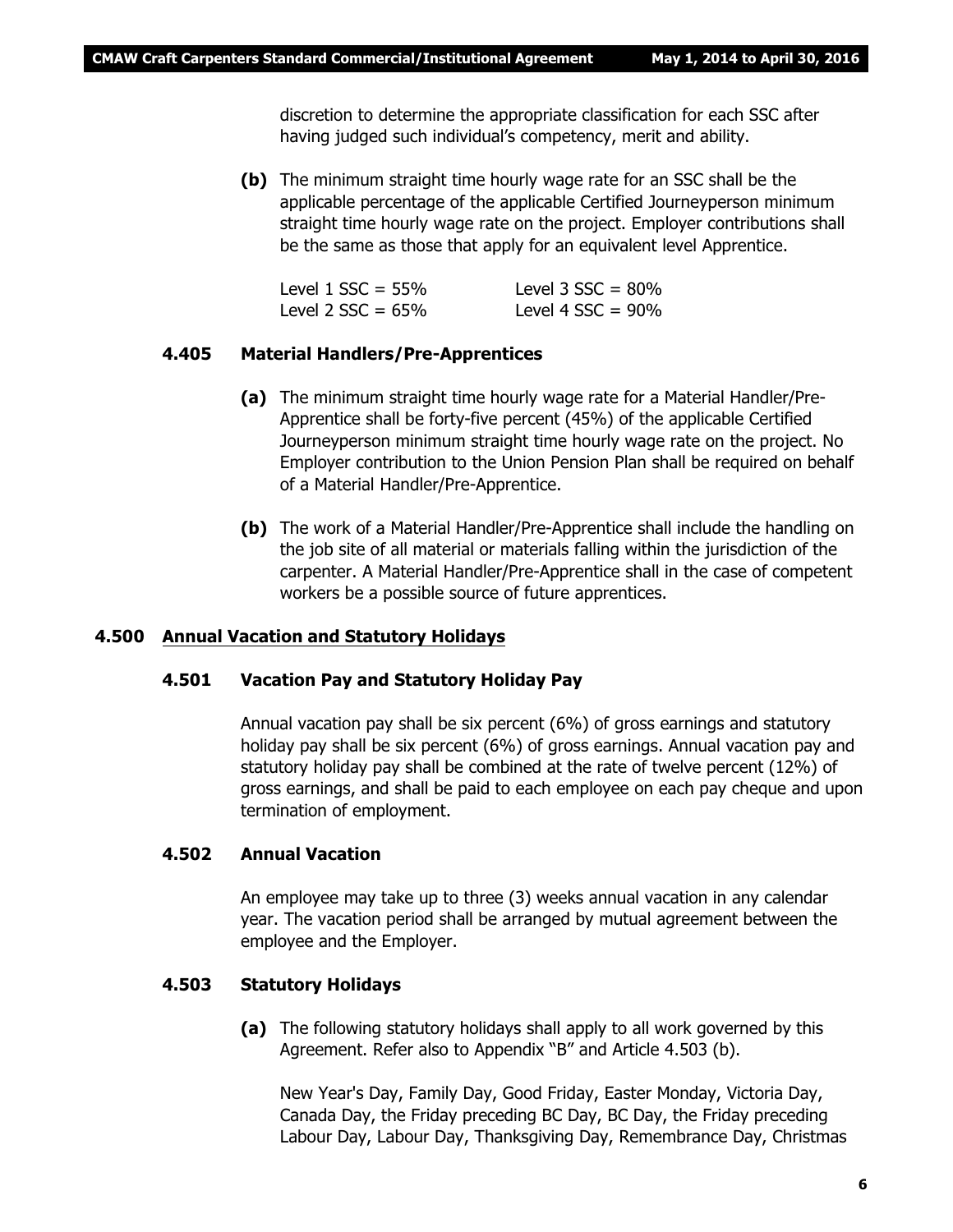discretion to determine the appropriate classification for each SSC after having judged such individual's competency, merit and ability.

**(b)** The minimum straight time hourly wage rate for an SSC shall be the applicable percentage of the applicable Certified Journeyperson minimum straight time hourly wage rate on the project. Employer contributions shall be the same as those that apply for an equivalent level Apprentice.

| | |
|---|---|
| Level 1 SSC = 55% | Level 3 SSC = 80% |
| Level 2 SSC = 65% | Level 4 SSC = 90% |

### 4.405 Material Handlers/Pre-Apprentices

**(a)** The minimum straight time hourly wage rate for a Material Handler/Pre-Apprentice shall be forty-five percent (45%) of the applicable Certified Journeyperson minimum straight time hourly wage rate on the project. No Employer contribution to the Union Pension Plan shall be required on behalf of a Material Handler/Pre-Apprentice.

**(b)** The work of a Material Handler/Pre-Apprentice shall include the handling on the job site of all material or materials falling within the jurisdiction of the carpenter. A Material Handler/Pre-Apprentice shall in the case of competent workers be a possible source of future apprentices.

## 4.500 <u>Annual Vacation and Statutory Holidays</u>

### 4.501 Vacation Pay and Statutory Holiday Pay

Annual vacation pay shall be six percent (6%) of gross earnings and statutory holiday pay shall be six percent (6%) of gross earnings. Annual vacation pay and statutory holiday pay shall be combined at the rate of twelve percent (12%) of gross earnings, and shall be paid to each employee on each pay cheque and upon termination of employment.

### 4.502 Annual Vacation

An employee may take up to three (3) weeks annual vacation in any calendar year. The vacation period shall be arranged by mutual agreement between the employee and the Employer.

### 4.503 Statutory Holidays

**(a)** The following statutory holidays shall apply to all work governed by this Agreement. Refer also to Appendix "B" and Article 4.503 (b).

New Year's Day, Family Day, Good Friday, Easter Monday, Victoria Day, Canada Day, the Friday preceding BC Day, BC Day, the Friday preceding Labour Day, Labour Day, Thanksgiving Day, Remembrance Day, Christmas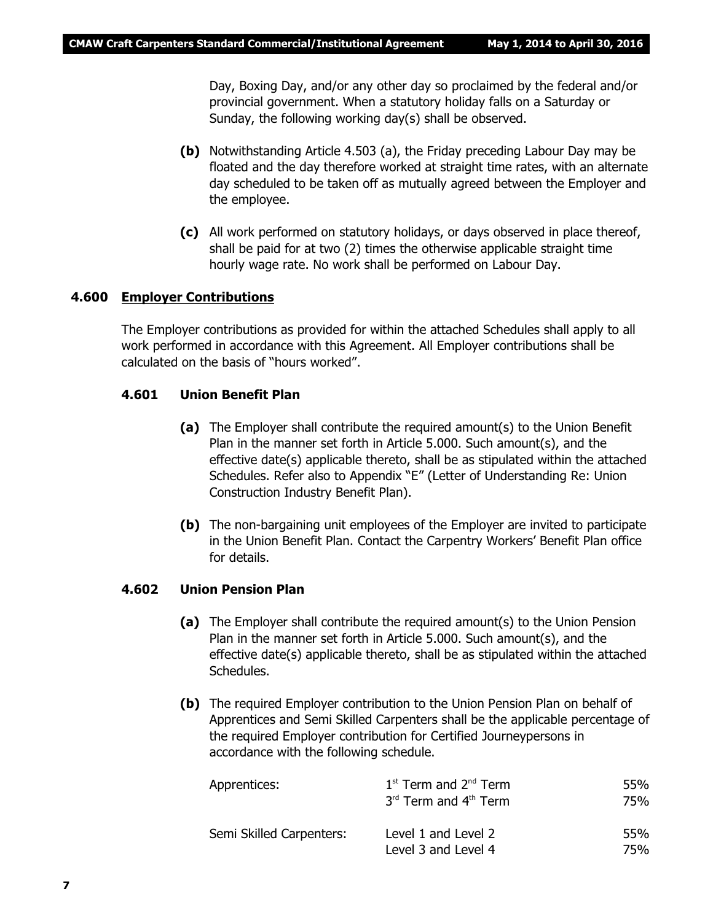Day, Boxing Day, and/or any other day so proclaimed by the federal and/or provincial government. When a statutory holiday falls on a Saturday or Sunday, the following working day(s) shall be observed.

**(b)** Notwithstanding Article 4.503 (a), the Friday preceding Labour Day may be floated and the day therefore worked at straight time rates, with an alternate day scheduled to be taken off as mutually agreed between the Employer and the employee.

**(c)** All work performed on statutory holidays, or days observed in place thereof, shall be paid for at two (2) times the otherwise applicable straight time hourly wage rate. No work shall be performed on Labour Day.

## 4.600 Employer Contributions

The Employer contributions as provided for within the attached Schedules shall apply to all work performed in accordance with this Agreement. All Employer contributions shall be calculated on the basis of "hours worked".

### 4.601 Union Benefit Plan

**(a)** The Employer shall contribute the required amount(s) to the Union Benefit Plan in the manner set forth in Article 5.000. Such amount(s), and the effective date(s) applicable thereto, shall be as stipulated within the attached Schedules. Refer also to Appendix "E" (Letter of Understanding Re: Union Construction Industry Benefit Plan).

**(b)** The non-bargaining unit employees of the Employer are invited to participate in the Union Benefit Plan. Contact the Carpentry Workers' Benefit Plan office for details.

### 4.602 Union Pension Plan

**(a)** The Employer shall contribute the required amount(s) to the Union Pension Plan in the manner set forth in Article 5.000. Such amount(s), and the effective date(s) applicable thereto, shall be as stipulated within the attached Schedules.

**(b)** The required Employer contribution to the Union Pension Plan on behalf of Apprentices and Semi Skilled Carpenters shall be the applicable percentage of the required Employer contribution for Certified Journeypersons in accordance with the following schedule.

| | | |
|---|---|---|
| Apprentices: | 1st Term and 2nd Term | 55% |
| | 3rd Term and 4th Term | 75% |
| Semi Skilled Carpenters: | Level 1 and Level 2 | 55% |
| | Level 3 and Level 4 | 75% |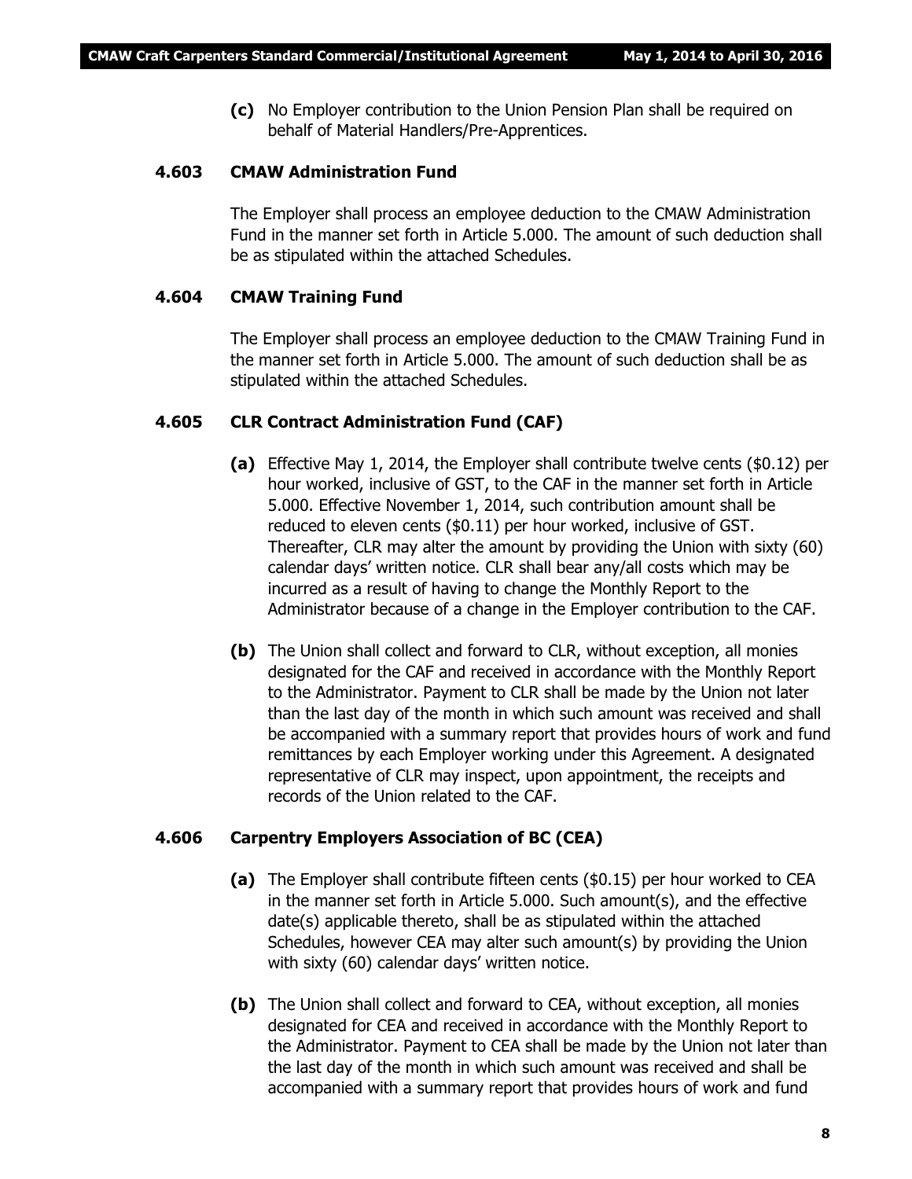**(c)** No Employer contribution to the Union Pension Plan shall be required on behalf of Material Handlers/Pre-Apprentices.

### 4.603 CMAW Administration Fund

The Employer shall process an employee deduction to the CMAW Administration Fund in the manner set forth in Article 5.000. The amount of such deduction shall be as stipulated within the attached Schedules.

### 4.604 CMAW Training Fund

The Employer shall process an employee deduction to the CMAW Training Fund in the manner set forth in Article 5.000. The amount of such deduction shall be as stipulated within the attached Schedules.

### 4.605 CLR Contract Administration Fund (CAF)

**(a)** Effective May 1, 2014, the Employer shall contribute twelve cents ($0.12) per hour worked, inclusive of GST, to the CAF in the manner set forth in Article 5.000. Effective November 1, 2014, such contribution amount shall be reduced to eleven cents ($0.11) per hour worked, inclusive of GST. Thereafter, CLR may alter the amount by providing the Union with sixty (60) calendar days' written notice. CLR shall bear any/all costs which may be incurred as a result of having to change the Monthly Report to the Administrator because of a change in the Employer contribution to the CAF.

**(b)** The Union shall collect and forward to CLR, without exception, all monies designated for the CAF and received in accordance with the Monthly Report to the Administrator. Payment to CLR shall be made by the Union not later than the last day of the month in which such amount was received and shall be accompanied with a summary report that provides hours of work and fund remittances by each Employer working under this Agreement. A designated representative of CLR may inspect, upon appointment, the receipts and records of the Union related to the CAF.

### 4.606 Carpentry Employers Association of BC (CEA)

**(a)** The Employer shall contribute fifteen cents ($0.15) per hour worked to CEA in the manner set forth in Article 5.000. Such amount(s), and the effective date(s) applicable thereto, shall be as stipulated within the attached Schedules, however CEA may alter such amount(s) by providing the Union with sixty (60) calendar days' written notice.

**(b)** The Union shall collect and forward to CEA, without exception, all monies designated for CEA and received in accordance with the Monthly Report to the Administrator. Payment to CEA shall be made by the Union not later than the last day of the month in which such amount was received and shall be accompanied with a summary report that provides hours of work and fund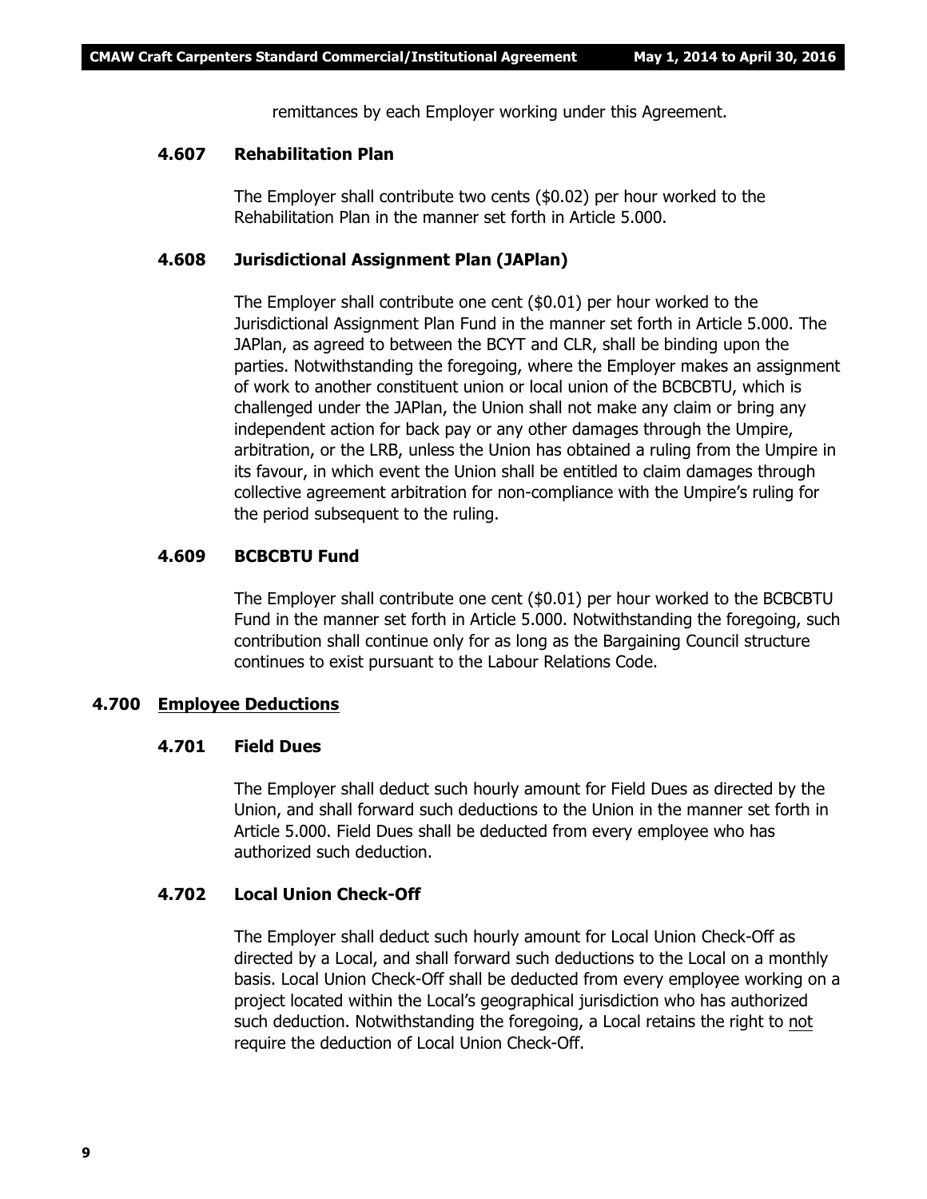remittances by each Employer working under this Agreement.

### 4.607 Rehabilitation Plan

The Employer shall contribute two cents ($0.02) per hour worked to the Rehabilitation Plan in the manner set forth in Article 5.000.

### 4.608 Jurisdictional Assignment Plan (JAPlan)

The Employer shall contribute one cent ($0.01) per hour worked to the Jurisdictional Assignment Plan Fund in the manner set forth in Article 5.000. The JAPlan, as agreed to between the BCYT and CLR, shall be binding upon the parties. Notwithstanding the foregoing, where the Employer makes an assignment of work to another constituent union or local union of the BCBCBTU, which is challenged under the JAPlan, the Union shall not make any claim or bring any independent action for back pay or any other damages through the Umpire, arbitration, or the LRB, unless the Union has obtained a ruling from the Umpire in its favour, in which event the Union shall be entitled to claim damages through collective agreement arbitration for non-compliance with the Umpire's ruling for the period subsequent to the ruling.

### 4.609 BCBCBTU Fund

The Employer shall contribute one cent ($0.01) per hour worked to the BCBCBTU Fund in the manner set forth in Article 5.000. Notwithstanding the foregoing, such contribution shall continue only for as long as the Bargaining Council structure continues to exist pursuant to the Labour Relations Code.

## 4.700 Employee Deductions

### 4.701 Field Dues

The Employer shall deduct such hourly amount for Field Dues as directed by the Union, and shall forward such deductions to the Union in the manner set forth in Article 5.000. Field Dues shall be deducted from every employee who has authorized such deduction.

### 4.702 Local Union Check-Off

The Employer shall deduct such hourly amount for Local Union Check-Off as directed by a Local, and shall forward such deductions to the Local on a monthly basis. Local Union Check-Off shall be deducted from every employee working on a project located within the Local's geographical jurisdiction who has authorized such deduction. Notwithstanding the foregoing, a Local retains the right to not require the deduction of Local Union Check-Off.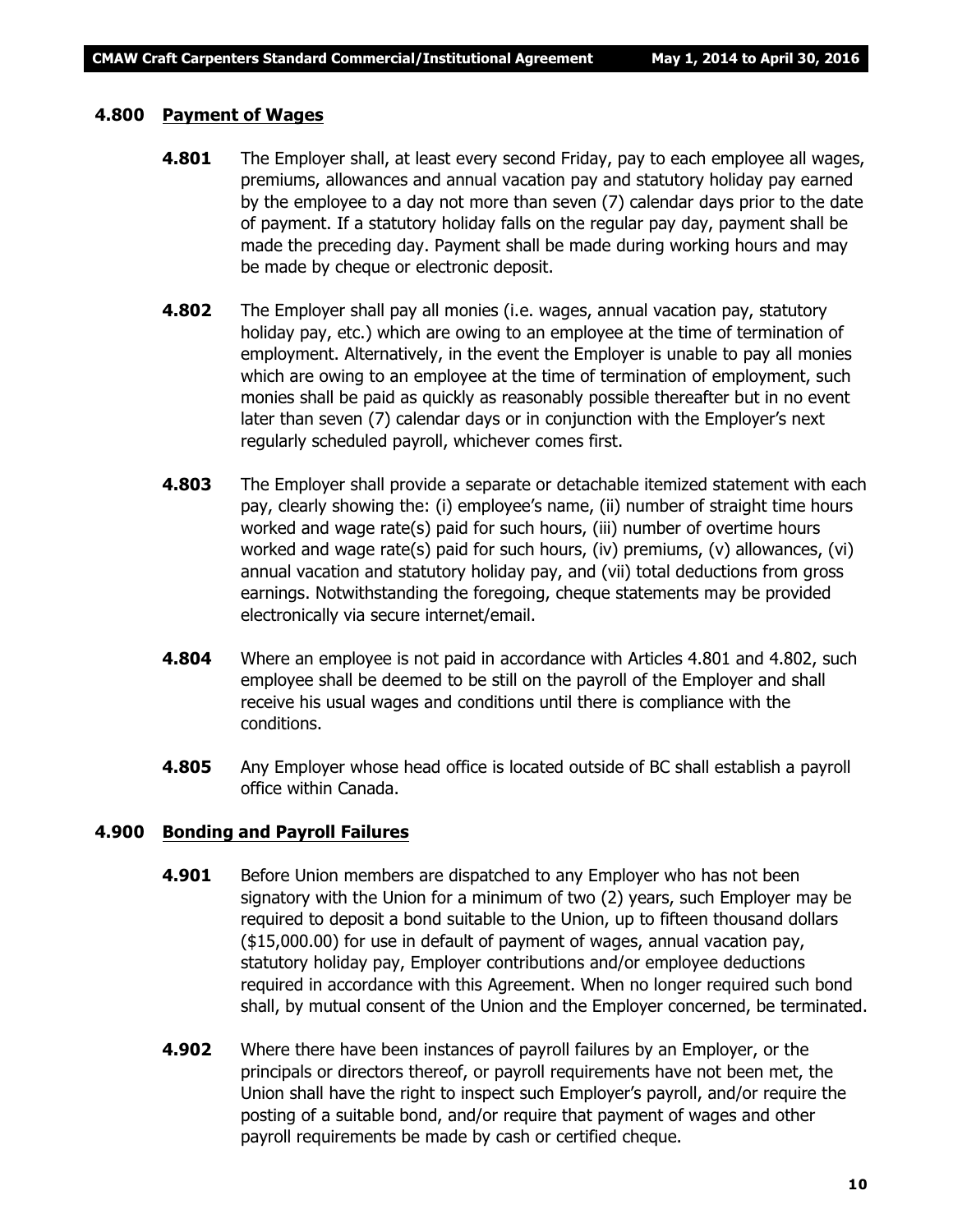## 4.800 Payment of Wages

**4.801** The Employer shall, at least every second Friday, pay to each employee all wages, premiums, allowances and annual vacation pay and statutory holiday pay earned by the employee to a day not more than seven (7) calendar days prior to the date of payment. If a statutory holiday falls on the regular pay day, payment shall be made the preceding day. Payment shall be made during working hours and may be made by cheque or electronic deposit.

**4.802** The Employer shall pay all monies (i.e. wages, annual vacation pay, statutory holiday pay, etc.) which are owing to an employee at the time of termination of employment. Alternatively, in the event the Employer is unable to pay all monies which are owing to an employee at the time of termination of employment, such monies shall be paid as quickly as reasonably possible thereafter but in no event later than seven (7) calendar days or in conjunction with the Employer's next regularly scheduled payroll, whichever comes first.

**4.803** The Employer shall provide a separate or detachable itemized statement with each pay, clearly showing the: (i) employee's name, (ii) number of straight time hours worked and wage rate(s) paid for such hours, (iii) number of overtime hours worked and wage rate(s) paid for such hours, (iv) premiums, (v) allowances, (vi) annual vacation and statutory holiday pay, and (vii) total deductions from gross earnings. Notwithstanding the foregoing, cheque statements may be provided electronically via secure internet/email.

**4.804** Where an employee is not paid in accordance with Articles 4.801 and 4.802, such employee shall be deemed to be still on the payroll of the Employer and shall receive his usual wages and conditions until there is compliance with the conditions.

**4.805** Any Employer whose head office is located outside of BC shall establish a payroll office within Canada.

## 4.900 Bonding and Payroll Failures

**4.901** Before Union members are dispatched to any Employer who has not been signatory with the Union for a minimum of two (2) years, such Employer may be required to deposit a bond suitable to the Union, up to fifteen thousand dollars ($15,000.00) for use in default of payment of wages, annual vacation pay, statutory holiday pay, Employer contributions and/or employee deductions required in accordance with this Agreement. When no longer required such bond shall, by mutual consent of the Union and the Employer concerned, be terminated.

**4.902** Where there have been instances of payroll failures by an Employer, or the principals or directors thereof, or payroll requirements have not been met, the Union shall have the right to inspect such Employer's payroll, and/or require the posting of a suitable bond, and/or require that payment of wages and other payroll requirements be made by cash or certified cheque.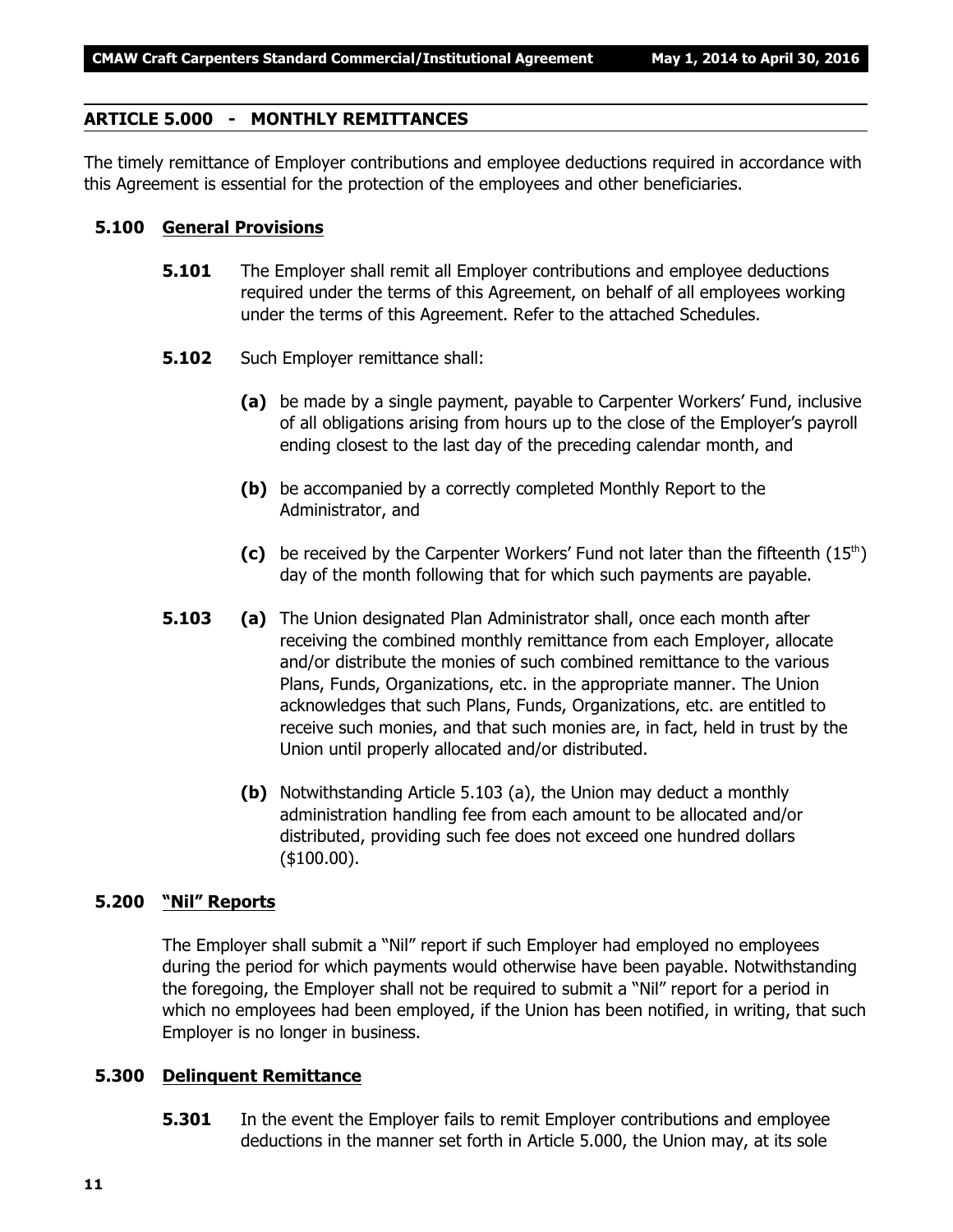## ARTICLE 5.000 - MONTHLY REMITTANCES

The timely remittance of Employer contributions and employee deductions required in accordance with this Agreement is essential for the protection of the employees and other beneficiaries.

### 5.100 General Provisions

**5.101** The Employer shall remit all Employer contributions and employee deductions required under the terms of this Agreement, on behalf of all employees working under the terms of this Agreement. Refer to the attached Schedules.

**5.102** Such Employer remittance shall:

**(a)** be made by a single payment, payable to Carpenter Workers' Fund, inclusive of all obligations arising from hours up to the close of the Employer's payroll ending closest to the last day of the preceding calendar month, and

**(b)** be accompanied by a correctly completed Monthly Report to the Administrator, and

**(c)** be received by the Carpenter Workers' Fund not later than the fifteenth (15th) day of the month following that for which such payments are payable.

**5.103** **(a)** The Union designated Plan Administrator shall, once each month after receiving the combined monthly remittance from each Employer, allocate and/or distribute the monies of such combined remittance to the various Plans, Funds, Organizations, etc. in the appropriate manner. The Union acknowledges that such Plans, Funds, Organizations, etc. are entitled to receive such monies, and that such monies are, in fact, held in trust by the Union until properly allocated and/or distributed.

**(b)** Notwithstanding Article 5.103 (a), the Union may deduct a monthly administration handling fee from each amount to be allocated and/or distributed, providing such fee does not exceed one hundred dollars ($100.00).

### 5.200 "Nil" Reports

The Employer shall submit a "Nil" report if such Employer had employed no employees during the period for which payments would otherwise have been payable. Notwithstanding the foregoing, the Employer shall not be required to submit a "Nil" report for a period in which no employees had been employed, if the Union has been notified, in writing, that such Employer is no longer in business.

### 5.300 Delinquent Remittance

**5.301** In the event the Employer fails to remit Employer contributions and employee deductions in the manner set forth in Article 5.000, the Union may, at its sole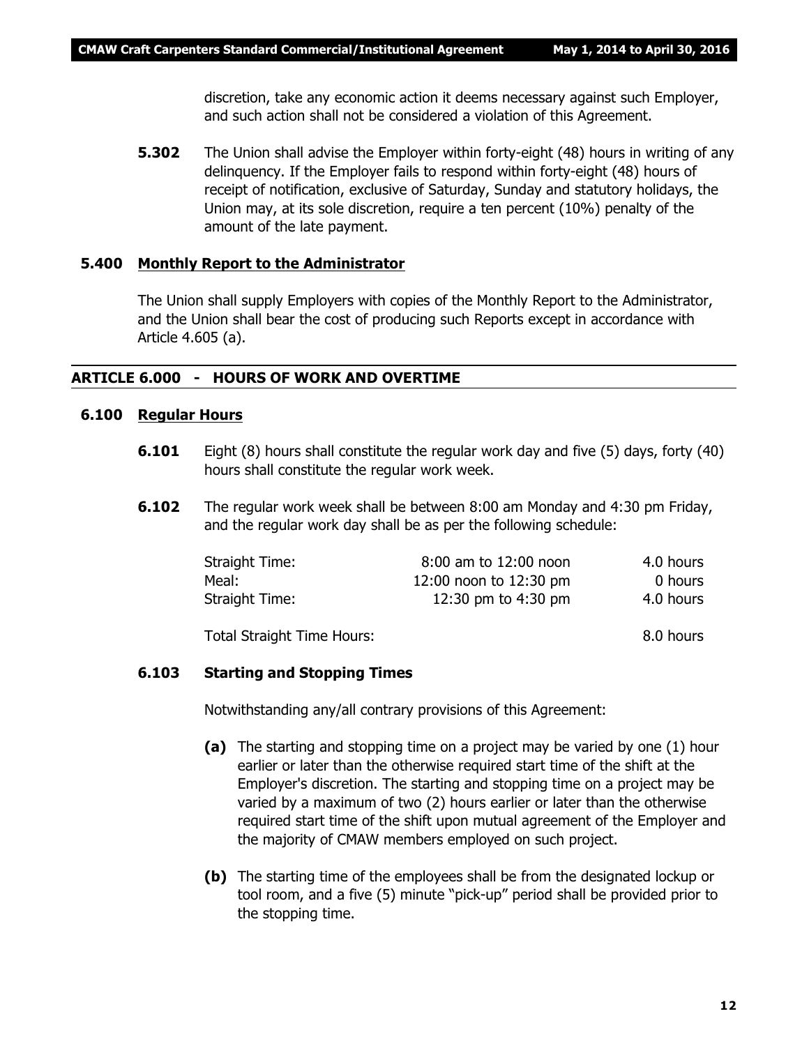discretion, take any economic action it deems necessary against such Employer, and such action shall not be considered a violation of this Agreement.

**5.302** The Union shall advise the Employer within forty-eight (48) hours in writing of any delinquency. If the Employer fails to respond within forty-eight (48) hours of receipt of notification, exclusive of Saturday, Sunday and statutory holidays, the Union may, at its sole discretion, require a ten percent (10%) penalty of the amount of the late payment.

### 5.400 Monthly Report to the Administrator

The Union shall supply Employers with copies of the Monthly Report to the Administrator, and the Union shall bear the cost of producing such Reports except in accordance with Article 4.605 (a).

## ARTICLE 6.000 - HOURS OF WORK AND OVERTIME

### 6.100 Regular Hours

**6.101** Eight (8) hours shall constitute the regular work day and five (5) days, forty (40) hours shall constitute the regular work week.

**6.102** The regular work week shall be between 8:00 am Monday and 4:30 pm Friday, and the regular work day shall be as per the following schedule:

| | | |
|---|---|---|
| Straight Time: | 8:00 am to 12:00 noon | 4.0 hours |
| Meal: | 12:00 noon to 12:30 pm | 0 hours |
| Straight Time: | 12:30 pm to 4:30 pm | 4.0 hours |
| Total Straight Time Hours: | | 8.0 hours |

**6.103 Starting and Stopping Times**

Notwithstanding any/all contrary provisions of this Agreement:

**(a)** The starting and stopping time on a project may be varied by one (1) hour earlier or later than the otherwise required start time of the shift at the Employer's discretion. The starting and stopping time on a project may be varied by a maximum of two (2) hours earlier or later than the otherwise required start time of the shift upon mutual agreement of the Employer and the majority of CMAW members employed on such project.

**(b)** The starting time of the employees shall be from the designated lockup or tool room, and a five (5) minute "pick-up" period shall be provided prior to the stopping time.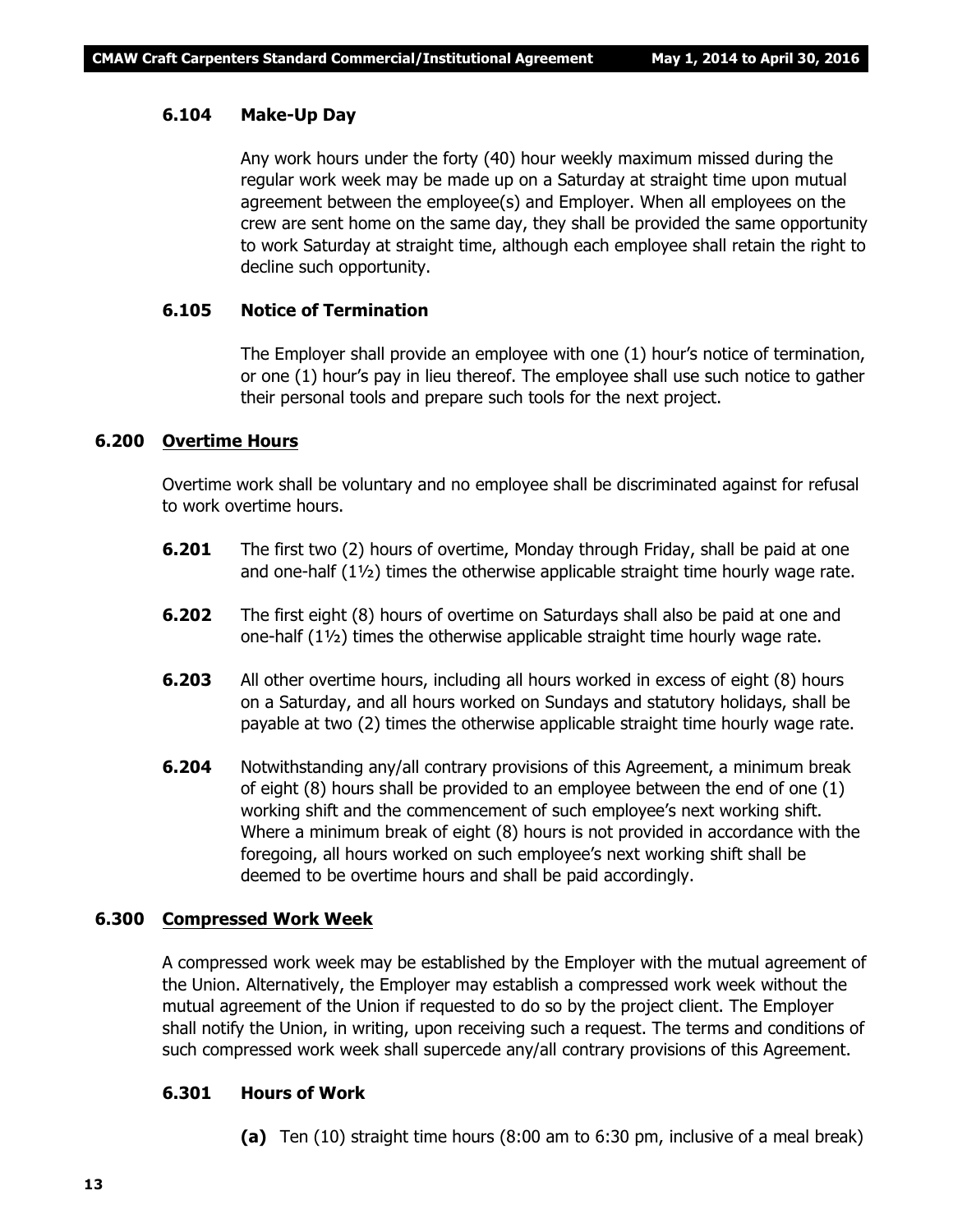### 6.104 Make-Up Day

Any work hours under the forty (40) hour weekly maximum missed during the regular work week may be made up on a Saturday at straight time upon mutual agreement between the employee(s) and Employer. When all employees on the crew are sent home on the same day, they shall be provided the same opportunity to work Saturday at straight time, although each employee shall retain the right to decline such opportunity.

### 6.105 Notice of Termination

The Employer shall provide an employee with one (1) hour's notice of termination, or one (1) hour's pay in lieu thereof. The employee shall use such notice to gather their personal tools and prepare such tools for the next project.

## 6.200 Overtime Hours

Overtime work shall be voluntary and no employee shall be discriminated against for refusal to work overtime hours.

**6.201** The first two (2) hours of overtime, Monday through Friday, shall be paid at one and one-half (1½) times the otherwise applicable straight time hourly wage rate.

**6.202** The first eight (8) hours of overtime on Saturdays shall also be paid at one and one-half (1½) times the otherwise applicable straight time hourly wage rate.

**6.203** All other overtime hours, including all hours worked in excess of eight (8) hours on a Saturday, and all hours worked on Sundays and statutory holidays, shall be payable at two (2) times the otherwise applicable straight time hourly wage rate.

**6.204** Notwithstanding any/all contrary provisions of this Agreement, a minimum break of eight (8) hours shall be provided to an employee between the end of one (1) working shift and the commencement of such employee's next working shift. Where a minimum break of eight (8) hours is not provided in accordance with the foregoing, all hours worked on such employee's next working shift shall be deemed to be overtime hours and shall be paid accordingly.

## 6.300 Compressed Work Week

A compressed work week may be established by the Employer with the mutual agreement of the Union. Alternatively, the Employer may establish a compressed work week without the mutual agreement of the Union if requested to do so by the project client. The Employer shall notify the Union, in writing, upon receiving such a request. The terms and conditions of such compressed work week shall supercede any/all contrary provisions of this Agreement.

### 6.301 Hours of Work

**(a)** Ten (10) straight time hours (8:00 am to 6:30 pm, inclusive of a meal break)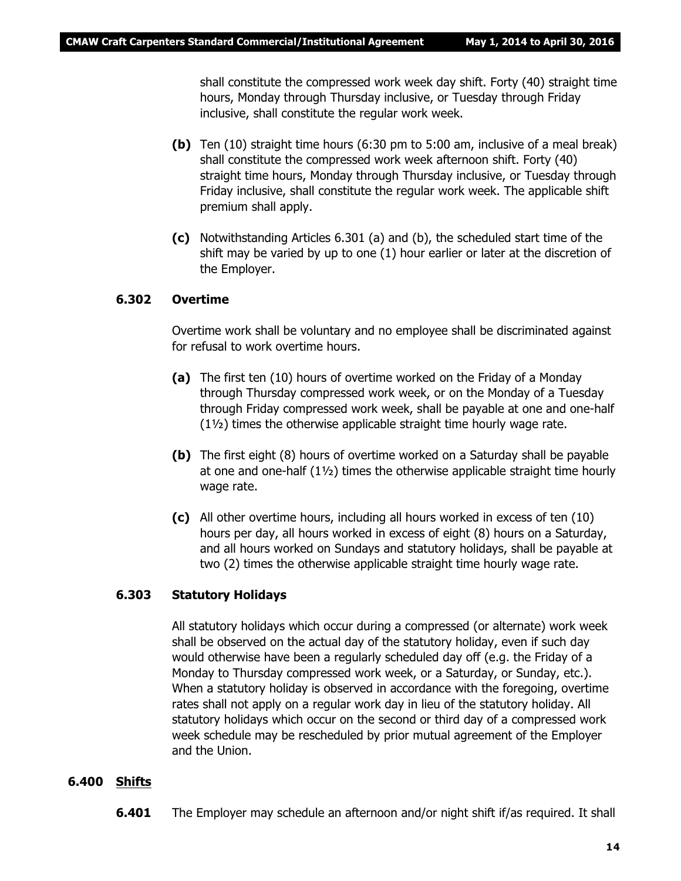shall constitute the compressed work week day shift. Forty (40) straight time hours, Monday through Thursday inclusive, or Tuesday through Friday inclusive, shall constitute the regular work week.

**(b)** Ten (10) straight time hours (6:30 pm to 5:00 am, inclusive of a meal break) shall constitute the compressed work week afternoon shift. Forty (40) straight time hours, Monday through Thursday inclusive, or Tuesday through Friday inclusive, shall constitute the regular work week. The applicable shift premium shall apply.

**(c)** Notwithstanding Articles 6.301 (a) and (b), the scheduled start time of the shift may be varied by up to one (1) hour earlier or later at the discretion of the Employer.

### 6.302 Overtime

Overtime work shall be voluntary and no employee shall be discriminated against for refusal to work overtime hours.

**(a)** The first ten (10) hours of overtime worked on the Friday of a Monday through Thursday compressed work week, or on the Monday of a Tuesday through Friday compressed work week, shall be payable at one and one-half (1½) times the otherwise applicable straight time hourly wage rate.

**(b)** The first eight (8) hours of overtime worked on a Saturday shall be payable at one and one-half (1½) times the otherwise applicable straight time hourly wage rate.

**(c)** All other overtime hours, including all hours worked in excess of ten (10) hours per day, all hours worked in excess of eight (8) hours on a Saturday, and all hours worked on Sundays and statutory holidays, shall be payable at two (2) times the otherwise applicable straight time hourly wage rate.

### 6.303 Statutory Holidays

All statutory holidays which occur during a compressed (or alternate) work week shall be observed on the actual day of the statutory holiday, even if such day would otherwise have been a regularly scheduled day off (e.g. the Friday of a Monday to Thursday compressed work week, or a Saturday, or Sunday, etc.). When a statutory holiday is observed in accordance with the foregoing, overtime rates shall not apply on a regular work day in lieu of the statutory holiday. All statutory holidays which occur on the second or third day of a compressed work week schedule may be rescheduled by prior mutual agreement of the Employer and the Union.

## 6.400 Shifts

**6.401** The Employer may schedule an afternoon and/or night shift if/as required. It shall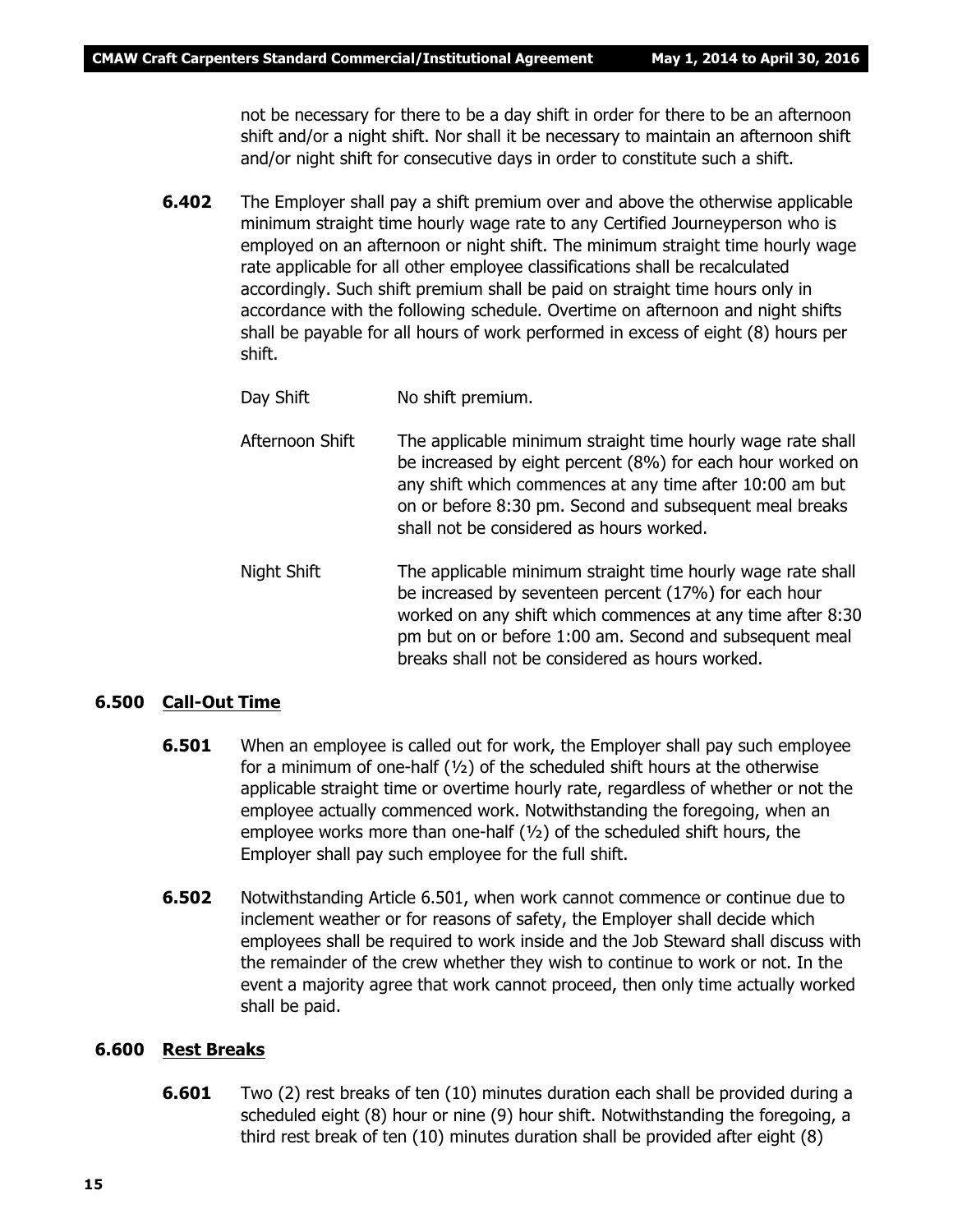not be necessary for there to be a day shift in order for there to be an afternoon shift and/or a night shift. Nor shall it be necessary to maintain an afternoon shift and/or night shift for consecutive days in order to constitute such a shift.

**6.402** The Employer shall pay a shift premium over and above the otherwise applicable minimum straight time hourly wage rate to any Certified Journeyperson who is employed on an afternoon or night shift. The minimum straight time hourly wage rate applicable for all other employee classifications shall be recalculated accordingly. Such shift premium shall be paid on straight time hours only in accordance with the following schedule. Overtime on afternoon and night shifts shall be payable for all hours of work performed in excess of eight (8) hours per shift.

Day Shift — No shift premium.

Afternoon Shift — The applicable minimum straight time hourly wage rate shall be increased by eight percent (8%) for each hour worked on any shift which commences at any time after 10:00 am but on or before 8:30 pm. Second and subsequent meal breaks shall not be considered as hours worked.

Night Shift — The applicable minimum straight time hourly wage rate shall be increased by seventeen percent (17%) for each hour worked on any shift which commences at any time after 8:30 pm but on or before 1:00 am. Second and subsequent meal breaks shall not be considered as hours worked.

## 6.500 Call-Out Time

**6.501** When an employee is called out for work, the Employer shall pay such employee for a minimum of one-half (½) of the scheduled shift hours at the otherwise applicable straight time or overtime hourly rate, regardless of whether or not the employee actually commenced work. Notwithstanding the foregoing, when an employee works more than one-half (½) of the scheduled shift hours, the Employer shall pay such employee for the full shift.

**6.502** Notwithstanding Article 6.501, when work cannot commence or continue due to inclement weather or for reasons of safety, the Employer shall decide which employees shall be required to work inside and the Job Steward shall discuss with the remainder of the crew whether they wish to continue to work or not. In the event a majority agree that work cannot proceed, then only time actually worked shall be paid.

## 6.600 Rest Breaks

**6.601** Two (2) rest breaks of ten (10) minutes duration each shall be provided during a scheduled eight (8) hour or nine (9) hour shift. Notwithstanding the foregoing, a third rest break of ten (10) minutes duration shall be provided after eight (8)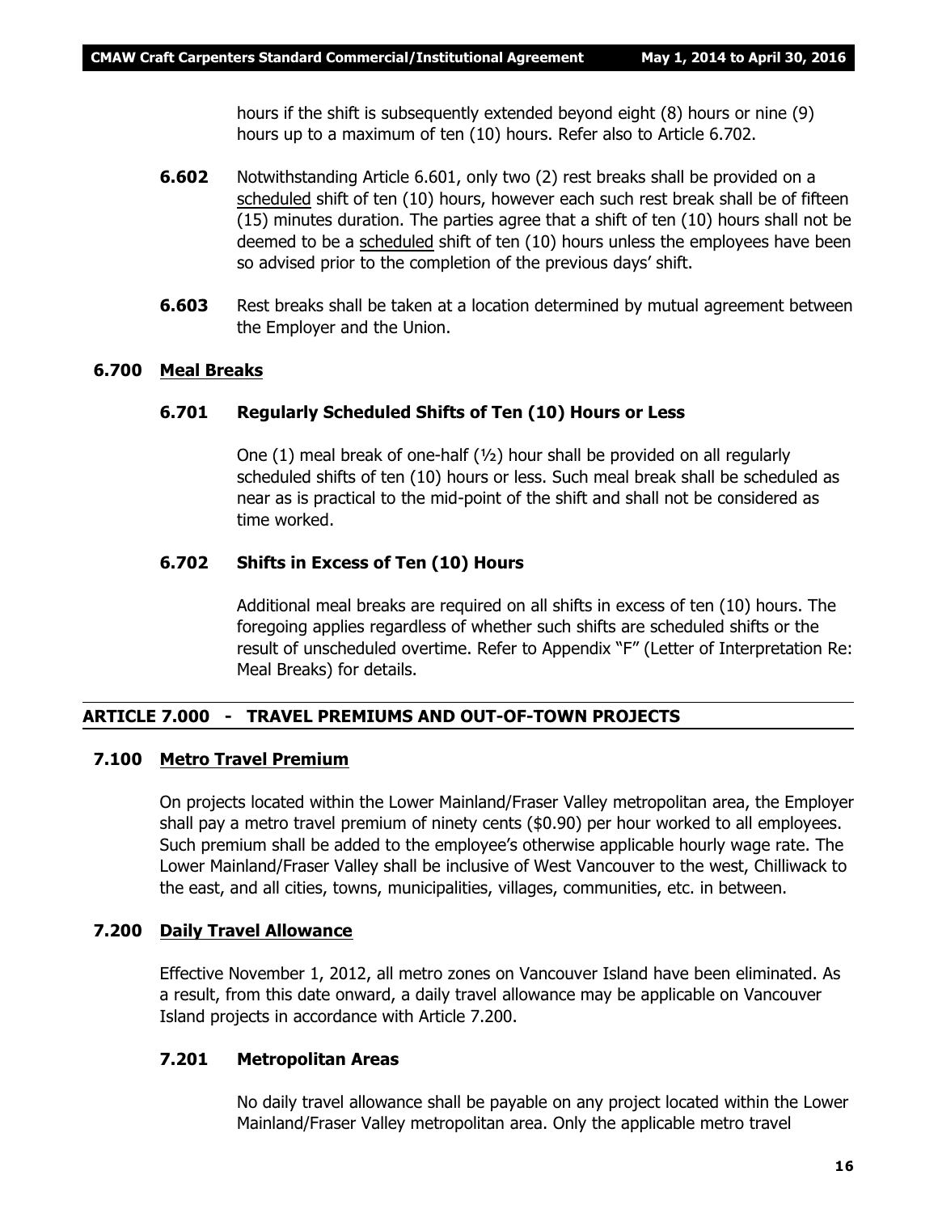hours if the shift is subsequently extended beyond eight (8) hours or nine (9) hours up to a maximum of ten (10) hours. Refer also to Article 6.702.

**6.602** Notwithstanding Article 6.601, only two (2) rest breaks shall be provided on a scheduled shift of ten (10) hours, however each such rest break shall be of fifteen (15) minutes duration. The parties agree that a shift of ten (10) hours shall not be deemed to be a scheduled shift of ten (10) hours unless the employees have been so advised prior to the completion of the previous days' shift.

**6.603** Rest breaks shall be taken at a location determined by mutual agreement between the Employer and the Union.

### 6.700 Meal Breaks

#### 6.701 Regularly Scheduled Shifts of Ten (10) Hours or Less

One (1) meal break of one-half (½) hour shall be provided on all regularly scheduled shifts of ten (10) hours or less. Such meal break shall be scheduled as near as is practical to the mid-point of the shift and shall not be considered as time worked.

#### 6.702 Shifts in Excess of Ten (10) Hours

Additional meal breaks are required on all shifts in excess of ten (10) hours. The foregoing applies regardless of whether such shifts are scheduled shifts or the result of unscheduled overtime. Refer to Appendix "F" (Letter of Interpretation Re: Meal Breaks) for details.

## ARTICLE 7.000 - TRAVEL PREMIUMS AND OUT-OF-TOWN PROJECTS

### 7.100 Metro Travel Premium

On projects located within the Lower Mainland/Fraser Valley metropolitan area, the Employer shall pay a metro travel premium of ninety cents ($0.90) per hour worked to all employees. Such premium shall be added to the employee's otherwise applicable hourly wage rate. The Lower Mainland/Fraser Valley shall be inclusive of West Vancouver to the west, Chilliwack to the east, and all cities, towns, municipalities, villages, communities, etc. in between.

### 7.200 Daily Travel Allowance

Effective November 1, 2012, all metro zones on Vancouver Island have been eliminated. As a result, from this date onward, a daily travel allowance may be applicable on Vancouver Island projects in accordance with Article 7.200.

#### 7.201 Metropolitan Areas

No daily travel allowance shall be payable on any project located within the Lower Mainland/Fraser Valley metropolitan area. Only the applicable metro travel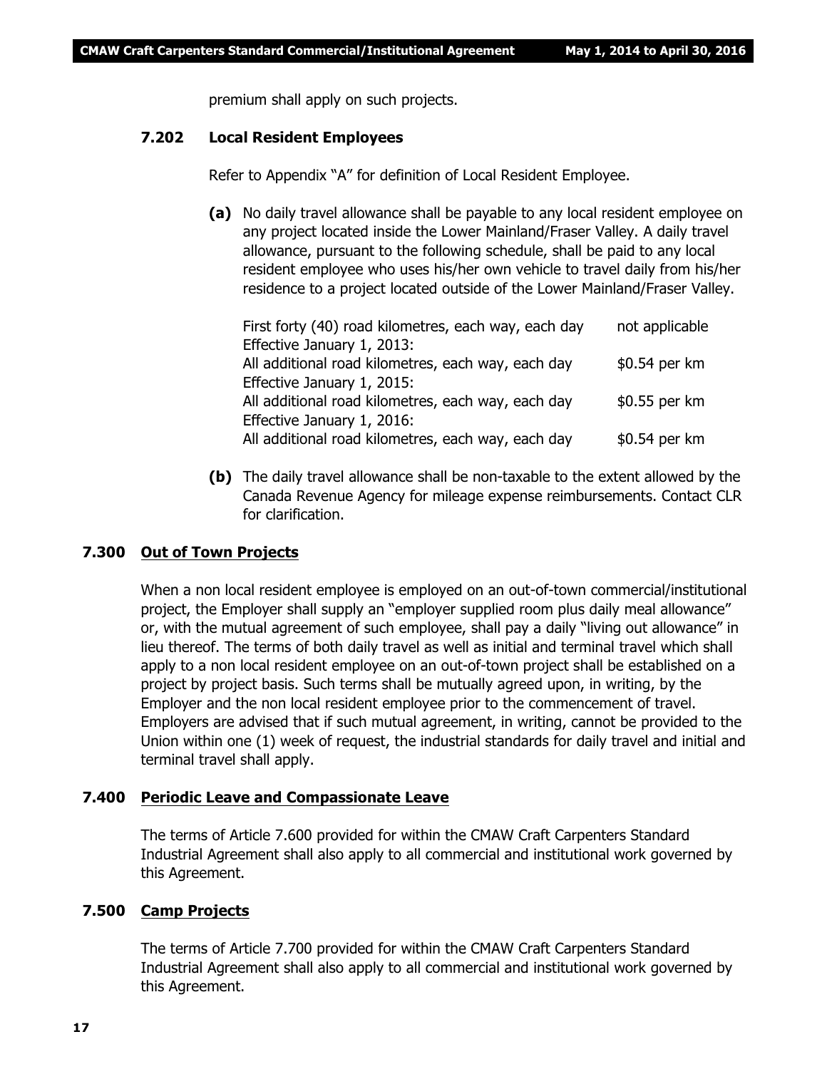premium shall apply on such projects.

### 7.202 Local Resident Employees

Refer to Appendix "A" for definition of Local Resident Employee.

**(a)** No daily travel allowance shall be payable to any local resident employee on any project located inside the Lower Mainland/Fraser Valley. A daily travel allowance, pursuant to the following schedule, shall be paid to any local resident employee who uses his/her own vehicle to travel daily from his/her residence to a project located outside of the Lower Mainland/Fraser Valley.

| | |
|---|---|
| First forty (40) road kilometres, each way, each day | not applicable |
| Effective January 1, 2013: | |
| All additional road kilometres, each way, each day | $0.54 per km |
| Effective January 1, 2015: | |
| All additional road kilometres, each way, each day | $0.55 per km |
| Effective January 1, 2016: | |
| All additional road kilometres, each way, each day | $0.54 per km |

**(b)** The daily travel allowance shall be non-taxable to the extent allowed by the Canada Revenue Agency for mileage expense reimbursements. Contact CLR for clarification.

## 7.300 Out of Town Projects

When a non local resident employee is employed on an out-of-town commercial/institutional project, the Employer shall supply an "employer supplied room plus daily meal allowance" or, with the mutual agreement of such employee, shall pay a daily "living out allowance" in lieu thereof. The terms of both daily travel as well as initial and terminal travel which shall apply to a non local resident employee on an out-of-town project shall be established on a project by project basis. Such terms shall be mutually agreed upon, in writing, by the Employer and the non local resident employee prior to the commencement of travel. Employers are advised that if such mutual agreement, in writing, cannot be provided to the Union within one (1) week of request, the industrial standards for daily travel and initial and terminal travel shall apply.

## 7.400 Periodic Leave and Compassionate Leave

The terms of Article 7.600 provided for within the CMAW Craft Carpenters Standard Industrial Agreement shall also apply to all commercial and institutional work governed by this Agreement.

## 7.500 Camp Projects

The terms of Article 7.700 provided for within the CMAW Craft Carpenters Standard Industrial Agreement shall also apply to all commercial and institutional work governed by this Agreement.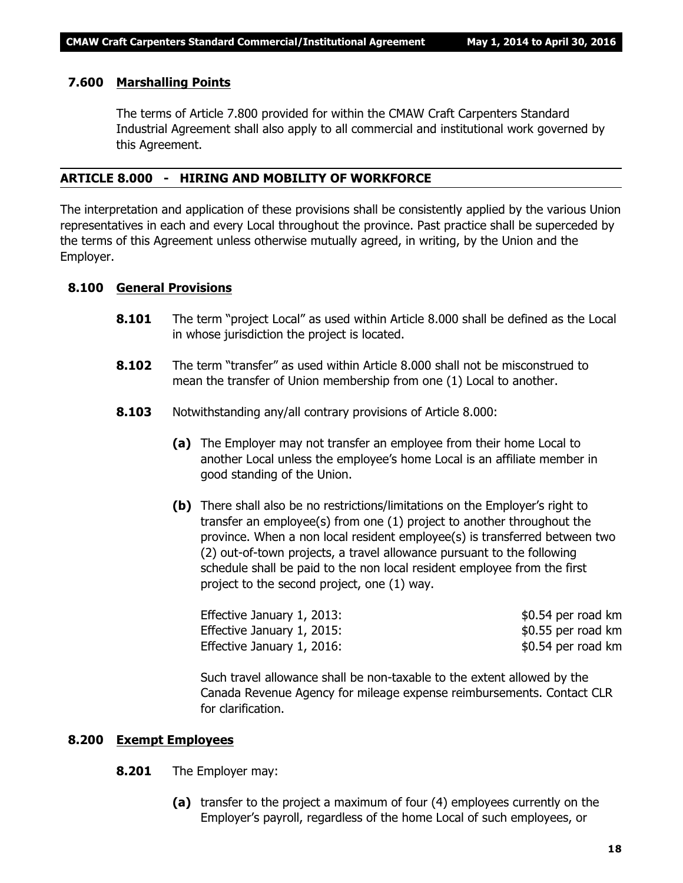### 7.600 Marshalling Points

The terms of Article 7.800 provided for within the CMAW Craft Carpenters Standard Industrial Agreement shall also apply to all commercial and institutional work governed by this Agreement.

## ARTICLE 8.000 - HIRING AND MOBILITY OF WORKFORCE

The interpretation and application of these provisions shall be consistently applied by the various Union representatives in each and every Local throughout the province. Past practice shall be superceded by the terms of this Agreement unless otherwise mutually agreed, in writing, by the Union and the Employer.

### 8.100 General Provisions

**8.101** The term "project Local" as used within Article 8.000 shall be defined as the Local in whose jurisdiction the project is located.

**8.102** The term "transfer" as used within Article 8.000 shall not be misconstrued to mean the transfer of Union membership from one (1) Local to another.

**8.103** Notwithstanding any/all contrary provisions of Article 8.000:

**(a)** The Employer may not transfer an employee from their home Local to another Local unless the employee's home Local is an affiliate member in good standing of the Union.

**(b)** There shall also be no restrictions/limitations on the Employer's right to transfer an employee(s) from one (1) project to another throughout the province. When a non local resident employee(s) is transferred between two (2) out-of-town projects, a travel allowance pursuant to the following schedule shall be paid to the non local resident employee from the first project to the second project, one (1) way.

| | |
|---|---|
| Effective January 1, 2013: | $0.54 per road km |
| Effective January 1, 2015: | $0.55 per road km |
| Effective January 1, 2016: | $0.54 per road km |

Such travel allowance shall be non-taxable to the extent allowed by the Canada Revenue Agency for mileage expense reimbursements. Contact CLR for clarification.

### 8.200 Exempt Employees

**8.201** The Employer may:

**(a)** transfer to the project a maximum of four (4) employees currently on the Employer's payroll, regardless of the home Local of such employees, or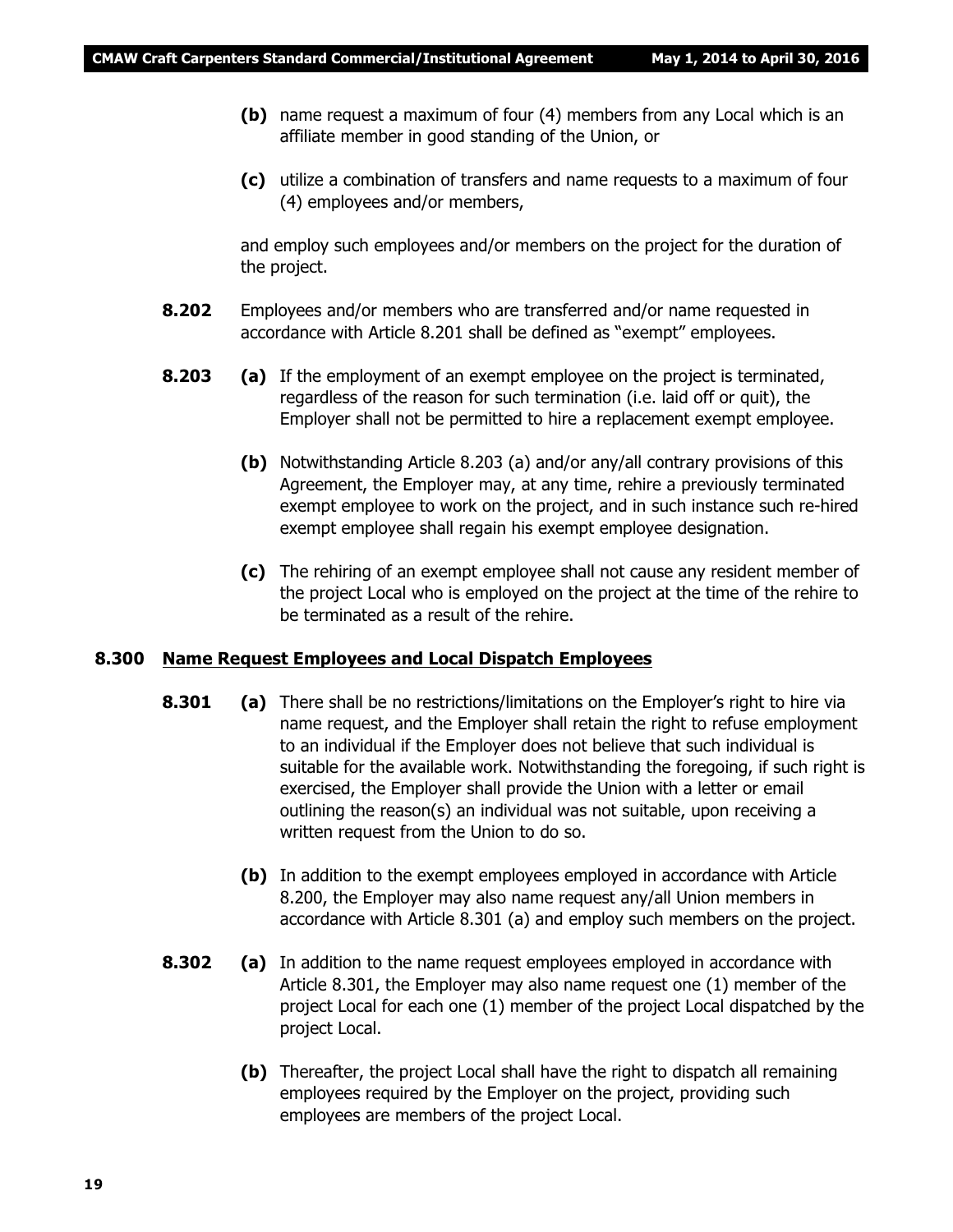**(b)** name request a maximum of four (4) members from any Local which is an affiliate member in good standing of the Union, or

**(c)** utilize a combination of transfers and name requests to a maximum of four (4) employees and/or members,

and employ such employees and/or members on the project for the duration of the project.

**8.202** Employees and/or members who are transferred and/or name requested in accordance with Article 8.201 shall be defined as "exempt" employees.

**8.203** **(a)** If the employment of an exempt employee on the project is terminated, regardless of the reason for such termination (i.e. laid off or quit), the Employer shall not be permitted to hire a replacement exempt employee.

**(b)** Notwithstanding Article 8.203 (a) and/or any/all contrary provisions of this Agreement, the Employer may, at any time, rehire a previously terminated exempt employee to work on the project, and in such instance such re-hired exempt employee shall regain his exempt employee designation.

**(c)** The rehiring of an exempt employee shall not cause any resident member of the project Local who is employed on the project at the time of the rehire to be terminated as a result of the rehire.

## 8.300 Name Request Employees and Local Dispatch Employees

**8.301** **(a)** There shall be no restrictions/limitations on the Employer's right to hire via name request, and the Employer shall retain the right to refuse employment to an individual if the Employer does not believe that such individual is suitable for the available work. Notwithstanding the foregoing, if such right is exercised, the Employer shall provide the Union with a letter or email outlining the reason(s) an individual was not suitable, upon receiving a written request from the Union to do so.

**(b)** In addition to the exempt employees employed in accordance with Article 8.200, the Employer may also name request any/all Union members in accordance with Article 8.301 (a) and employ such members on the project.

**8.302** **(a)** In addition to the name request employees employed in accordance with Article 8.301, the Employer may also name request one (1) member of the project Local for each one (1) member of the project Local dispatched by the project Local.

**(b)** Thereafter, the project Local shall have the right to dispatch all remaining employees required by the Employer on the project, providing such employees are members of the project Local.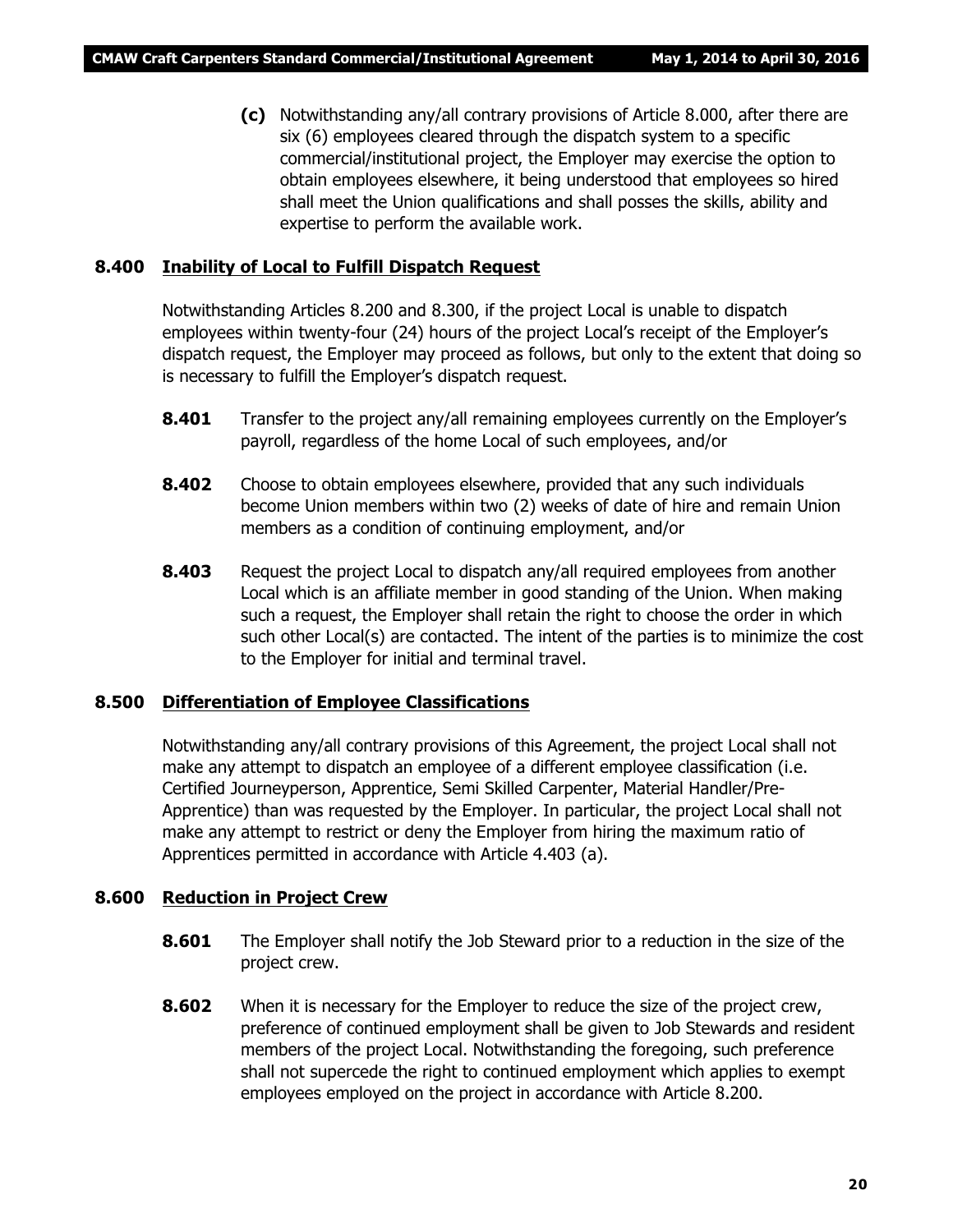**(c)** Notwithstanding any/all contrary provisions of Article 8.000, after there are six (6) employees cleared through the dispatch system to a specific commercial/institutional project, the Employer may exercise the option to obtain employees elsewhere, it being understood that employees so hired shall meet the Union qualifications and shall posses the skills, ability and expertise to perform the available work.

## 8.400 Inability of Local to Fulfill Dispatch Request

Notwithstanding Articles 8.200 and 8.300, if the project Local is unable to dispatch employees within twenty-four (24) hours of the project Local's receipt of the Employer's dispatch request, the Employer may proceed as follows, but only to the extent that doing so is necessary to fulfill the Employer's dispatch request.

**8.401** Transfer to the project any/all remaining employees currently on the Employer's payroll, regardless of the home Local of such employees, and/or

**8.402** Choose to obtain employees elsewhere, provided that any such individuals become Union members within two (2) weeks of date of hire and remain Union members as a condition of continuing employment, and/or

**8.403** Request the project Local to dispatch any/all required employees from another Local which is an affiliate member in good standing of the Union. When making such a request, the Employer shall retain the right to choose the order in which such other Local(s) are contacted. The intent of the parties is to minimize the cost to the Employer for initial and terminal travel.

## 8.500 Differentiation of Employee Classifications

Notwithstanding any/all contrary provisions of this Agreement, the project Local shall not make any attempt to dispatch an employee of a different employee classification (i.e. Certified Journeyperson, Apprentice, Semi Skilled Carpenter, Material Handler/Pre-Apprentice) than was requested by the Employer. In particular, the project Local shall not make any attempt to restrict or deny the Employer from hiring the maximum ratio of Apprentices permitted in accordance with Article 4.403 (a).

## 8.600 Reduction in Project Crew

**8.601** The Employer shall notify the Job Steward prior to a reduction in the size of the project crew.

**8.602** When it is necessary for the Employer to reduce the size of the project crew, preference of continued employment shall be given to Job Stewards and resident members of the project Local. Notwithstanding the foregoing, such preference shall not supercede the right to continued employment which applies to exempt employees employed on the project in accordance with Article 8.200.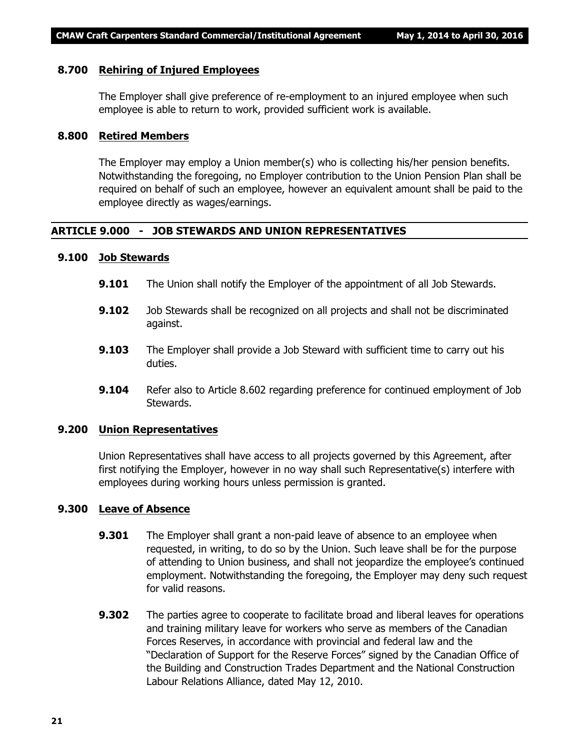### 8.700 Rehiring of Injured Employees

The Employer shall give preference of re-employment to an injured employee when such employee is able to return to work, provided sufficient work is available.

### 8.800 Retired Members

The Employer may employ a Union member(s) who is collecting his/her pension benefits. Notwithstanding the foregoing, no Employer contribution to the Union Pension Plan shall be required on behalf of such an employee, however an equivalent amount shall be paid to the employee directly as wages/earnings.

## ARTICLE 9.000 - JOB STEWARDS AND UNION REPRESENTATIVES

### 9.100 Job Stewards

**9.101** The Union shall notify the Employer of the appointment of all Job Stewards.

**9.102** Job Stewards shall be recognized on all projects and shall not be discriminated against.

**9.103** The Employer shall provide a Job Steward with sufficient time to carry out his duties.

**9.104** Refer also to Article 8.602 regarding preference for continued employment of Job Stewards.

### 9.200 Union Representatives

Union Representatives shall have access to all projects governed by this Agreement, after first notifying the Employer, however in no way shall such Representative(s) interfere with employees during working hours unless permission is granted.

### 9.300 Leave of Absence

**9.301** The Employer shall grant a non-paid leave of absence to an employee when requested, in writing, to do so by the Union. Such leave shall be for the purpose of attending to Union business, and shall not jeopardize the employee's continued employment. Notwithstanding the foregoing, the Employer may deny such request for valid reasons.

**9.302** The parties agree to cooperate to facilitate broad and liberal leaves for operations and training military leave for workers who serve as members of the Canadian Forces Reserves, in accordance with provincial and federal law and the "Declaration of Support for the Reserve Forces" signed by the Canadian Office of the Building and Construction Trades Department and the National Construction Labour Relations Alliance, dated May 12, 2010.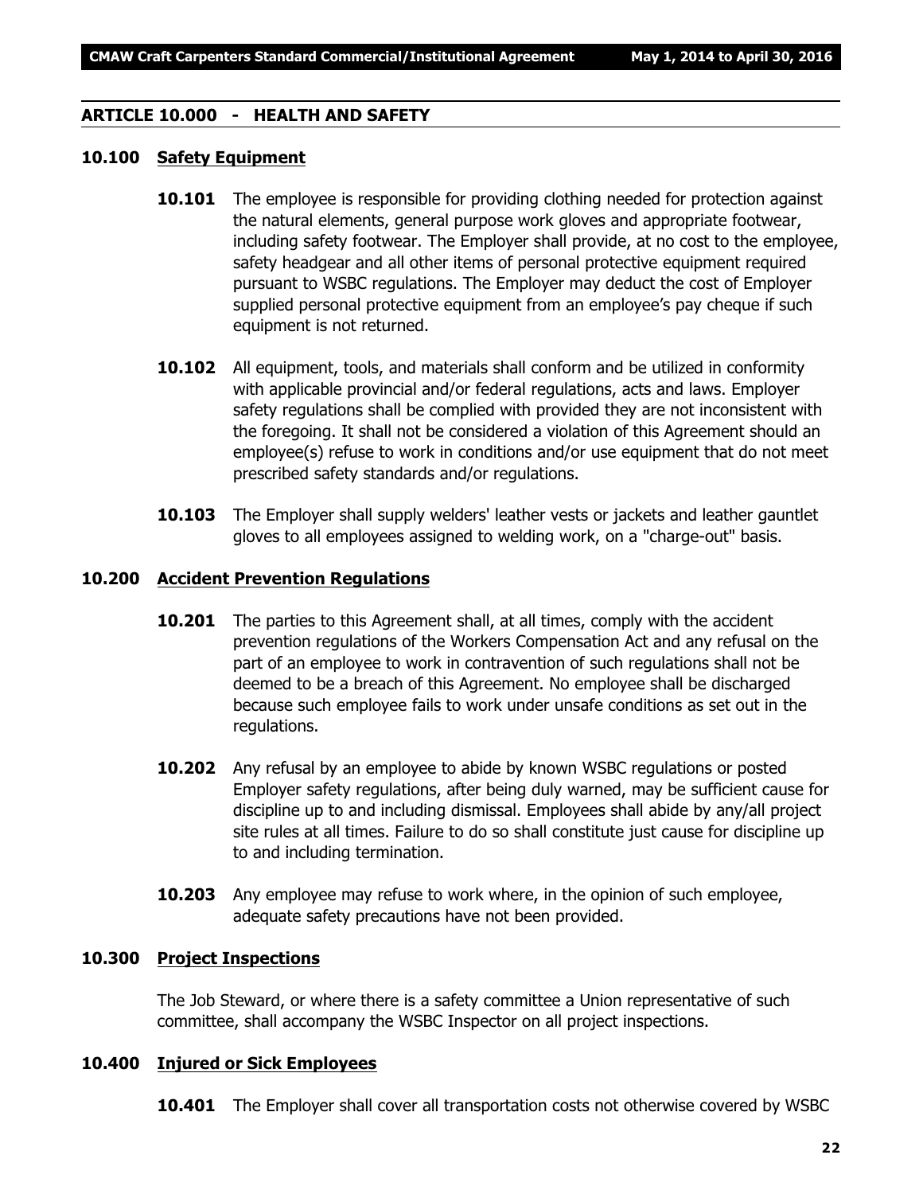## ARTICLE 10.000 - HEALTH AND SAFETY

### 10.100 Safety Equipment

**10.101** The employee is responsible for providing clothing needed for protection against the natural elements, general purpose work gloves and appropriate footwear, including safety footwear. The Employer shall provide, at no cost to the employee, safety headgear and all other items of personal protective equipment required pursuant to WSBC regulations. The Employer may deduct the cost of Employer supplied personal protective equipment from an employee's pay cheque if such equipment is not returned.

**10.102** All equipment, tools, and materials shall conform and be utilized in conformity with applicable provincial and/or federal regulations, acts and laws. Employer safety regulations shall be complied with provided they are not inconsistent with the foregoing. It shall not be considered a violation of this Agreement should an employee(s) refuse to work in conditions and/or use equipment that do not meet prescribed safety standards and/or regulations.

**10.103** The Employer shall supply welders' leather vests or jackets and leather gauntlet gloves to all employees assigned to welding work, on a "charge-out" basis.

### 10.200 Accident Prevention Regulations

**10.201** The parties to this Agreement shall, at all times, comply with the accident prevention regulations of the Workers Compensation Act and any refusal on the part of an employee to work in contravention of such regulations shall not be deemed to be a breach of this Agreement. No employee shall be discharged because such employee fails to work under unsafe conditions as set out in the regulations.

**10.202** Any refusal by an employee to abide by known WSBC regulations or posted Employer safety regulations, after being duly warned, may be sufficient cause for discipline up to and including dismissal. Employees shall abide by any/all project site rules at all times. Failure to do so shall constitute just cause for discipline up to and including termination.

**10.203** Any employee may refuse to work where, in the opinion of such employee, adequate safety precautions have not been provided.

### 10.300 Project Inspections

The Job Steward, or where there is a safety committee a Union representative of such committee, shall accompany the WSBC Inspector on all project inspections.

### 10.400 Injured or Sick Employees

**10.401** The Employer shall cover all transportation costs not otherwise covered by WSBC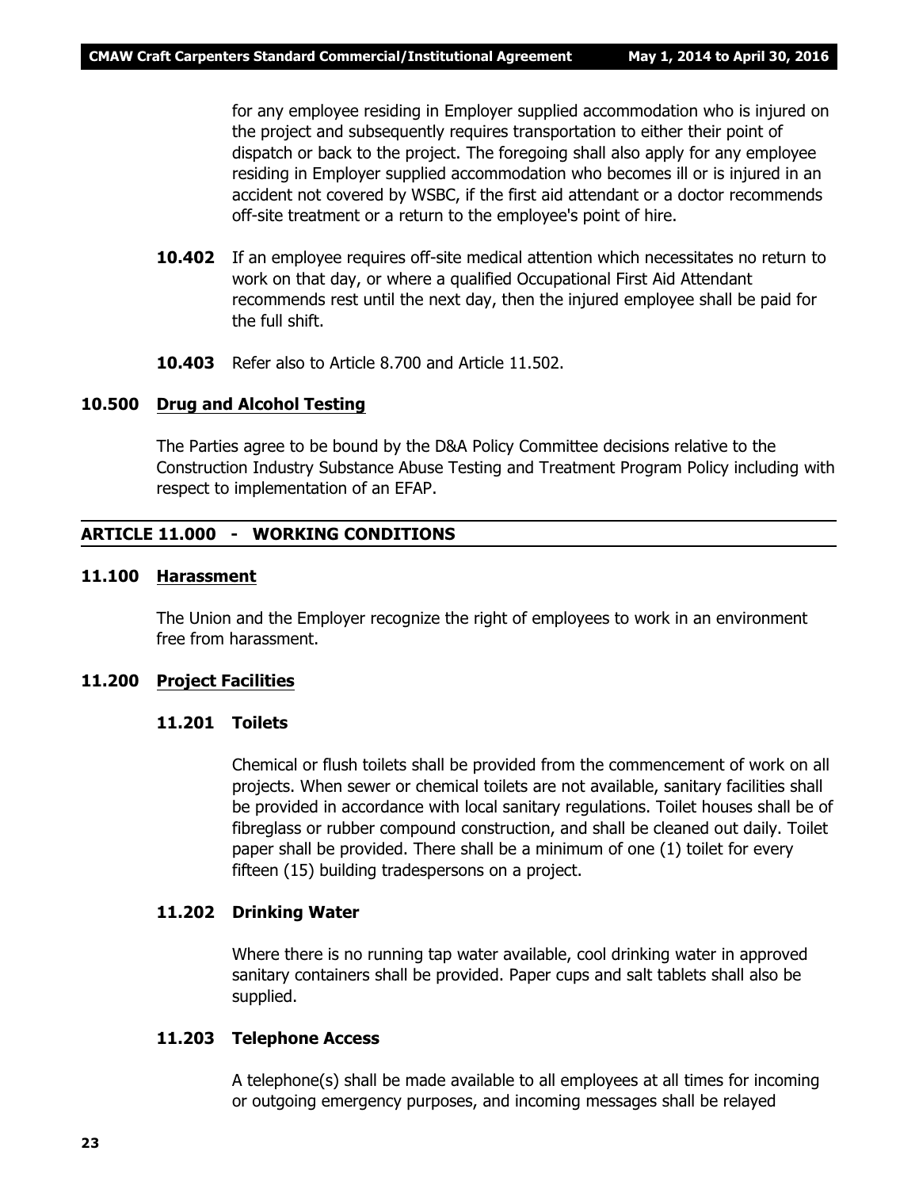for any employee residing in Employer supplied accommodation who is injured on the project and subsequently requires transportation to either their point of dispatch or back to the project. The foregoing shall also apply for any employee residing in Employer supplied accommodation who becomes ill or is injured in an accident not covered by WSBC, if the first aid attendant or a doctor recommends off-site treatment or a return to the employee's point of hire.

**10.402** If an employee requires off-site medical attention which necessitates no return to work on that day, or where a qualified Occupational First Aid Attendant recommends rest until the next day, then the injured employee shall be paid for the full shift.

**10.403** Refer also to Article 8.700 and Article 11.502.

### 10.500 Drug and Alcohol Testing

The Parties agree to be bound by the D&A Policy Committee decisions relative to the Construction Industry Substance Abuse Testing and Treatment Program Policy including with respect to implementation of an EFAP.

## ARTICLE 11.000 - WORKING CONDITIONS

### 11.100 Harassment

The Union and the Employer recognize the right of employees to work in an environment free from harassment.

### 11.200 Project Facilities

#### 11.201 Toilets

Chemical or flush toilets shall be provided from the commencement of work on all projects. When sewer or chemical toilets are not available, sanitary facilities shall be provided in accordance with local sanitary regulations. Toilet houses shall be of fibreglass or rubber compound construction, and shall be cleaned out daily. Toilet paper shall be provided. There shall be a minimum of one (1) toilet for every fifteen (15) building tradespersons on a project.

#### 11.202 Drinking Water

Where there is no running tap water available, cool drinking water in approved sanitary containers shall be provided. Paper cups and salt tablets shall also be supplied.

#### 11.203 Telephone Access

A telephone(s) shall be made available to all employees at all times for incoming or outgoing emergency purposes, and incoming messages shall be relayed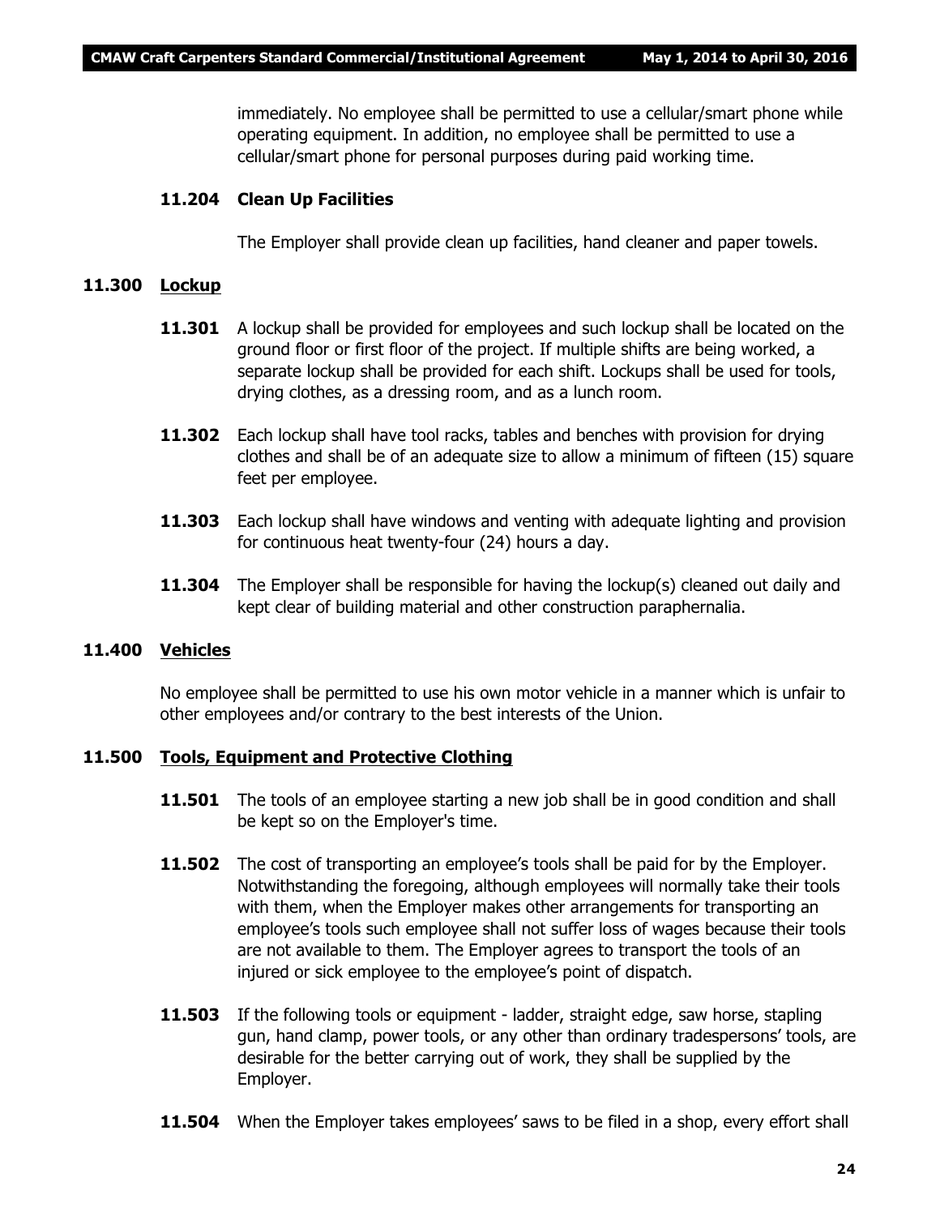immediately. No employee shall be permitted to use a cellular/smart phone while operating equipment. In addition, no employee shall be permitted to use a cellular/smart phone for personal purposes during paid working time.

**11.204 Clean Up Facilities**

The Employer shall provide clean up facilities, hand cleaner and paper towels.

## 11.300 Lockup

**11.301** A lockup shall be provided for employees and such lockup shall be located on the ground floor or first floor of the project. If multiple shifts are being worked, a separate lockup shall be provided for each shift. Lockups shall be used for tools, drying clothes, as a dressing room, and as a lunch room.

**11.302** Each lockup shall have tool racks, tables and benches with provision for drying clothes and shall be of an adequate size to allow a minimum of fifteen (15) square feet per employee.

**11.303** Each lockup shall have windows and venting with adequate lighting and provision for continuous heat twenty-four (24) hours a day.

**11.304** The Employer shall be responsible for having the lockup(s) cleaned out daily and kept clear of building material and other construction paraphernalia.

## 11.400 Vehicles

No employee shall be permitted to use his own motor vehicle in a manner which is unfair to other employees and/or contrary to the best interests of the Union.

## 11.500 Tools, Equipment and Protective Clothing

**11.501** The tools of an employee starting a new job shall be in good condition and shall be kept so on the Employer's time.

**11.502** The cost of transporting an employee's tools shall be paid for by the Employer. Notwithstanding the foregoing, although employees will normally take their tools with them, when the Employer makes other arrangements for transporting an employee's tools such employee shall not suffer loss of wages because their tools are not available to them. The Employer agrees to transport the tools of an injured or sick employee to the employee's point of dispatch.

**11.503** If the following tools or equipment - ladder, straight edge, saw horse, stapling gun, hand clamp, power tools, or any other than ordinary tradespersons' tools, are desirable for the better carrying out of work, they shall be supplied by the Employer.

**11.504** When the Employer takes employees' saws to be filed in a shop, every effort shall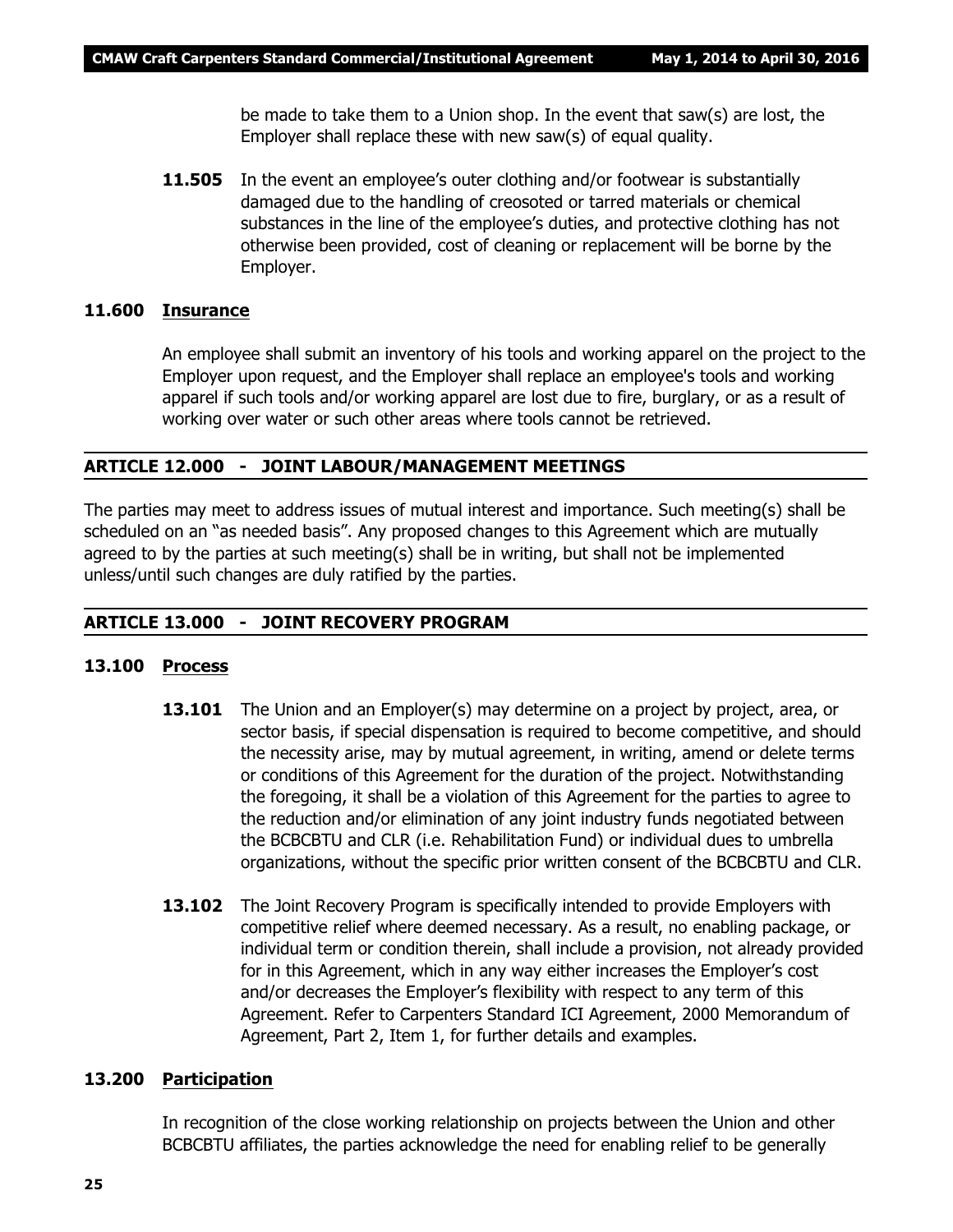be made to take them to a Union shop. In the event that saw(s) are lost, the Employer shall replace these with new saw(s) of equal quality.

**11.505** In the event an employee's outer clothing and/or footwear is substantially damaged due to the handling of creosoted or tarred materials or chemical substances in the line of the employee's duties, and protective clothing has not otherwise been provided, cost of cleaning or replacement will be borne by the Employer.

### 11.600 Insurance

An employee shall submit an inventory of his tools and working apparel on the project to the Employer upon request, and the Employer shall replace an employee's tools and working apparel if such tools and/or working apparel are lost due to fire, burglary, or as a result of working over water or such other areas where tools cannot be retrieved.

## ARTICLE 12.000 - JOINT LABOUR/MANAGEMENT MEETINGS

The parties may meet to address issues of mutual interest and importance. Such meeting(s) shall be scheduled on an "as needed basis". Any proposed changes to this Agreement which are mutually agreed to by the parties at such meeting(s) shall be in writing, but shall not be implemented unless/until such changes are duly ratified by the parties.

## ARTICLE 13.000 - JOINT RECOVERY PROGRAM

### 13.100 Process

**13.101** The Union and an Employer(s) may determine on a project by project, area, or sector basis, if special dispensation is required to become competitive, and should the necessity arise, may by mutual agreement, in writing, amend or delete terms or conditions of this Agreement for the duration of the project. Notwithstanding the foregoing, it shall be a violation of this Agreement for the parties to agree to the reduction and/or elimination of any joint industry funds negotiated between the BCBCBTU and CLR (i.e. Rehabilitation Fund) or individual dues to umbrella organizations, without the specific prior written consent of the BCBCBTU and CLR.

**13.102** The Joint Recovery Program is specifically intended to provide Employers with competitive relief where deemed necessary. As a result, no enabling package, or individual term or condition therein, shall include a provision, not already provided for in this Agreement, which in any way either increases the Employer's cost and/or decreases the Employer's flexibility with respect to any term of this Agreement. Refer to Carpenters Standard ICI Agreement, 2000 Memorandum of Agreement, Part 2, Item 1, for further details and examples.

### 13.200 Participation

In recognition of the close working relationship on projects between the Union and other BCBCBTU affiliates, the parties acknowledge the need for enabling relief to be generally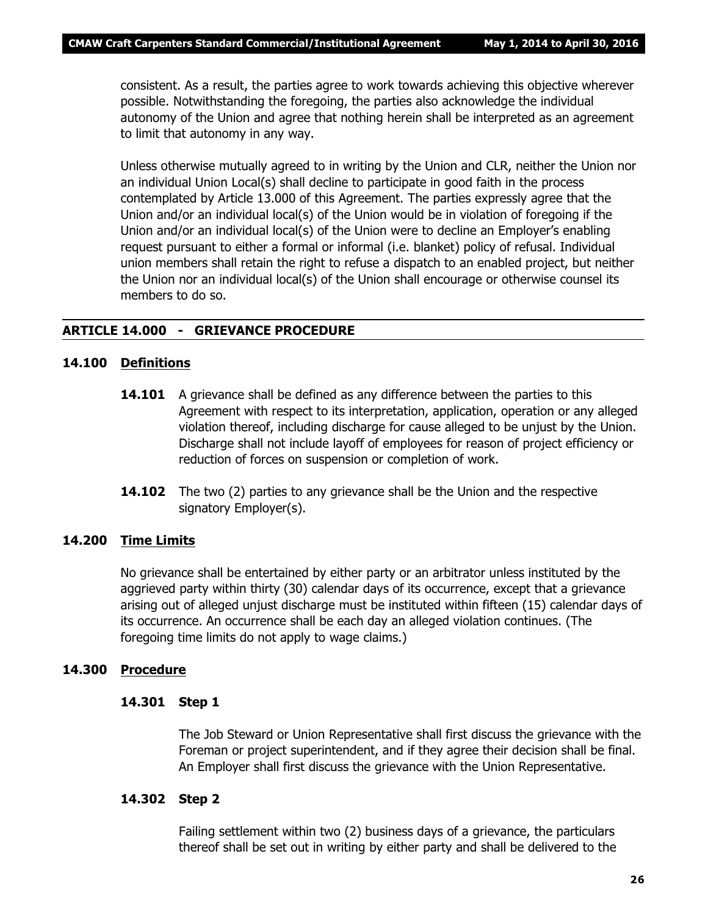consistent. As a result, the parties agree to work towards achieving this objective wherever possible. Notwithstanding the foregoing, the parties also acknowledge the individual autonomy of the Union and agree that nothing herein shall be interpreted as an agreement to limit that autonomy in any way.

Unless otherwise mutually agreed to in writing by the Union and CLR, neither the Union nor an individual Union Local(s) shall decline to participate in good faith in the process contemplated by Article 13.000 of this Agreement. The parties expressly agree that the Union and/or an individual local(s) of the Union would be in violation of foregoing if the Union and/or an individual local(s) of the Union were to decline an Employer's enabling request pursuant to either a formal or informal (i.e. blanket) policy of refusal. Individual union members shall retain the right to refuse a dispatch to an enabled project, but neither the Union nor an individual local(s) of the Union shall encourage or otherwise counsel its members to do so.

## ARTICLE 14.000 - GRIEVANCE PROCEDURE

### 14.100 Definitions

**14.101** A grievance shall be defined as any difference between the parties to this Agreement with respect to its interpretation, application, operation or any alleged violation thereof, including discharge for cause alleged to be unjust by the Union. Discharge shall not include layoff of employees for reason of project efficiency or reduction of forces on suspension or completion of work.

**14.102** The two (2) parties to any grievance shall be the Union and the respective signatory Employer(s).

### 14.200 Time Limits

No grievance shall be entertained by either party or an arbitrator unless instituted by the aggrieved party within thirty (30) calendar days of its occurrence, except that a grievance arising out of alleged unjust discharge must be instituted within fifteen (15) calendar days of its occurrence. An occurrence shall be each day an alleged violation continues. (The foregoing time limits do not apply to wage claims.)

### 14.300 Procedure

#### 14.301 Step 1

The Job Steward or Union Representative shall first discuss the grievance with the Foreman or project superintendent, and if they agree their decision shall be final. An Employer shall first discuss the grievance with the Union Representative.

#### 14.302 Step 2

Failing settlement within two (2) business days of a grievance, the particulars thereof shall be set out in writing by either party and shall be delivered to the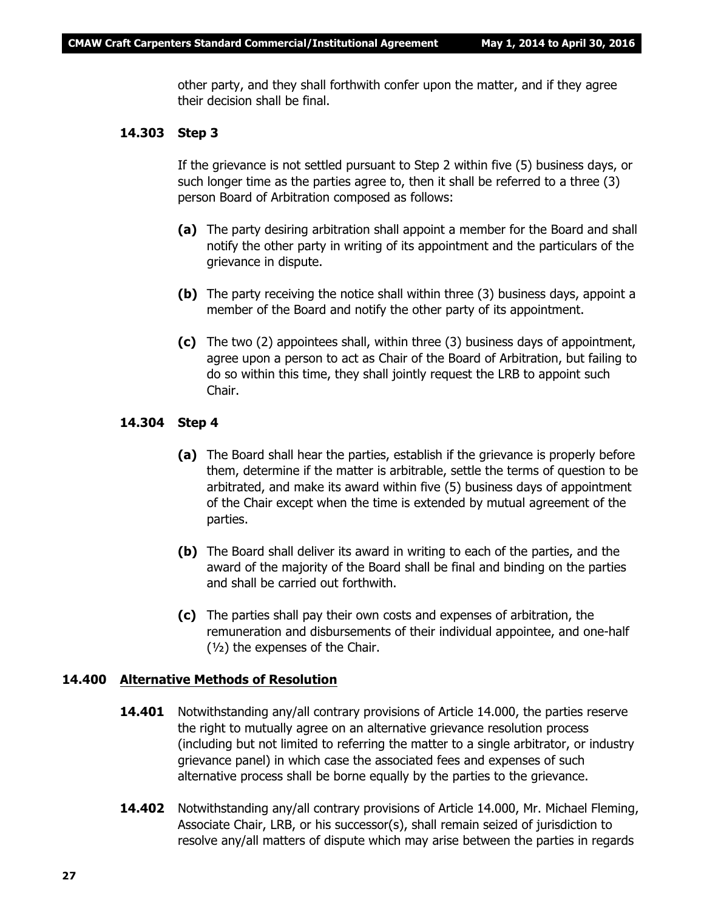other party, and they shall forthwith confer upon the matter, and if they agree their decision shall be final.

**14.303 Step 3**

If the grievance is not settled pursuant to Step 2 within five (5) business days, or such longer time as the parties agree to, then it shall be referred to a three (3) person Board of Arbitration composed as follows:

**(a)** The party desiring arbitration shall appoint a member for the Board and shall notify the other party in writing of its appointment and the particulars of the grievance in dispute.

**(b)** The party receiving the notice shall within three (3) business days, appoint a member of the Board and notify the other party of its appointment.

**(c)** The two (2) appointees shall, within three (3) business days of appointment, agree upon a person to act as Chair of the Board of Arbitration, but failing to do so within this time, they shall jointly request the LRB to appoint such Chair.

**14.304 Step 4**

**(a)** The Board shall hear the parties, establish if the grievance is properly before them, determine if the matter is arbitrable, settle the terms of question to be arbitrated, and make its award within five (5) business days of appointment of the Chair except when the time is extended by mutual agreement of the parties.

**(b)** The Board shall deliver its award in writing to each of the parties, and the award of the majority of the Board shall be final and binding on the parties and shall be carried out forthwith.

**(c)** The parties shall pay their own costs and expenses of arbitration, the remuneration and disbursements of their individual appointee, and one-half (½) the expenses of the Chair.

**14.400 <u>Alternative Methods of Resolution</u>**

**14.401** Notwithstanding any/all contrary provisions of Article 14.000, the parties reserve the right to mutually agree on an alternative grievance resolution process (including but not limited to referring the matter to a single arbitrator, or industry grievance panel) in which case the associated fees and expenses of such alternative process shall be borne equally by the parties to the grievance.

**14.402** Notwithstanding any/all contrary provisions of Article 14.000, Mr. Michael Fleming, Associate Chair, LRB, or his successor(s), shall remain seized of jurisdiction to resolve any/all matters of dispute which may arise between the parties in regards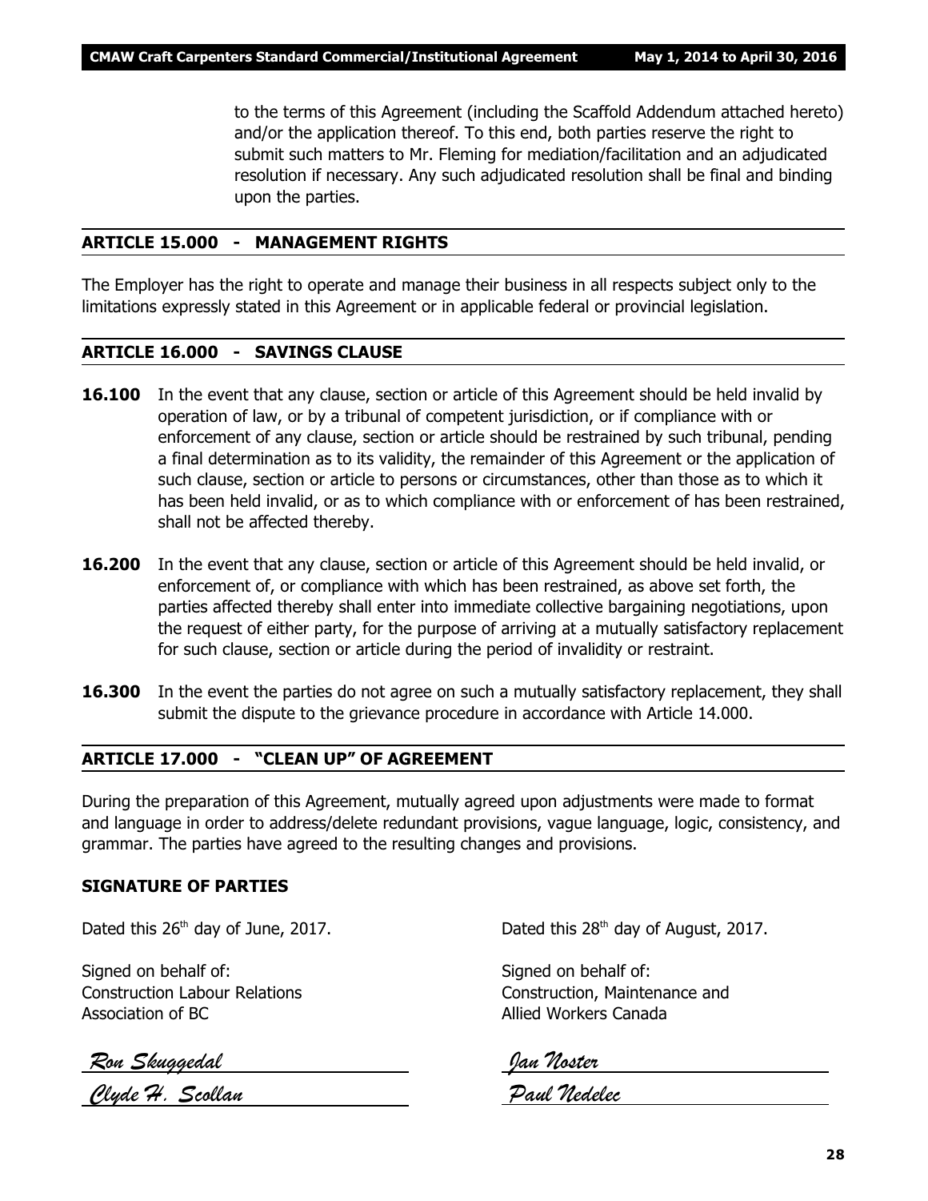to the terms of this Agreement (including the Scaffold Addendum attached hereto) and/or the application thereof. To this end, both parties reserve the right to submit such matters to Mr. Fleming for mediation/facilitation and an adjudicated resolution if necessary. Any such adjudicated resolution shall be final and binding upon the parties.

## ARTICLE 15.000 - MANAGEMENT RIGHTS

The Employer has the right to operate and manage their business in all respects subject only to the limitations expressly stated in this Agreement or in applicable federal or provincial legislation.

## ARTICLE 16.000 - SAVINGS CLAUSE

**16.100** In the event that any clause, section or article of this Agreement should be held invalid by operation of law, or by a tribunal of competent jurisdiction, or if compliance with or enforcement of any clause, section or article should be restrained by such tribunal, pending a final determination as to its validity, the remainder of this Agreement or the application of such clause, section or article to persons or circumstances, other than those as to which it has been held invalid, or as to which compliance with or enforcement of has been restrained, shall not be affected thereby.

**16.200** In the event that any clause, section or article of this Agreement should be held invalid, or enforcement of, or compliance with which has been restrained, as above set forth, the parties affected thereby shall enter into immediate collective bargaining negotiations, upon the request of either party, for the purpose of arriving at a mutually satisfactory replacement for such clause, section or article during the period of invalidity or restraint.

**16.300** In the event the parties do not agree on such a mutually satisfactory replacement, they shall submit the dispute to the grievance procedure in accordance with Article 14.000.

## ARTICLE 17.000 - "CLEAN UP" OF AGREEMENT

During the preparation of this Agreement, mutually agreed upon adjustments were made to format and language in order to address/delete redundant provisions, vague language, logic, consistency, and grammar. The parties have agreed to the resulting changes and provisions.

**SIGNATURE OF PARTIES**

Dated this 26th day of June, 2017.

Signed on behalf of:
Construction Labour Relations
Association of BC

*Ron Skuggedal*

*Clyde H. Scollan*

Dated this 28th day of August, 2017.

Signed on behalf of:
Construction, Maintenance and
Allied Workers Canada

*Jan Noster*

*Paul Nedelec*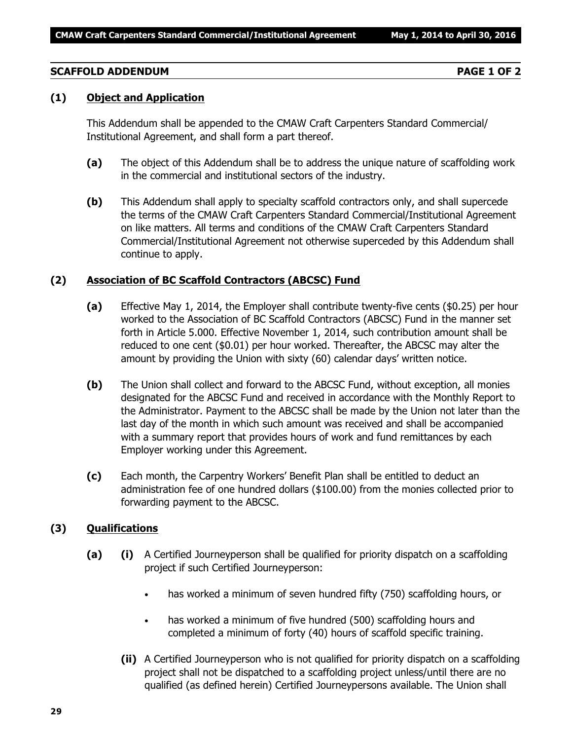## SCAFFOLD ADDENDUM PAGE 1 OF 2

### (1) Object and Application

This Addendum shall be appended to the CMAW Craft Carpenters Standard Commercial/ Institutional Agreement, and shall form a part thereof.

**(a)** The object of this Addendum shall be to address the unique nature of scaffolding work in the commercial and institutional sectors of the industry.

**(b)** This Addendum shall apply to specialty scaffold contractors only, and shall supercede the terms of the CMAW Craft Carpenters Standard Commercial/Institutional Agreement on like matters. All terms and conditions of the CMAW Craft Carpenters Standard Commercial/Institutional Agreement not otherwise superceded by this Addendum shall continue to apply.

### (2) Association of BC Scaffold Contractors (ABCSC) Fund

**(a)** Effective May 1, 2014, the Employer shall contribute twenty-five cents ($0.25) per hour worked to the Association of BC Scaffold Contractors (ABCSC) Fund in the manner set forth in Article 5.000. Effective November 1, 2014, such contribution amount shall be reduced to one cent ($0.01) per hour worked. Thereafter, the ABCSC may alter the amount by providing the Union with sixty (60) calendar days' written notice.

**(b)** The Union shall collect and forward to the ABCSC Fund, without exception, all monies designated for the ABCSC Fund and received in accordance with the Monthly Report to the Administrator. Payment to the ABCSC shall be made by the Union not later than the last day of the month in which such amount was received and shall be accompanied with a summary report that provides hours of work and fund remittances by each Employer working under this Agreement.

**(c)** Each month, the Carpentry Workers' Benefit Plan shall be entitled to deduct an administration fee of one hundred dollars ($100.00) from the monies collected prior to forwarding payment to the ABCSC.

### (3) Qualifications

**(a)** **(i)** A Certified Journeyperson shall be qualified for priority dispatch on a scaffolding project if such Certified Journeyperson:

- has worked a minimum of seven hundred fifty (750) scaffolding hours, or
- has worked a minimum of five hundred (500) scaffolding hours and completed a minimum of forty (40) hours of scaffold specific training.

**(ii)** A Certified Journeyperson who is not qualified for priority dispatch on a scaffolding project shall not be dispatched to a scaffolding project unless/until there are no qualified (as defined herein) Certified Journeypersons available. The Union shall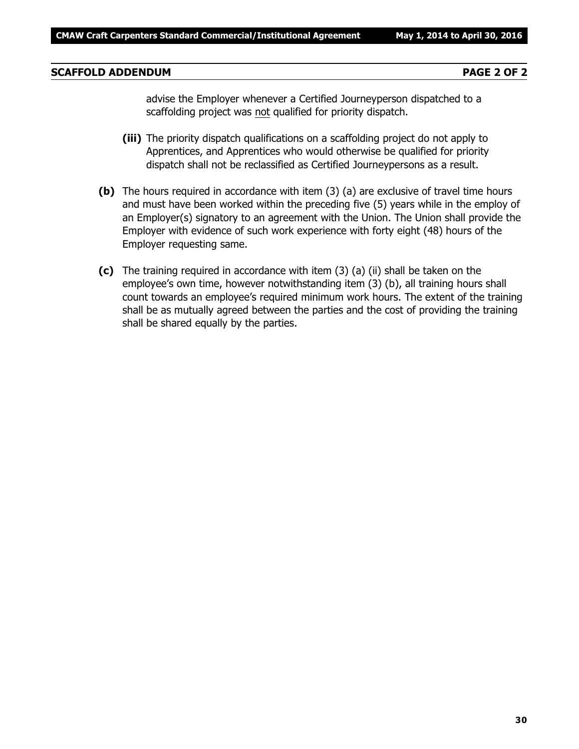## SCAFFOLD ADDENDUM PAGE 2 OF 2

advise the Employer whenever a Certified Journeyperson dispatched to a scaffolding project was not qualified for priority dispatch.

**(iii)** The priority dispatch qualifications on a scaffolding project do not apply to Apprentices, and Apprentices who would otherwise be qualified for priority dispatch shall not be reclassified as Certified Journeypersons as a result.

**(b)** The hours required in accordance with item (3) (a) are exclusive of travel time hours and must have been worked within the preceding five (5) years while in the employ of an Employer(s) signatory to an agreement with the Union. The Union shall provide the Employer with evidence of such work experience with forty eight (48) hours of the Employer requesting same.

**(c)** The training required in accordance with item (3) (a) (ii) shall be taken on the employee's own time, however notwithstanding item (3) (b), all training hours shall count towards an employee's required minimum work hours. The extent of the training shall be as mutually agreed between the parties and the cost of providing the training shall be shared equally by the parties.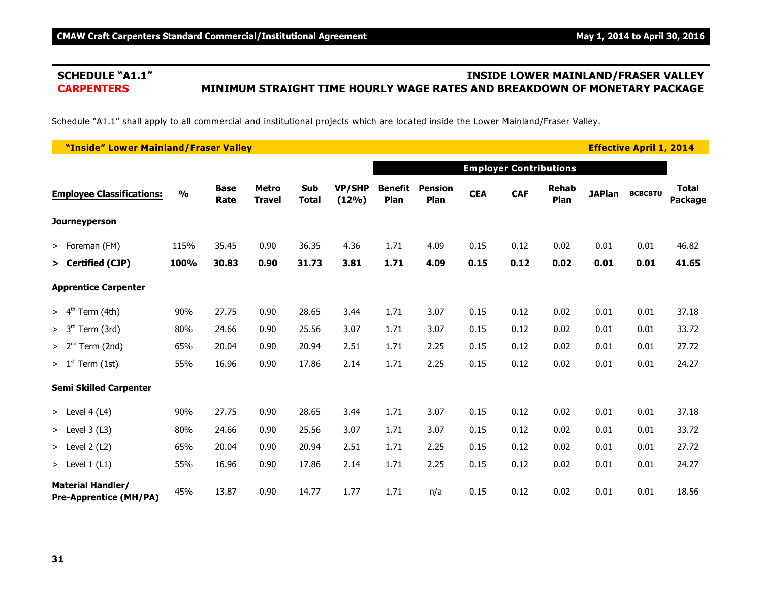## SCHEDULE "A1.1" — INSIDE LOWER MAINLAND/FRASER VALLEY

## CARPENTERS — MINIMUM STRAIGHT TIME HOURLY WAGE RATES AND BREAKDOWN OF MONETARY PACKAGE

Schedule "A1.1" shall apply to all commercial and institutional projects which are located inside the Lower Mainland/Fraser Valley.

**"Inside" Lower Mainland/Fraser Valley** — **Effective April 1, 2014**

| | | | | | | | Employer Contributions | | | | | | | |
|---|---|---|---|---|---|---|---|---|---|---|---|---|---|---|
| **Employee Classifications:** | **%** | **Base Rate** | **Metro Travel** | **Sub Total** | **VP/SHP (12%)** | **Benefit Plan** | **Pension Plan** | **CEA** | **CAF** | **Rehab Plan** | **JAPlan** | **BCBCBTU** | **Total Package** |
| **Journeyperson** | | | | | | | | | | | | | |
| > Foreman (FM) | 115% | 35.45 | 0.90 | 36.35 | 4.36 | 1.71 | 4.09 | 0.15 | 0.12 | 0.02 | 0.01 | 0.01 | 46.82 |
| **> Certified (CJP)** | **100%** | **30.83** | **0.90** | **31.73** | **3.81** | **1.71** | **4.09** | **0.15** | **0.12** | **0.02** | **0.01** | **0.01** | **41.65** |
| **Apprentice Carpenter** | | | | | | | | | | | | | |
| > 4th Term (4th) | 90% | 27.75 | 0.90 | 28.65 | 3.44 | 1.71 | 3.07 | 0.15 | 0.12 | 0.02 | 0.01 | 0.01 | 37.18 |
| > 3rd Term (3rd) | 80% | 24.66 | 0.90 | 25.56 | 3.07 | 1.71 | 3.07 | 0.15 | 0.12 | 0.02 | 0.01 | 0.01 | 33.72 |
| > 2nd Term (2nd) | 65% | 20.04 | 0.90 | 20.94 | 2.51 | 1.71 | 2.25 | 0.15 | 0.12 | 0.02 | 0.01 | 0.01 | 27.72 |
| > 1st Term (1st) | 55% | 16.96 | 0.90 | 17.86 | 2.14 | 1.71 | 2.25 | 0.15 | 0.12 | 0.02 | 0.01 | 0.01 | 24.27 |
| **Semi Skilled Carpenter** | | | | | | | | | | | | | |
| > Level 4 (L4) | 90% | 27.75 | 0.90 | 28.65 | 3.44 | 1.71 | 3.07 | 0.15 | 0.12 | 0.02 | 0.01 | 0.01 | 37.18 |
| > Level 3 (L3) | 80% | 24.66 | 0.90 | 25.56 | 3.07 | 1.71 | 3.07 | 0.15 | 0.12 | 0.02 | 0.01 | 0.01 | 33.72 |
| > Level 2 (L2) | 65% | 20.04 | 0.90 | 20.94 | 2.51 | 1.71 | 2.25 | 0.15 | 0.12 | 0.02 | 0.01 | 0.01 | 27.72 |
| > Level 1 (L1) | 55% | 16.96 | 0.90 | 17.86 | 2.14 | 1.71 | 2.25 | 0.15 | 0.12 | 0.02 | 0.01 | 0.01 | 24.27 |
| **Material Handler/ Pre-Apprentice (MH/PA)** | 45% | 13.87 | 0.90 | 14.77 | 1.77 | 1.71 | n/a | 0.15 | 0.12 | 0.02 | 0.01 | 0.01 | 18.56 |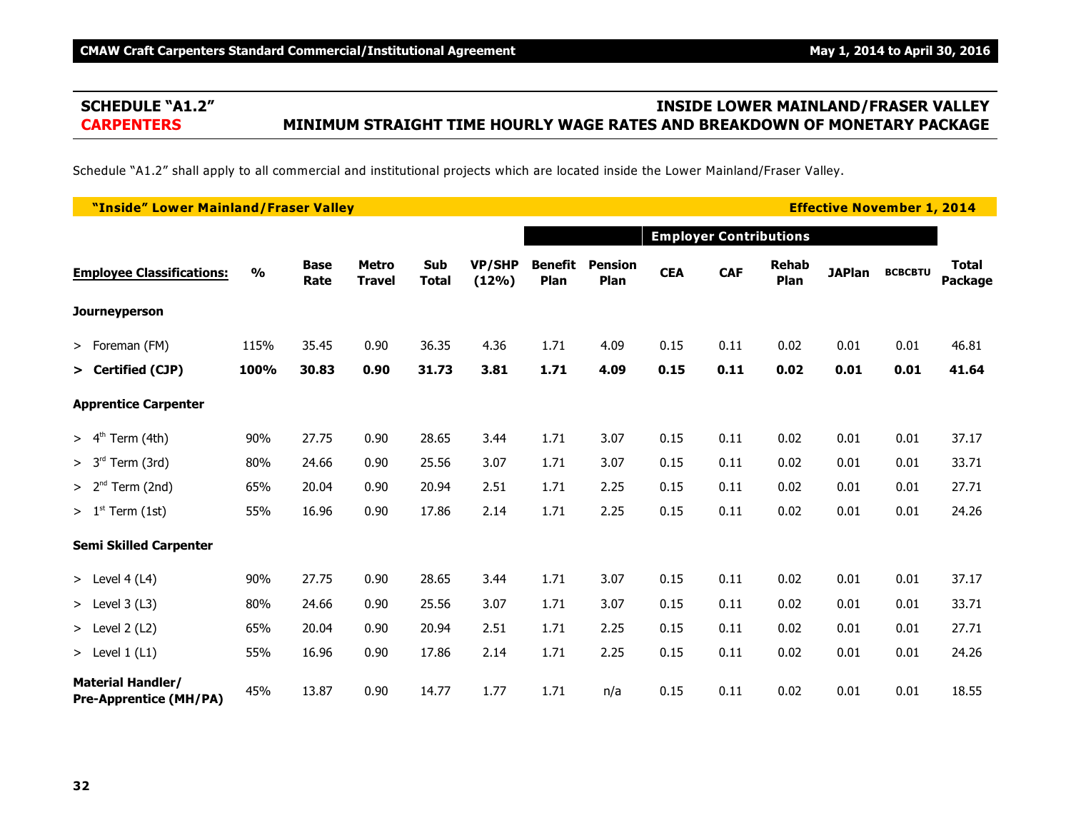## SCHEDULE "A1.2" — INSIDE LOWER MAINLAND/FRASER VALLEY

## CARPENTERS — MINIMUM STRAIGHT TIME HOURLY WAGE RATES AND BREAKDOWN OF MONETARY PACKAGE

Schedule "A1.2" shall apply to all commercial and institutional projects which are located inside the Lower Mainland/Fraser Valley.

**"Inside" Lower Mainland/Fraser Valley** — **Effective November 1, 2014**

| | | | | | | Employer Contributions | | | | | | | |
|---|---|---|---|---|---|---|---|---|---|---|---|---|---|
| **Employee Classifications:** | **%** | **Base Rate** | **Metro Travel** | **Sub Total** | **VP/SHP (12%)** | **Benefit Plan** | **Pension Plan** | **CEA** | **CAF** | **Rehab Plan** | **JAPlan** | **BCBCBTU** | **Total Package** |
| **Journeyperson** | | | | | | | | | | | | | |
| > Foreman (FM) | 115% | 35.45 | 0.90 | 36.35 | 4.36 | 1.71 | 4.09 | 0.15 | 0.11 | 0.02 | 0.01 | 0.01 | 46.81 |
| **> Certified (CJP)** | **100%** | **30.83** | **0.90** | **31.73** | **3.81** | **1.71** | **4.09** | **0.15** | **0.11** | **0.02** | **0.01** | **0.01** | **41.64** |
| **Apprentice Carpenter** | | | | | | | | | | | | | |
| > 4th Term (4th) | 90% | 27.75 | 0.90 | 28.65 | 3.44 | 1.71 | 3.07 | 0.15 | 0.11 | 0.02 | 0.01 | 0.01 | 37.17 |
| > 3rd Term (3rd) | 80% | 24.66 | 0.90 | 25.56 | 3.07 | 1.71 | 3.07 | 0.15 | 0.11 | 0.02 | 0.01 | 0.01 | 33.71 |
| > 2nd Term (2nd) | 65% | 20.04 | 0.90 | 20.94 | 2.51 | 1.71 | 2.25 | 0.15 | 0.11 | 0.02 | 0.01 | 0.01 | 27.71 |
| > 1st Term (1st) | 55% | 16.96 | 0.90 | 17.86 | 2.14 | 1.71 | 2.25 | 0.15 | 0.11 | 0.02 | 0.01 | 0.01 | 24.26 |
| **Semi Skilled Carpenter** | | | | | | | | | | | | | |
| > Level 4 (L4) | 90% | 27.75 | 0.90 | 28.65 | 3.44 | 1.71 | 3.07 | 0.15 | 0.11 | 0.02 | 0.01 | 0.01 | 37.17 |
| > Level 3 (L3) | 80% | 24.66 | 0.90 | 25.56 | 3.07 | 1.71 | 3.07 | 0.15 | 0.11 | 0.02 | 0.01 | 0.01 | 33.71 |
| > Level 2 (L2) | 65% | 20.04 | 0.90 | 20.94 | 2.51 | 1.71 | 2.25 | 0.15 | 0.11 | 0.02 | 0.01 | 0.01 | 27.71 |
| > Level 1 (L1) | 55% | 16.96 | 0.90 | 17.86 | 2.14 | 1.71 | 2.25 | 0.15 | 0.11 | 0.02 | 0.01 | 0.01 | 24.26 |
| **Material Handler/ Pre-Apprentice (MH/PA)** | 45% | 13.87 | 0.90 | 14.77 | 1.77 | 1.71 | n/a | 0.15 | 0.11 | 0.02 | 0.01 | 0.01 | 18.55 |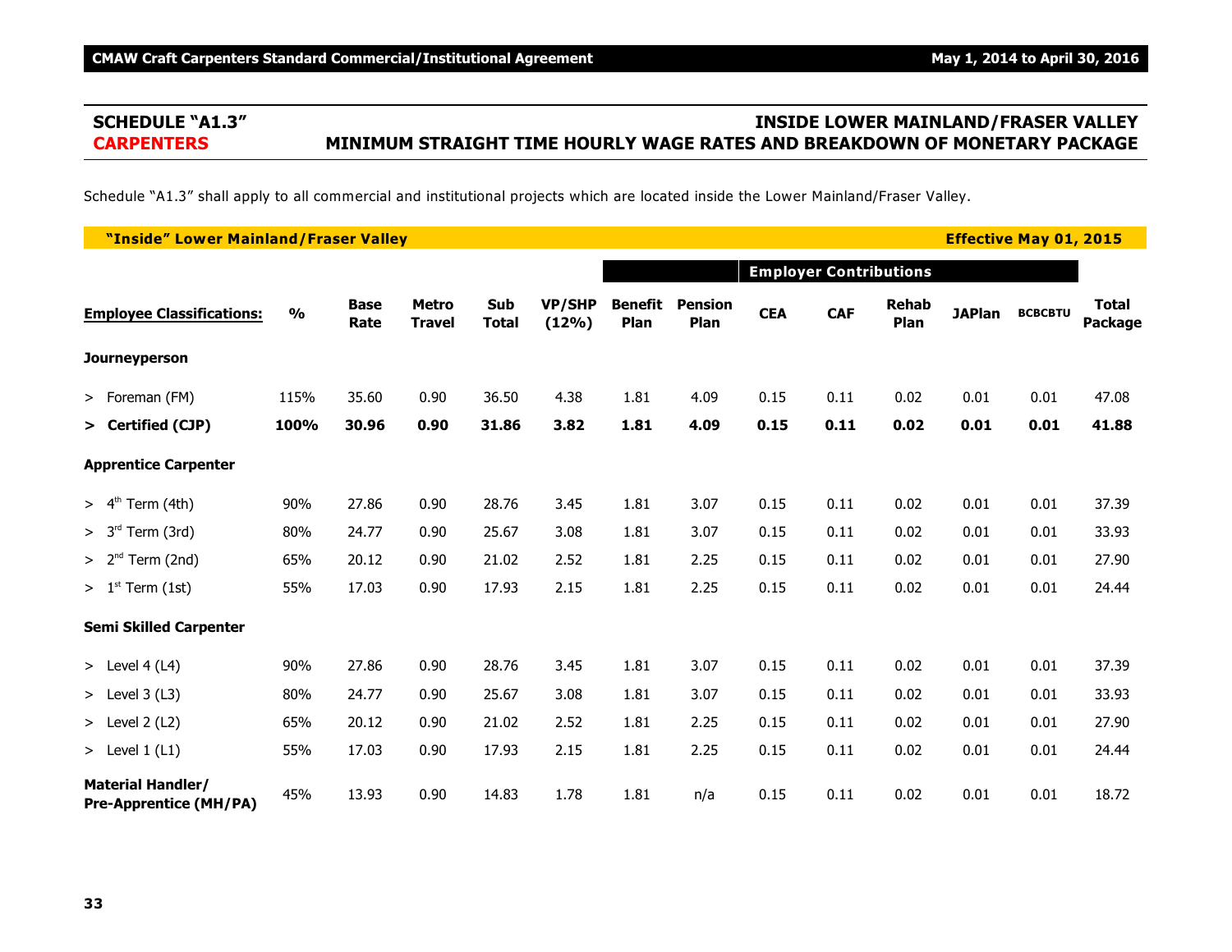## SCHEDULE "A1.3" INSIDE LOWER MAINLAND/FRASER VALLEY

## CARPENTERS MINIMUM STRAIGHT TIME HOURLY WAGE RATES AND BREAKDOWN OF MONETARY PACKAGE

Schedule "A1.3" shall apply to all commercial and institutional projects which are located inside the Lower Mainland/Fraser Valley.

**"Inside" Lower Mainland/Fraser Valley** — **Effective May 01, 2015**

| | | | | | | | Employer Contributions | | | | | | |
|---|---|---|---|---|---|---|---|---|---|---|---|---|---|
| **Employee Classifications:** | **%** | **Base Rate** | **Metro Travel** | **Sub Total** | **VP/SHP (12%)** | **Benefit Plan** | **Pension Plan** | **CEA** | **CAF** | **Rehab Plan** | **JAPlan** | **BCBCBTU** | **Total Package** |
| **Journeyperson** | | | | | | | | | | | | | |
| > Foreman (FM) | 115% | 35.60 | 0.90 | 36.50 | 4.38 | 1.81 | 4.09 | 0.15 | 0.11 | 0.02 | 0.01 | 0.01 | 47.08 |
| **> Certified (CJP)** | **100%** | **30.96** | **0.90** | **31.86** | **3.82** | **1.81** | **4.09** | **0.15** | **0.11** | **0.02** | **0.01** | **0.01** | **41.88** |
| **Apprentice Carpenter** | | | | | | | | | | | | | |
| > 4th Term (4th) | 90% | 27.86 | 0.90 | 28.76 | 3.45 | 1.81 | 3.07 | 0.15 | 0.11 | 0.02 | 0.01 | 0.01 | 37.39 |
| > 3rd Term (3rd) | 80% | 24.77 | 0.90 | 25.67 | 3.08 | 1.81 | 3.07 | 0.15 | 0.11 | 0.02 | 0.01 | 0.01 | 33.93 |
| > 2nd Term (2nd) | 65% | 20.12 | 0.90 | 21.02 | 2.52 | 1.81 | 2.25 | 0.15 | 0.11 | 0.02 | 0.01 | 0.01 | 27.90 |
| > 1st Term (1st) | 55% | 17.03 | 0.90 | 17.93 | 2.15 | 1.81 | 2.25 | 0.15 | 0.11 | 0.02 | 0.01 | 0.01 | 24.44 |
| **Semi Skilled Carpenter** | | | | | | | | | | | | | |
| > Level 4 (L4) | 90% | 27.86 | 0.90 | 28.76 | 3.45 | 1.81 | 3.07 | 0.15 | 0.11 | 0.02 | 0.01 | 0.01 | 37.39 |
| > Level 3 (L3) | 80% | 24.77 | 0.90 | 25.67 | 3.08 | 1.81 | 3.07 | 0.15 | 0.11 | 0.02 | 0.01 | 0.01 | 33.93 |
| > Level 2 (L2) | 65% | 20.12 | 0.90 | 21.02 | 2.52 | 1.81 | 2.25 | 0.15 | 0.11 | 0.02 | 0.01 | 0.01 | 27.90 |
| > Level 1 (L1) | 55% | 17.03 | 0.90 | 17.93 | 2.15 | 1.81 | 2.25 | 0.15 | 0.11 | 0.02 | 0.01 | 0.01 | 24.44 |
| **Material Handler/ Pre-Apprentice (MH/PA)** | 45% | 13.93 | 0.90 | 14.83 | 1.78 | 1.81 | n/a | 0.15 | 0.11 | 0.02 | 0.01 | 0.01 | 18.72 |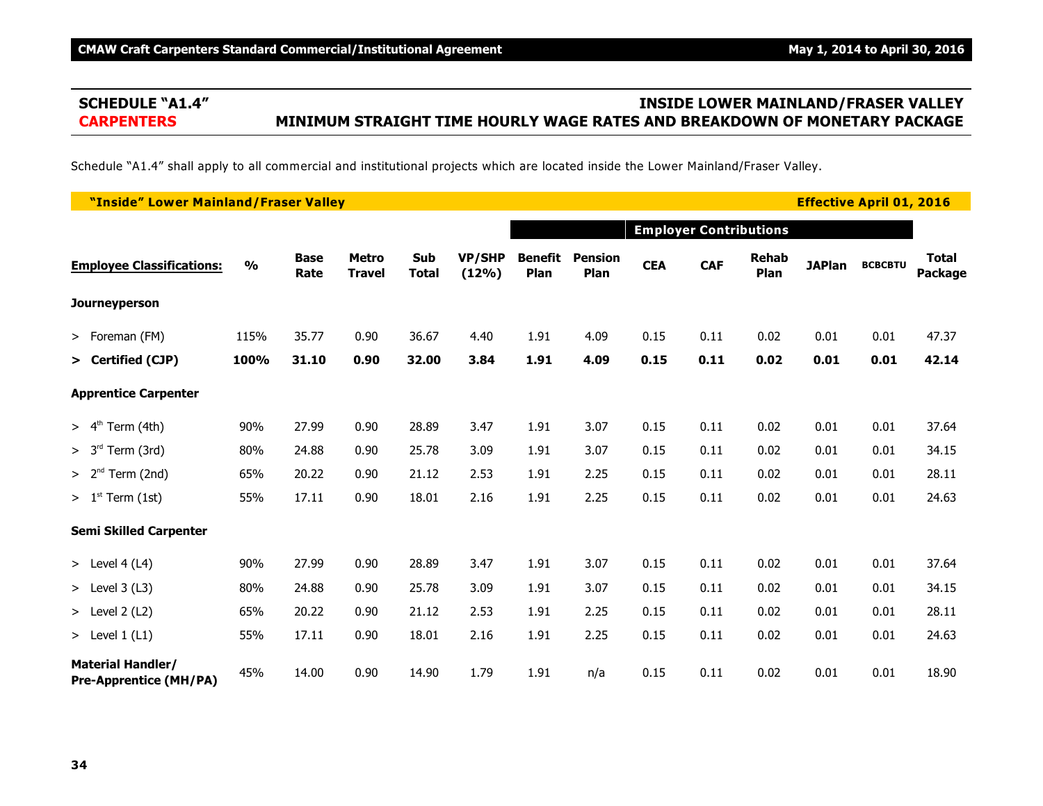## SCHEDULE "A1.4" — INSIDE LOWER MAINLAND/FRASER VALLEY

## CARPENTERS — MINIMUM STRAIGHT TIME HOURLY WAGE RATES AND BREAKDOWN OF MONETARY PACKAGE

Schedule "A1.4" shall apply to all commercial and institutional projects which are located inside the Lower Mainland/Fraser Valley.

**"Inside" Lower Mainland/Fraser Valley** — **Effective April 01, 2016**

| | | | | | | Employer Contributions | | | | | | | |
|---|---|---|---|---|---|---|---|---|---|---|---|---|---|
| **Employee Classifications:** | **%** | **Base Rate** | **Metro Travel** | **Sub Total** | **VP/SHP (12%)** | **Benefit Plan** | **Pension Plan** | **CEA** | **CAF** | **Rehab Plan** | **JAPlan** | **BCBCBTU** | **Total Package** |
| **Journeyperson** | | | | | | | | | | | | | |
| > Foreman (FM) | 115% | 35.77 | 0.90 | 36.67 | 4.40 | 1.91 | 4.09 | 0.15 | 0.11 | 0.02 | 0.01 | 0.01 | 47.37 |
| **> Certified (CJP)** | **100%** | **31.10** | **0.90** | **32.00** | **3.84** | **1.91** | **4.09** | **0.15** | **0.11** | **0.02** | **0.01** | **0.01** | **42.14** |
| **Apprentice Carpenter** | | | | | | | | | | | | | |
| > 4th Term (4th) | 90% | 27.99 | 0.90 | 28.89 | 3.47 | 1.91 | 3.07 | 0.15 | 0.11 | 0.02 | 0.01 | 0.01 | 37.64 |
| > 3rd Term (3rd) | 80% | 24.88 | 0.90 | 25.78 | 3.09 | 1.91 | 3.07 | 0.15 | 0.11 | 0.02 | 0.01 | 0.01 | 34.15 |
| > 2nd Term (2nd) | 65% | 20.22 | 0.90 | 21.12 | 2.53 | 1.91 | 2.25 | 0.15 | 0.11 | 0.02 | 0.01 | 0.01 | 28.11 |
| > 1st Term (1st) | 55% | 17.11 | 0.90 | 18.01 | 2.16 | 1.91 | 2.25 | 0.15 | 0.11 | 0.02 | 0.01 | 0.01 | 24.63 |
| **Semi Skilled Carpenter** | | | | | | | | | | | | | |
| > Level 4 (L4) | 90% | 27.99 | 0.90 | 28.89 | 3.47 | 1.91 | 3.07 | 0.15 | 0.11 | 0.02 | 0.01 | 0.01 | 37.64 |
| > Level 3 (L3) | 80% | 24.88 | 0.90 | 25.78 | 3.09 | 1.91 | 3.07 | 0.15 | 0.11 | 0.02 | 0.01 | 0.01 | 34.15 |
| > Level 2 (L2) | 65% | 20.22 | 0.90 | 21.12 | 2.53 | 1.91 | 2.25 | 0.15 | 0.11 | 0.02 | 0.01 | 0.01 | 28.11 |
| > Level 1 (L1) | 55% | 17.11 | 0.90 | 18.01 | 2.16 | 1.91 | 2.25 | 0.15 | 0.11 | 0.02 | 0.01 | 0.01 | 24.63 |
| **Material Handler/ Pre-Apprentice (MH/PA)** | 45% | 14.00 | 0.90 | 14.90 | 1.79 | 1.91 | n/a | 0.15 | 0.11 | 0.02 | 0.01 | 0.01 | 18.90 |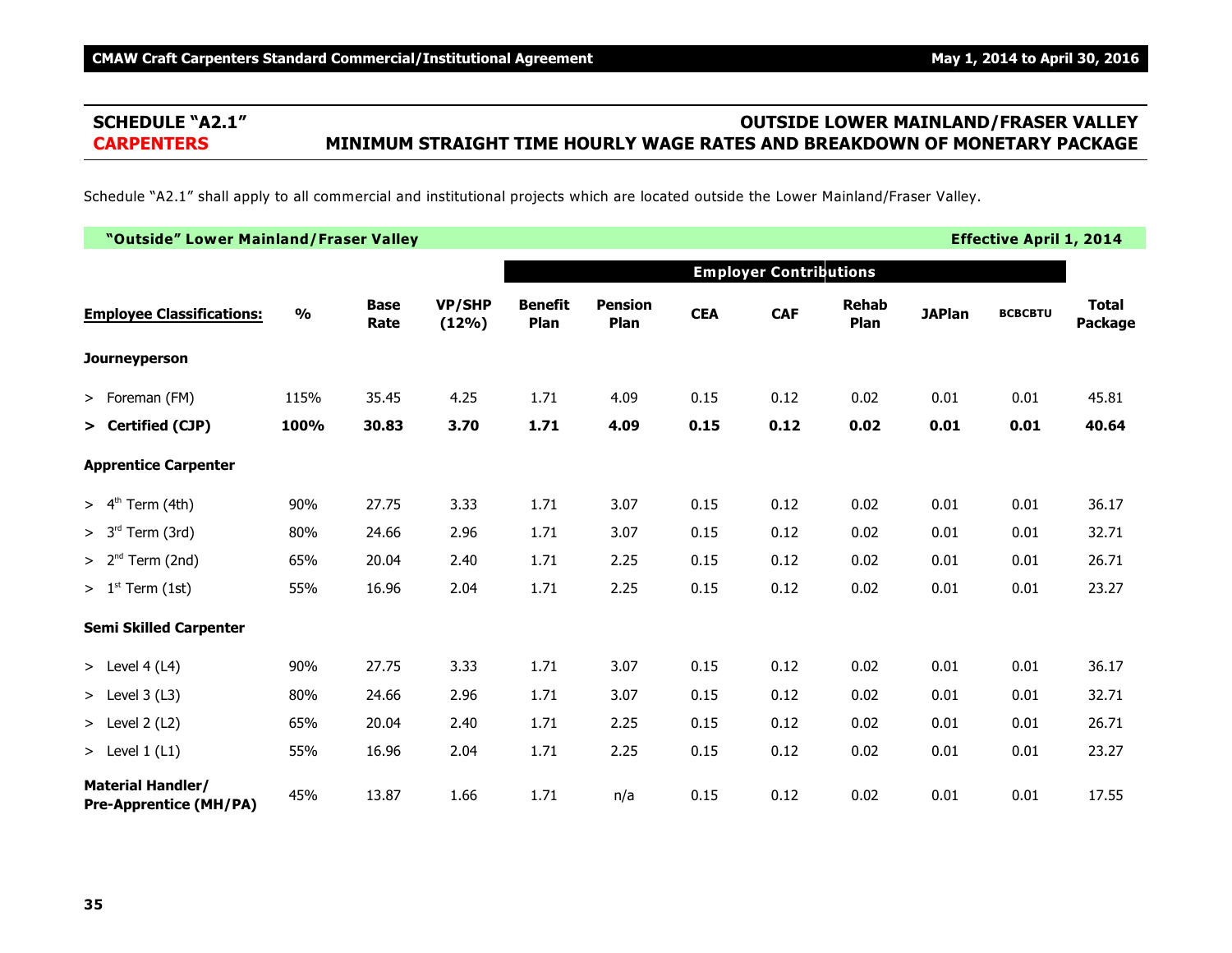## SCHEDULE "A2.1" — OUTSIDE LOWER MAINLAND/FRASER VALLEY

## CARPENTERS — MINIMUM STRAIGHT TIME HOURLY WAGE RATES AND BREAKDOWN OF MONETARY PACKAGE

Schedule "A2.1" shall apply to all commercial and institutional projects which are located outside the Lower Mainland/Fraser Valley.

**"Outside" Lower Mainland/Fraser Valley** — **Effective April 1, 2014**

| | | | | Employer Contributions | | | | | | | |
|---|---|---|---|---|---|---|---|---|---|---|---|
| **Employee Classifications:** | **%** | **Base Rate** | **VP/SHP (12%)** | **Benefit Plan** | **Pension Plan** | **CEA** | **CAF** | **Rehab Plan** | **JAPlan** | **BCBCBTU** | **Total Package** |
| **Journeyperson** | | | | | | | | | | | |
| > Foreman (FM) | 115% | 35.45 | 4.25 | 1.71 | 4.09 | 0.15 | 0.12 | 0.02 | 0.01 | 0.01 | 45.81 |
| **> Certified (CJP)** | **100%** | **30.83** | **3.70** | **1.71** | **4.09** | **0.15** | **0.12** | **0.02** | **0.01** | **0.01** | **40.64** |
| **Apprentice Carpenter** | | | | | | | | | | | |
| > 4th Term (4th) | 90% | 27.75 | 3.33 | 1.71 | 3.07 | 0.15 | 0.12 | 0.02 | 0.01 | 0.01 | 36.17 |
| > 3rd Term (3rd) | 80% | 24.66 | 2.96 | 1.71 | 3.07 | 0.15 | 0.12 | 0.02 | 0.01 | 0.01 | 32.71 |
| > 2nd Term (2nd) | 65% | 20.04 | 2.40 | 1.71 | 2.25 | 0.15 | 0.12 | 0.02 | 0.01 | 0.01 | 26.71 |
| > 1st Term (1st) | 55% | 16.96 | 2.04 | 1.71 | 2.25 | 0.15 | 0.12 | 0.02 | 0.01 | 0.01 | 23.27 |
| **Semi Skilled Carpenter** | | | | | | | | | | | |
| > Level 4 (L4) | 90% | 27.75 | 3.33 | 1.71 | 3.07 | 0.15 | 0.12 | 0.02 | 0.01 | 0.01 | 36.17 |
| > Level 3 (L3) | 80% | 24.66 | 2.96 | 1.71 | 3.07 | 0.15 | 0.12 | 0.02 | 0.01 | 0.01 | 32.71 |
| > Level 2 (L2) | 65% | 20.04 | 2.40 | 1.71 | 2.25 | 0.15 | 0.12 | 0.02 | 0.01 | 0.01 | 26.71 |
| > Level 1 (L1) | 55% | 16.96 | 2.04 | 1.71 | 2.25 | 0.15 | 0.12 | 0.02 | 0.01 | 0.01 | 23.27 |
| **Material Handler/ Pre-Apprentice (MH/PA)** | 45% | 13.87 | 1.66 | 1.71 | n/a | 0.15 | 0.12 | 0.02 | 0.01 | 0.01 | 17.55 |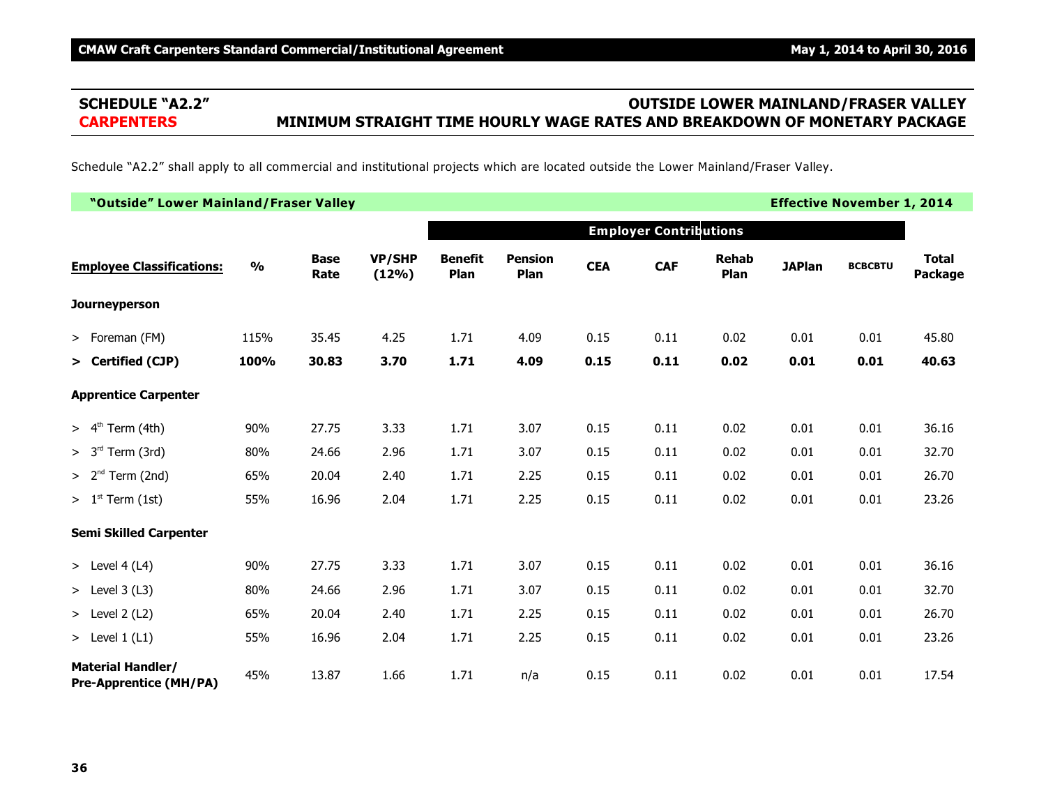## SCHEDULE "A2.2" — OUTSIDE LOWER MAINLAND/FRASER VALLEY
## CARPENTERS — MINIMUM STRAIGHT TIME HOURLY WAGE RATES AND BREAKDOWN OF MONETARY PACKAGE

Schedule "A2.2" shall apply to all commercial and institutional projects which are located outside the Lower Mainland/Fraser Valley.

**"Outside" Lower Mainland/Fraser Valley** — **Effective November 1, 2014**

| | | | | Employer Contributions | | | | | | | |
|---|---|---|---|---|---|---|---|---|---|---|---|
| **Employee Classifications:** | **%** | **Base Rate** | **VP/SHP (12%)** | **Benefit Plan** | **Pension Plan** | **CEA** | **CAF** | **Rehab Plan** | **JAPlan** | **BCBCBTU** | **Total Package** |
| **Journeyperson** | | | | | | | | | | | |
| > Foreman (FM) | 115% | 35.45 | 4.25 | 1.71 | 4.09 | 0.15 | 0.11 | 0.02 | 0.01 | 0.01 | 45.80 |
| **> Certified (CJP)** | **100%** | **30.83** | **3.70** | **1.71** | **4.09** | **0.15** | **0.11** | **0.02** | **0.01** | **0.01** | **40.63** |
| **Apprentice Carpenter** | | | | | | | | | | | |
| > 4th Term (4th) | 90% | 27.75 | 3.33 | 1.71 | 3.07 | 0.15 | 0.11 | 0.02 | 0.01 | 0.01 | 36.16 |
| > 3rd Term (3rd) | 80% | 24.66 | 2.96 | 1.71 | 3.07 | 0.15 | 0.11 | 0.02 | 0.01 | 0.01 | 32.70 |
| > 2nd Term (2nd) | 65% | 20.04 | 2.40 | 1.71 | 2.25 | 0.15 | 0.11 | 0.02 | 0.01 | 0.01 | 26.70 |
| > 1st Term (1st) | 55% | 16.96 | 2.04 | 1.71 | 2.25 | 0.15 | 0.11 | 0.02 | 0.01 | 0.01 | 23.26 |
| **Semi Skilled Carpenter** | | | | | | | | | | | |
| > Level 4 (L4) | 90% | 27.75 | 3.33 | 1.71 | 3.07 | 0.15 | 0.11 | 0.02 | 0.01 | 0.01 | 36.16 |
| > Level 3 (L3) | 80% | 24.66 | 2.96 | 1.71 | 3.07 | 0.15 | 0.11 | 0.02 | 0.01 | 0.01 | 32.70 |
| > Level 2 (L2) | 65% | 20.04 | 2.40 | 1.71 | 2.25 | 0.15 | 0.11 | 0.02 | 0.01 | 0.01 | 26.70 |
| > Level 1 (L1) | 55% | 16.96 | 2.04 | 1.71 | 2.25 | 0.15 | 0.11 | 0.02 | 0.01 | 0.01 | 23.26 |
| **Material Handler/ Pre-Apprentice (MH/PA)** | 45% | 13.87 | 1.66 | 1.71 | n/a | 0.15 | 0.11 | 0.02 | 0.01 | 0.01 | 17.54 |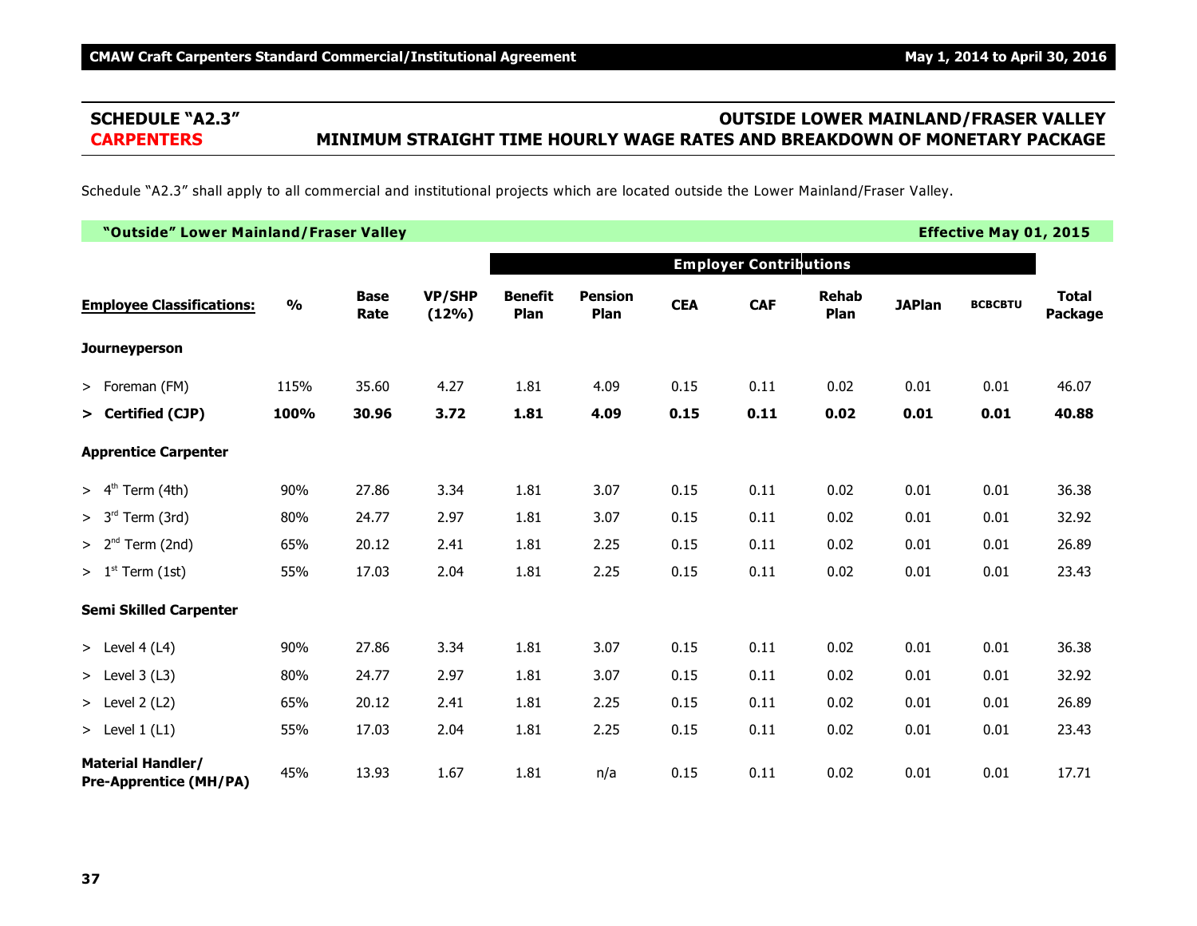## SCHEDULE "A2.3" — OUTSIDE LOWER MAINLAND/FRASER VALLEY

## CARPENTERS — MINIMUM STRAIGHT TIME HOURLY WAGE RATES AND BREAKDOWN OF MONETARY PACKAGE

Schedule "A2.3" shall apply to all commercial and institutional projects which are located outside the Lower Mainland/Fraser Valley.

**"Outside" Lower Mainland/Fraser Valley** — **Effective May 01, 2015**

| | | | | Employer Contributions | | | | | | | |
|---|---|---|---|---|---|---|---|---|---|---|---|
| **Employee Classifications:** | **%** | **Base Rate** | **VP/SHP (12%)** | **Benefit Plan** | **Pension Plan** | **CEA** | **CAF** | **Rehab Plan** | **JAPlan** | **BCBCBTU** | **Total Package** |
| **Journeyperson** | | | | | | | | | | | |
| > Foreman (FM) | 115% | 35.60 | 4.27 | 1.81 | 4.09 | 0.15 | 0.11 | 0.02 | 0.01 | 0.01 | 46.07 |
| **> Certified (CJP)** | **100%** | **30.96** | **3.72** | **1.81** | **4.09** | **0.15** | **0.11** | **0.02** | **0.01** | **0.01** | **40.88** |
| **Apprentice Carpenter** | | | | | | | | | | | |
| > 4th Term (4th) | 90% | 27.86 | 3.34 | 1.81 | 3.07 | 0.15 | 0.11 | 0.02 | 0.01 | 0.01 | 36.38 |
| > 3rd Term (3rd) | 80% | 24.77 | 2.97 | 1.81 | 3.07 | 0.15 | 0.11 | 0.02 | 0.01 | 0.01 | 32.92 |
| > 2nd Term (2nd) | 65% | 20.12 | 2.41 | 1.81 | 2.25 | 0.15 | 0.11 | 0.02 | 0.01 | 0.01 | 26.89 |
| > 1st Term (1st) | 55% | 17.03 | 2.04 | 1.81 | 2.25 | 0.15 | 0.11 | 0.02 | 0.01 | 0.01 | 23.43 |
| **Semi Skilled Carpenter** | | | | | | | | | | | |
| > Level 4 (L4) | 90% | 27.86 | 3.34 | 1.81 | 3.07 | 0.15 | 0.11 | 0.02 | 0.01 | 0.01 | 36.38 |
| > Level 3 (L3) | 80% | 24.77 | 2.97 | 1.81 | 3.07 | 0.15 | 0.11 | 0.02 | 0.01 | 0.01 | 32.92 |
| > Level 2 (L2) | 65% | 20.12 | 2.41 | 1.81 | 2.25 | 0.15 | 0.11 | 0.02 | 0.01 | 0.01 | 26.89 |
| > Level 1 (L1) | 55% | 17.03 | 2.04 | 1.81 | 2.25 | 0.15 | 0.11 | 0.02 | 0.01 | 0.01 | 23.43 |
| **Material Handler/ Pre-Apprentice (MH/PA)** | 45% | 13.93 | 1.67 | 1.81 | n/a | 0.15 | 0.11 | 0.02 | 0.01 | 0.01 | 17.71 |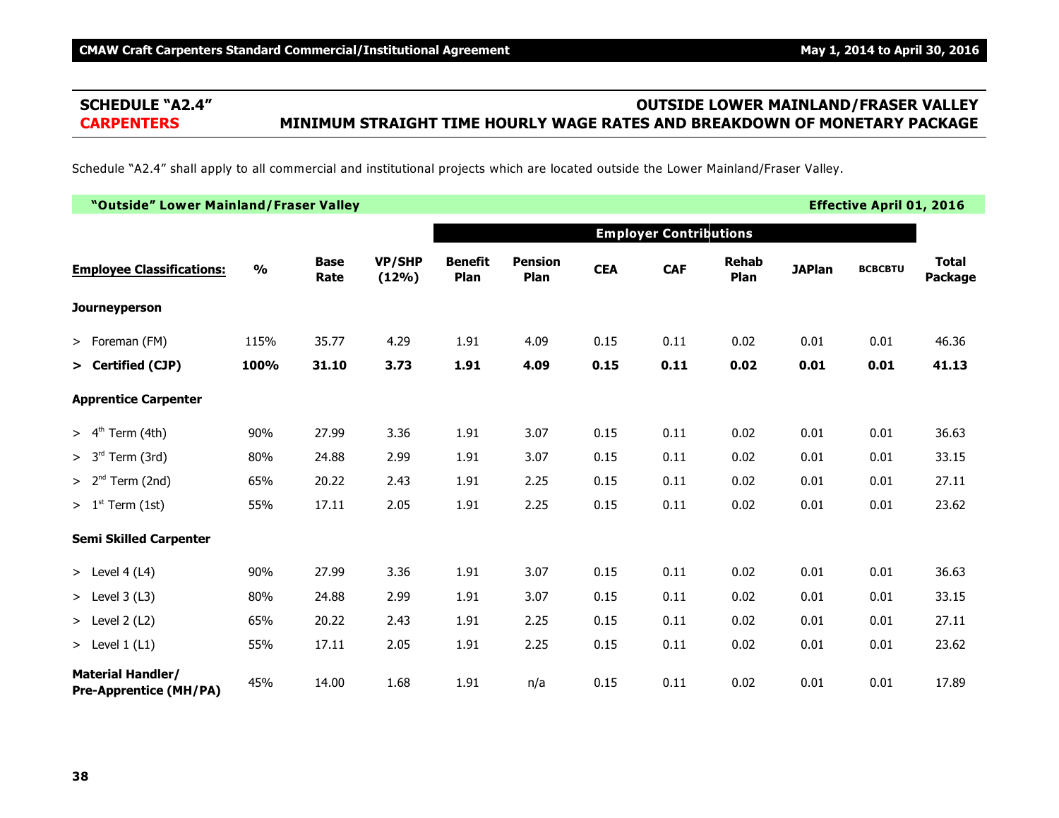## SCHEDULE "A2.4" — OUTSIDE LOWER MAINLAND/FRASER VALLEY

## CARPENTERS — MINIMUM STRAIGHT TIME HOURLY WAGE RATES AND BREAKDOWN OF MONETARY PACKAGE

Schedule "A2.4" shall apply to all commercial and institutional projects which are located outside the Lower Mainland/Fraser Valley.

**"Outside" Lower Mainland/Fraser Valley** — **Effective April 01, 2016**

| | | | | Employer Contributions | | | | | | | |
|---|---|---|---|---|---|---|---|---|---|---|---|
| **Employee Classifications:** | **%** | **Base Rate** | **VP/SHP (12%)** | **Benefit Plan** | **Pension Plan** | **CEA** | **CAF** | **Rehab Plan** | **JAPlan** | **BCBCBTU** | **Total Package** |
| **Journeyperson** | | | | | | | | | | | |
| > Foreman (FM) | 115% | 35.77 | 4.29 | 1.91 | 4.09 | 0.15 | 0.11 | 0.02 | 0.01 | 0.01 | 46.36 |
| **> Certified (CJP)** | **100%** | **31.10** | **3.73** | **1.91** | **4.09** | **0.15** | **0.11** | **0.02** | **0.01** | **0.01** | **41.13** |
| **Apprentice Carpenter** | | | | | | | | | | | |
| > 4th Term (4th) | 90% | 27.99 | 3.36 | 1.91 | 3.07 | 0.15 | 0.11 | 0.02 | 0.01 | 0.01 | 36.63 |
| > 3rd Term (3rd) | 80% | 24.88 | 2.99 | 1.91 | 3.07 | 0.15 | 0.11 | 0.02 | 0.01 | 0.01 | 33.15 |
| > 2nd Term (2nd) | 65% | 20.22 | 2.43 | 1.91 | 2.25 | 0.15 | 0.11 | 0.02 | 0.01 | 0.01 | 27.11 |
| > 1st Term (1st) | 55% | 17.11 | 2.05 | 1.91 | 2.25 | 0.15 | 0.11 | 0.02 | 0.01 | 0.01 | 23.62 |
| **Semi Skilled Carpenter** | | | | | | | | | | | |
| > Level 4 (L4) | 90% | 27.99 | 3.36 | 1.91 | 3.07 | 0.15 | 0.11 | 0.02 | 0.01 | 0.01 | 36.63 |
| > Level 3 (L3) | 80% | 24.88 | 2.99 | 1.91 | 3.07 | 0.15 | 0.11 | 0.02 | 0.01 | 0.01 | 33.15 |
| > Level 2 (L2) | 65% | 20.22 | 2.43 | 1.91 | 2.25 | 0.15 | 0.11 | 0.02 | 0.01 | 0.01 | 27.11 |
| > Level 1 (L1) | 55% | 17.11 | 2.05 | 1.91 | 2.25 | 0.15 | 0.11 | 0.02 | 0.01 | 0.01 | 23.62 |
| **Material Handler/ Pre-Apprentice (MH/PA)** | 45% | 14.00 | 1.68 | 1.91 | n/a | 0.15 | 0.11 | 0.02 | 0.01 | 0.01 | 17.89 |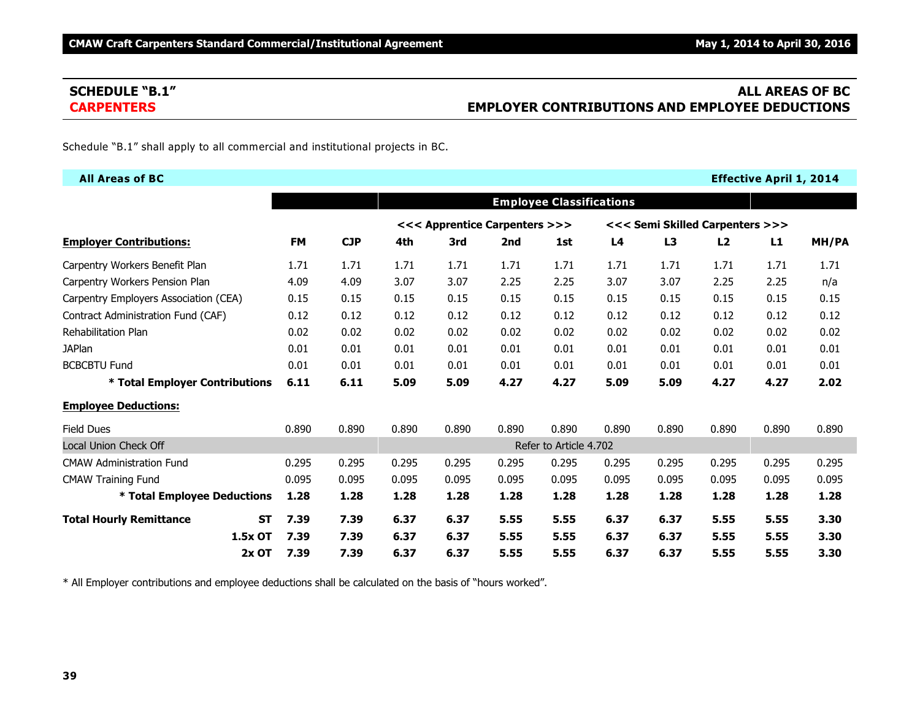## SCHEDULE "B.1" — ALL AREAS OF BC

## CARPENTERS — EMPLOYER CONTRIBUTIONS AND EMPLOYEE DEDUCTIONS

Schedule "B.1" shall apply to all commercial and institutional projects in BC.

**All Areas of BC** — **Effective April 1, 2014**

| | FM | CJP | 4th | 3rd | 2nd | 1st | L4 | L3 | L2 | L1 | MH/PA |
|---|---|---|---|---|---|---|---|---|---|---|---|
| | | | **Employee Classifications** | | | | | | | | |
| | | | <<< Apprentice Carpenters >>> | | | | <<< Semi Skilled Carpenters >>> | | | | |
| **Employer Contributions:** | | | | | | | | | | | |
| Carpentry Workers Benefit Plan | 1.71 | 1.71 | 1.71 | 1.71 | 1.71 | 1.71 | 1.71 | 1.71 | 1.71 | 1.71 | 1.71 |
| Carpentry Workers Pension Plan | 4.09 | 4.09 | 3.07 | 3.07 | 2.25 | 2.25 | 3.07 | 3.07 | 2.25 | 2.25 | n/a |
| Carpentry Employers Association (CEA) | 0.15 | 0.15 | 0.15 | 0.15 | 0.15 | 0.15 | 0.15 | 0.15 | 0.15 | 0.15 | 0.15 |
| Contract Administration Fund (CAF) | 0.12 | 0.12 | 0.12 | 0.12 | 0.12 | 0.12 | 0.12 | 0.12 | 0.12 | 0.12 | 0.12 |
| Rehabilitation Plan | 0.02 | 0.02 | 0.02 | 0.02 | 0.02 | 0.02 | 0.02 | 0.02 | 0.02 | 0.02 | 0.02 |
| JAPlan | 0.01 | 0.01 | 0.01 | 0.01 | 0.01 | 0.01 | 0.01 | 0.01 | 0.01 | 0.01 | 0.01 |
| BCBCBTU Fund | 0.01 | 0.01 | 0.01 | 0.01 | 0.01 | 0.01 | 0.01 | 0.01 | 0.01 | 0.01 | 0.01 |
| **\* Total Employer Contributions** | **6.11** | **6.11** | **5.09** | **5.09** | **4.27** | **4.27** | **5.09** | **5.09** | **4.27** | **4.27** | **2.02** |
| **Employee Deductions:** | | | | | | | | | | | |
| Field Dues | 0.890 | 0.890 | 0.890 | 0.890 | 0.890 | 0.890 | 0.890 | 0.890 | 0.890 | 0.890 | 0.890 |
| Local Union Check Off | | | Refer to Article 4.702 | | | | | | | | |
| CMAW Administration Fund | 0.295 | 0.295 | 0.295 | 0.295 | 0.295 | 0.295 | 0.295 | 0.295 | 0.295 | 0.295 | 0.295 |
| CMAW Training Fund | 0.095 | 0.095 | 0.095 | 0.095 | 0.095 | 0.095 | 0.095 | 0.095 | 0.095 | 0.095 | 0.095 |
| **\* Total Employee Deductions** | **1.28** | **1.28** | **1.28** | **1.28** | **1.28** | **1.28** | **1.28** | **1.28** | **1.28** | **1.28** | **1.28** |
| **Total Hourly Remittance ST** | **7.39** | **7.39** | **6.37** | **6.37** | **5.55** | **5.55** | **6.37** | **6.37** | **5.55** | **5.55** | **3.30** |
| **1.5x OT** | **7.39** | **7.39** | **6.37** | **6.37** | **5.55** | **5.55** | **6.37** | **6.37** | **5.55** | **5.55** | **3.30** |
| **2x OT** | **7.39** | **7.39** | **6.37** | **6.37** | **5.55** | **5.55** | **6.37** | **6.37** | **5.55** | **5.55** | **3.30** |

\* All Employer contributions and employee deductions shall be calculated on the basis of "hours worked".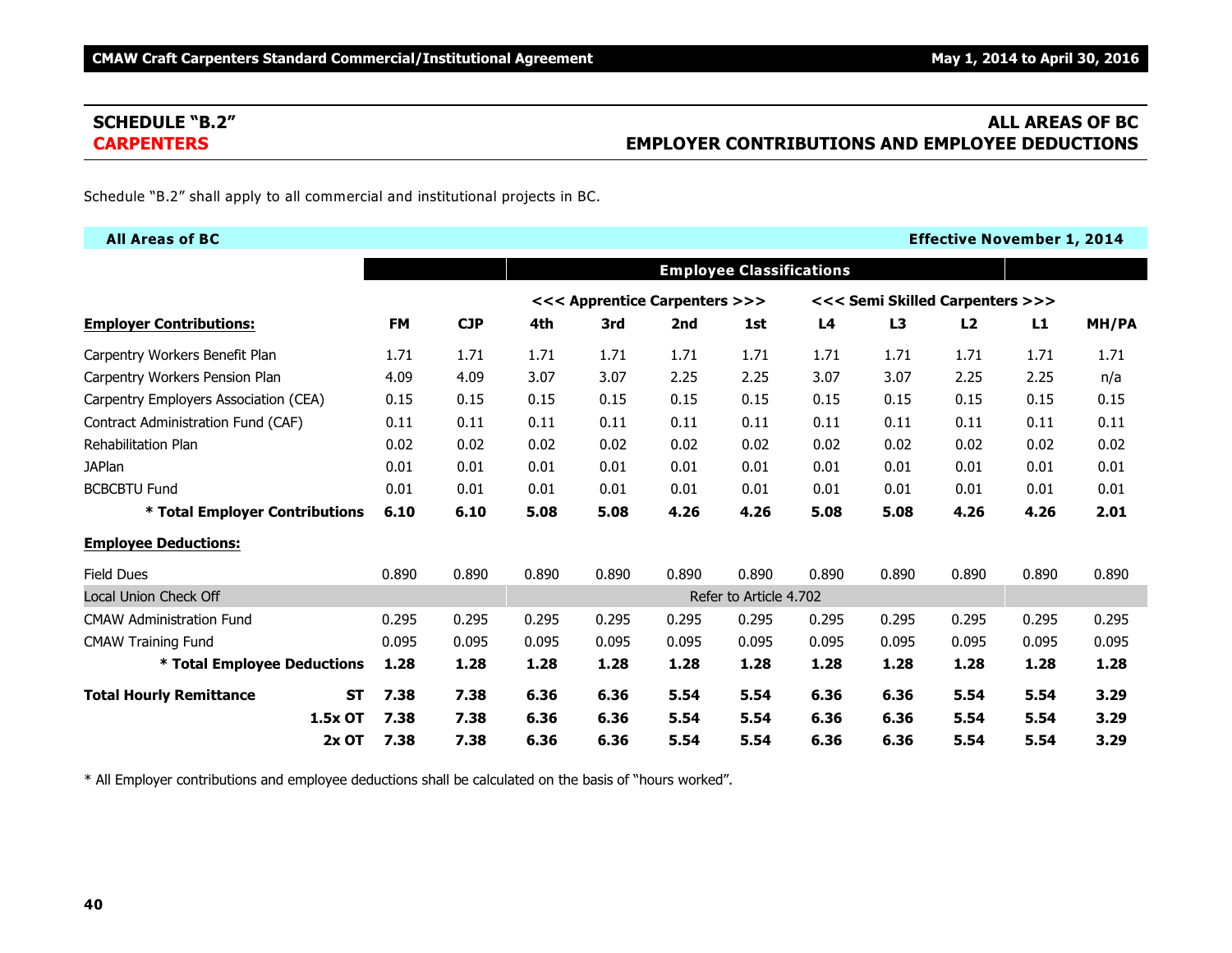## SCHEDULE "B.2" — ALL AREAS OF BC

## CARPENTERS — EMPLOYER CONTRIBUTIONS AND EMPLOYEE DEDUCTIONS

Schedule "B.2" shall apply to all commercial and institutional projects in BC.

**All Areas of BC** — **Effective November 1, 2014**

| | | | | Employee Classifications | | | | | | | |
|---|---|---|---|---|---|---|---|---|---|---|---|
| | | | <<< Apprentice Carpenters >>> | | | | <<< Semi Skilled Carpenters >>> | | | | |
| **Employer Contributions:** | **FM** | **CJP** | **4th** | **3rd** | **2nd** | **1st** | **L4** | **L3** | **L2** | **L1** | **MH/PA** |
| Carpentry Workers Benefit Plan | 1.71 | 1.71 | 1.71 | 1.71 | 1.71 | 1.71 | 1.71 | 1.71 | 1.71 | 1.71 | 1.71 |
| Carpentry Workers Pension Plan | 4.09 | 4.09 | 3.07 | 3.07 | 2.25 | 2.25 | 3.07 | 3.07 | 2.25 | 2.25 | n/a |
| Carpentry Employers Association (CEA) | 0.15 | 0.15 | 0.15 | 0.15 | 0.15 | 0.15 | 0.15 | 0.15 | 0.15 | 0.15 | 0.15 |
| Contract Administration Fund (CAF) | 0.11 | 0.11 | 0.11 | 0.11 | 0.11 | 0.11 | 0.11 | 0.11 | 0.11 | 0.11 | 0.11 |
| Rehabilitation Plan | 0.02 | 0.02 | 0.02 | 0.02 | 0.02 | 0.02 | 0.02 | 0.02 | 0.02 | 0.02 | 0.02 |
| JAPlan | 0.01 | 0.01 | 0.01 | 0.01 | 0.01 | 0.01 | 0.01 | 0.01 | 0.01 | 0.01 | 0.01 |
| BCBCBTU Fund | 0.01 | 0.01 | 0.01 | 0.01 | 0.01 | 0.01 | 0.01 | 0.01 | 0.01 | 0.01 | 0.01 |
| **\* Total Employer Contributions** | **6.10** | **6.10** | **5.08** | **5.08** | **4.26** | **4.26** | **5.08** | **5.08** | **4.26** | **4.26** | **2.01** |
| **Employee Deductions:** | | | | | | | | | | | |
| Field Dues | 0.890 | 0.890 | 0.890 | 0.890 | 0.890 | 0.890 | 0.890 | 0.890 | 0.890 | 0.890 | 0.890 |
| Local Union Check Off | | | Refer to Article 4.702 | | | | | | | | |
| CMAW Administration Fund | 0.295 | 0.295 | 0.295 | 0.295 | 0.295 | 0.295 | 0.295 | 0.295 | 0.295 | 0.295 | 0.295 |
| CMAW Training Fund | 0.095 | 0.095 | 0.095 | 0.095 | 0.095 | 0.095 | 0.095 | 0.095 | 0.095 | 0.095 | 0.095 |
| **\* Total Employee Deductions** | **1.28** | **1.28** | **1.28** | **1.28** | **1.28** | **1.28** | **1.28** | **1.28** | **1.28** | **1.28** | **1.28** |
| **Total Hourly Remittance ST** | **7.38** | **7.38** | **6.36** | **6.36** | **5.54** | **5.54** | **6.36** | **6.36** | **5.54** | **5.54** | **3.29** |
| **1.5x OT** | **7.38** | **7.38** | **6.36** | **6.36** | **5.54** | **5.54** | **6.36** | **6.36** | **5.54** | **5.54** | **3.29** |
| **2x OT** | **7.38** | **7.38** | **6.36** | **6.36** | **5.54** | **5.54** | **6.36** | **6.36** | **5.54** | **5.54** | **3.29** |

\* All Employer contributions and employee deductions shall be calculated on the basis of "hours worked".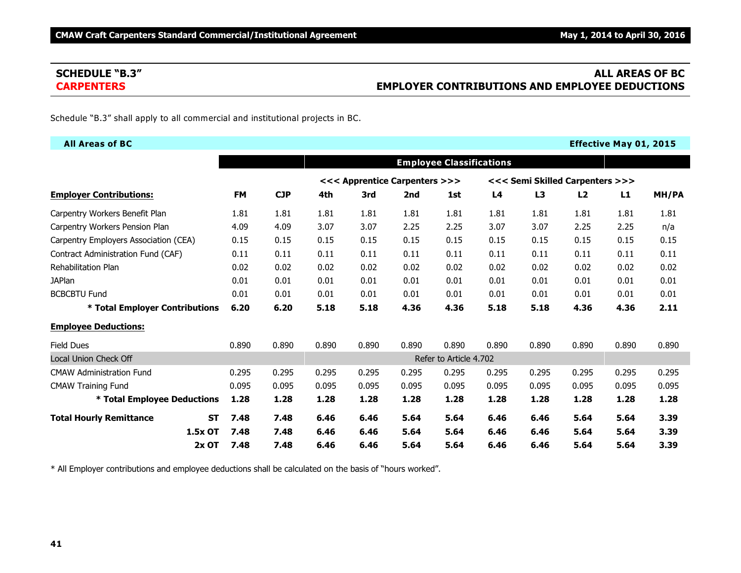## SCHEDULE "B.3" — ALL AREAS OF BC

## CARPENTERS — EMPLOYER CONTRIBUTIONS AND EMPLOYEE DEDUCTIONS

Schedule "B.3" shall apply to all commercial and institutional projects in BC.

**All Areas of BC** — **Effective May 01, 2015**

| | | | Employee Classifications | | | | | | | | |
|---|---|---|---|---|---|---|---|---|---|---|---|
| | | | <<< Apprentice Carpenters >>> | | | | <<< Semi Skilled Carpenters >>> | | | | |
| **Employer Contributions:** | **FM** | **CJP** | **4th** | **3rd** | **2nd** | **1st** | **L4** | **L3** | **L2** | **L1** | **MH/PA** |
| Carpentry Workers Benefit Plan | 1.81 | 1.81 | 1.81 | 1.81 | 1.81 | 1.81 | 1.81 | 1.81 | 1.81 | 1.81 | 1.81 |
| Carpentry Workers Pension Plan | 4.09 | 4.09 | 3.07 | 3.07 | 2.25 | 2.25 | 3.07 | 3.07 | 2.25 | 2.25 | n/a |
| Carpentry Employers Association (CEA) | 0.15 | 0.15 | 0.15 | 0.15 | 0.15 | 0.15 | 0.15 | 0.15 | 0.15 | 0.15 | 0.15 |
| Contract Administration Fund (CAF) | 0.11 | 0.11 | 0.11 | 0.11 | 0.11 | 0.11 | 0.11 | 0.11 | 0.11 | 0.11 | 0.11 |
| Rehabilitation Plan | 0.02 | 0.02 | 0.02 | 0.02 | 0.02 | 0.02 | 0.02 | 0.02 | 0.02 | 0.02 | 0.02 |
| JAPlan | 0.01 | 0.01 | 0.01 | 0.01 | 0.01 | 0.01 | 0.01 | 0.01 | 0.01 | 0.01 | 0.01 |
| BCBCBTU Fund | 0.01 | 0.01 | 0.01 | 0.01 | 0.01 | 0.01 | 0.01 | 0.01 | 0.01 | 0.01 | 0.01 |
| **\* Total Employer Contributions** | **6.20** | **6.20** | **5.18** | **5.18** | **4.36** | **4.36** | **5.18** | **5.18** | **4.36** | **4.36** | **2.11** |
| **Employee Deductions:** | | | | | | | | | | | |
| Field Dues | 0.890 | 0.890 | 0.890 | 0.890 | 0.890 | 0.890 | 0.890 | 0.890 | 0.890 | 0.890 | 0.890 |
| Local Union Check Off | | | Refer to Article 4.702 | | | | | | | | |
| CMAW Administration Fund | 0.295 | 0.295 | 0.295 | 0.295 | 0.295 | 0.295 | 0.295 | 0.295 | 0.295 | 0.295 | 0.295 |
| CMAW Training Fund | 0.095 | 0.095 | 0.095 | 0.095 | 0.095 | 0.095 | 0.095 | 0.095 | 0.095 | 0.095 | 0.095 |
| **\* Total Employee Deductions** | **1.28** | **1.28** | **1.28** | **1.28** | **1.28** | **1.28** | **1.28** | **1.28** | **1.28** | **1.28** | **1.28** |
| **Total Hourly Remittance ST** | **7.48** | **7.48** | **6.46** | **6.46** | **5.64** | **5.64** | **6.46** | **6.46** | **5.64** | **5.64** | **3.39** |
| **1.5x OT** | **7.48** | **7.48** | **6.46** | **6.46** | **5.64** | **5.64** | **6.46** | **6.46** | **5.64** | **5.64** | **3.39** |
| **2x OT** | **7.48** | **7.48** | **6.46** | **6.46** | **5.64** | **5.64** | **6.46** | **6.46** | **5.64** | **5.64** | **3.39** |

\* All Employer contributions and employee deductions shall be calculated on the basis of "hours worked".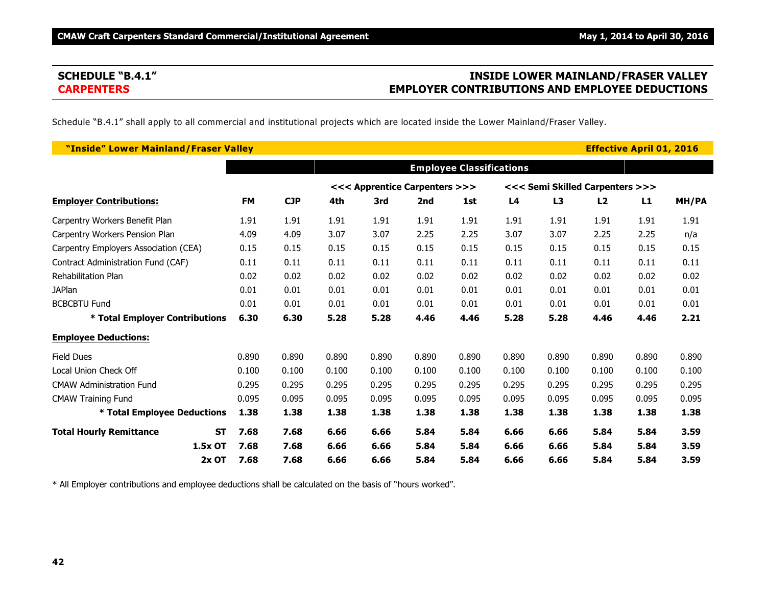## SCHEDULE "B.4.1"
## CARPENTERS

## INSIDE LOWER MAINLAND/FRASER VALLEY
## EMPLOYER CONTRIBUTIONS AND EMPLOYEE DEDUCTIONS

Schedule "B.4.1" shall apply to all commercial and institutional projects which are located inside the Lower Mainland/Fraser Valley.

**"Inside" Lower Mainland/Fraser Valley** — **Effective April 01, 2016**

| | | | Employee Classifications | | | | | | | | |
|---|---|---|---|---|---|---|---|---|---|---|---|
| | | | <<< Apprentice Carpenters >>> | | | | <<< Semi Skilled Carpenters >>> | | | | |
| **Employer Contributions:** | **FM** | **CJP** | **4th** | **3rd** | **2nd** | **1st** | **L4** | **L3** | **L2** | **L1** | **MH/PA** |
| Carpentry Workers Benefit Plan | 1.91 | 1.91 | 1.91 | 1.91 | 1.91 | 1.91 | 1.91 | 1.91 | 1.91 | 1.91 | 1.91 |
| Carpentry Workers Pension Plan | 4.09 | 4.09 | 3.07 | 3.07 | 2.25 | 2.25 | 3.07 | 3.07 | 2.25 | 2.25 | n/a |
| Carpentry Employers Association (CEA) | 0.15 | 0.15 | 0.15 | 0.15 | 0.15 | 0.15 | 0.15 | 0.15 | 0.15 | 0.15 | 0.15 |
| Contract Administration Fund (CAF) | 0.11 | 0.11 | 0.11 | 0.11 | 0.11 | 0.11 | 0.11 | 0.11 | 0.11 | 0.11 | 0.11 |
| Rehabilitation Plan | 0.02 | 0.02 | 0.02 | 0.02 | 0.02 | 0.02 | 0.02 | 0.02 | 0.02 | 0.02 | 0.02 |
| JAPlan | 0.01 | 0.01 | 0.01 | 0.01 | 0.01 | 0.01 | 0.01 | 0.01 | 0.01 | 0.01 | 0.01 |
| BCBCBTU Fund | 0.01 | 0.01 | 0.01 | 0.01 | 0.01 | 0.01 | 0.01 | 0.01 | 0.01 | 0.01 | 0.01 |
| **\* Total Employer Contributions** | **6.30** | **6.30** | **5.28** | **5.28** | **4.46** | **4.46** | **5.28** | **5.28** | **4.46** | **4.46** | **2.21** |
| **Employee Deductions:** | | | | | | | | | | | |
| Field Dues | 0.890 | 0.890 | 0.890 | 0.890 | 0.890 | 0.890 | 0.890 | 0.890 | 0.890 | 0.890 | 0.890 |
| Local Union Check Off | 0.100 | 0.100 | 0.100 | 0.100 | 0.100 | 0.100 | 0.100 | 0.100 | 0.100 | 0.100 | 0.100 |
| CMAW Administration Fund | 0.295 | 0.295 | 0.295 | 0.295 | 0.295 | 0.295 | 0.295 | 0.295 | 0.295 | 0.295 | 0.295 |
| CMAW Training Fund | 0.095 | 0.095 | 0.095 | 0.095 | 0.095 | 0.095 | 0.095 | 0.095 | 0.095 | 0.095 | 0.095 |
| **\* Total Employee Deductions** | **1.38** | **1.38** | **1.38** | **1.38** | **1.38** | **1.38** | **1.38** | **1.38** | **1.38** | **1.38** | **1.38** |
| **Total Hourly Remittance ST** | **7.68** | **7.68** | **6.66** | **6.66** | **5.84** | **5.84** | **6.66** | **6.66** | **5.84** | **5.84** | **3.59** |
| **1.5x OT** | **7.68** | **7.68** | **6.66** | **6.66** | **5.84** | **5.84** | **6.66** | **6.66** | **5.84** | **5.84** | **3.59** |
| **2x OT** | **7.68** | **7.68** | **6.66** | **6.66** | **5.84** | **5.84** | **6.66** | **6.66** | **5.84** | **5.84** | **3.59** |

\* All Employer contributions and employee deductions shall be calculated on the basis of "hours worked".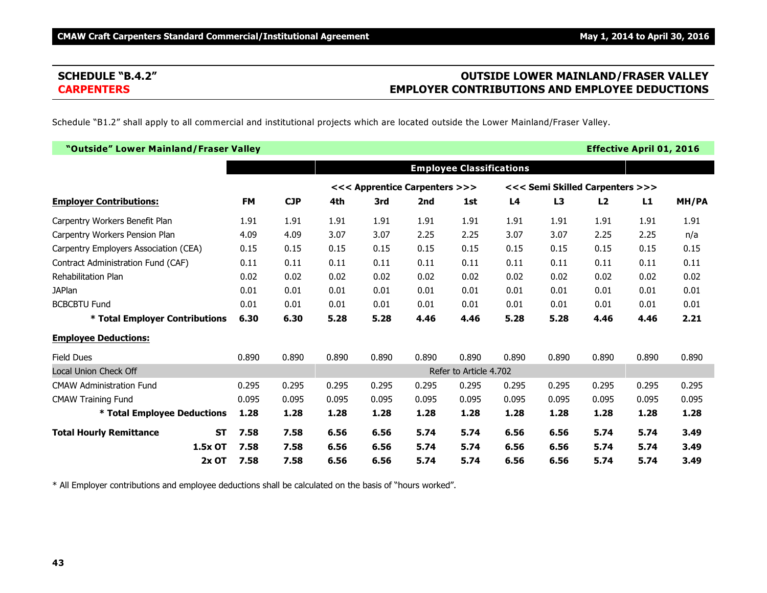## SCHEDULE "B.4.2" — OUTSIDE LOWER MAINLAND/FRASER VALLEY
## CARPENTERS — EMPLOYER CONTRIBUTIONS AND EMPLOYEE DEDUCTIONS

Schedule "B1.2" shall apply to all commercial and institutional projects which are located outside the Lower Mainland/Fraser Valley.

**"Outside" Lower Mainland/Fraser Valley** — **Effective April 01, 2016**

| | | | Employee Classifications | | | | | | | | |
|---|---|---|---|---|---|---|---|---|---|---|---|
| | | | <<< Apprentice Carpenters >>> | | | | <<< Semi Skilled Carpenters >>> | | | | |
| **Employer Contributions:** | **FM** | **CJP** | **4th** | **3rd** | **2nd** | **1st** | **L4** | **L3** | **L2** | **L1** | **MH/PA** |
| Carpentry Workers Benefit Plan | 1.91 | 1.91 | 1.91 | 1.91 | 1.91 | 1.91 | 1.91 | 1.91 | 1.91 | 1.91 | 1.91 |
| Carpentry Workers Pension Plan | 4.09 | 4.09 | 3.07 | 3.07 | 2.25 | 2.25 | 3.07 | 3.07 | 2.25 | 2.25 | n/a |
| Carpentry Employers Association (CEA) | 0.15 | 0.15 | 0.15 | 0.15 | 0.15 | 0.15 | 0.15 | 0.15 | 0.15 | 0.15 | 0.15 |
| Contract Administration Fund (CAF) | 0.11 | 0.11 | 0.11 | 0.11 | 0.11 | 0.11 | 0.11 | 0.11 | 0.11 | 0.11 | 0.11 |
| Rehabilitation Plan | 0.02 | 0.02 | 0.02 | 0.02 | 0.02 | 0.02 | 0.02 | 0.02 | 0.02 | 0.02 | 0.02 |
| JAPlan | 0.01 | 0.01 | 0.01 | 0.01 | 0.01 | 0.01 | 0.01 | 0.01 | 0.01 | 0.01 | 0.01 |
| BCBCBTU Fund | 0.01 | 0.01 | 0.01 | 0.01 | 0.01 | 0.01 | 0.01 | 0.01 | 0.01 | 0.01 | 0.01 |
| **\* Total Employer Contributions** | **6.30** | **6.30** | **5.28** | **5.28** | **4.46** | **4.46** | **5.28** | **5.28** | **4.46** | **4.46** | **2.21** |
| **Employee Deductions:** | | | | | | | | | | | |
| Field Dues | 0.890 | 0.890 | 0.890 | 0.890 | 0.890 | 0.890 | 0.890 | 0.890 | 0.890 | 0.890 | 0.890 |
| Local Union Check Off | | | Refer to Article 4.702 | | | | | | | | |
| CMAW Administration Fund | 0.295 | 0.295 | 0.295 | 0.295 | 0.295 | 0.295 | 0.295 | 0.295 | 0.295 | 0.295 | 0.295 |
| CMAW Training Fund | 0.095 | 0.095 | 0.095 | 0.095 | 0.095 | 0.095 | 0.095 | 0.095 | 0.095 | 0.095 | 0.095 |
| **\* Total Employee Deductions** | **1.28** | **1.28** | **1.28** | **1.28** | **1.28** | **1.28** | **1.28** | **1.28** | **1.28** | **1.28** | **1.28** |
| **Total Hourly Remittance ST** | **7.58** | **7.58** | **6.56** | **6.56** | **5.74** | **5.74** | **6.56** | **6.56** | **5.74** | **5.74** | **3.49** |
| **1.5x OT** | **7.58** | **7.58** | **6.56** | **6.56** | **5.74** | **5.74** | **6.56** | **6.56** | **5.74** | **5.74** | **3.49** |
| **2x OT** | **7.58** | **7.58** | **6.56** | **6.56** | **5.74** | **5.74** | **6.56** | **6.56** | **5.74** | **5.74** | **3.49** |

\* All Employer contributions and employee deductions shall be calculated on the basis of "hours worked".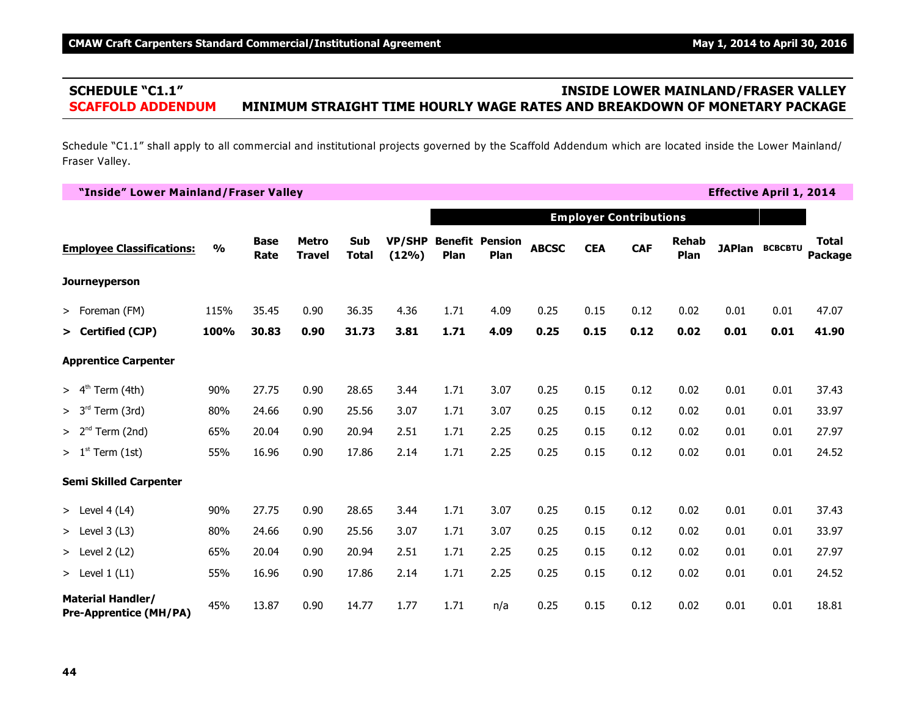## SCHEDULE "C1.1" — INSIDE LOWER MAINLAND/FRASER VALLEY

## SCAFFOLD ADDENDUM — MINIMUM STRAIGHT TIME HOURLY WAGE RATES AND BREAKDOWN OF MONETARY PACKAGE

Schedule "C1.1" shall apply to all commercial and institutional projects governed by the Scaffold Addendum which are located inside the Lower Mainland/ Fraser Valley.

**"Inside" Lower Mainland/Fraser Valley** — **Effective April 1, 2014**

| Employee Classifications: | % | Base Rate | Metro Travel | Sub Total | VP/SHP (12%) | Benefit Plan | Pension Plan | ABCSC | CEA | CAF | Rehab Plan | JAPlan | BCBCBTU | Total Package |
|---|---|---|---|---|---|---|---|---|---|---|---|---|---|---|
| | | | | | | Employer Contributions | | | | | | | | |
| **Journeyperson** | | | | | | | | | | | | | | |
| > Foreman (FM) | 115% | 35.45 | 0.90 | 36.35 | 4.36 | 1.71 | 4.09 | 0.25 | 0.15 | 0.12 | 0.02 | 0.01 | 0.01 | 47.07 |
| **> Certified (CJP)** | **100%** | **30.83** | **0.90** | **31.73** | **3.81** | **1.71** | **4.09** | **0.25** | **0.15** | **0.12** | **0.02** | **0.01** | **0.01** | **41.90** |
| **Apprentice Carpenter** | | | | | | | | | | | | | | |
| > 4th Term (4th) | 90% | 27.75 | 0.90 | 28.65 | 3.44 | 1.71 | 3.07 | 0.25 | 0.15 | 0.12 | 0.02 | 0.01 | 0.01 | 37.43 |
| > 3rd Term (3rd) | 80% | 24.66 | 0.90 | 25.56 | 3.07 | 1.71 | 3.07 | 0.25 | 0.15 | 0.12 | 0.02 | 0.01 | 0.01 | 33.97 |
| > 2nd Term (2nd) | 65% | 20.04 | 0.90 | 20.94 | 2.51 | 1.71 | 2.25 | 0.25 | 0.15 | 0.12 | 0.02 | 0.01 | 0.01 | 27.97 |
| > 1st Term (1st) | 55% | 16.96 | 0.90 | 17.86 | 2.14 | 1.71 | 2.25 | 0.25 | 0.15 | 0.12 | 0.02 | 0.01 | 0.01 | 24.52 |
| **Semi Skilled Carpenter** | | | | | | | | | | | | | | |
| > Level 4 (L4) | 90% | 27.75 | 0.90 | 28.65 | 3.44 | 1.71 | 3.07 | 0.25 | 0.15 | 0.12 | 0.02 | 0.01 | 0.01 | 37.43 |
| > Level 3 (L3) | 80% | 24.66 | 0.90 | 25.56 | 3.07 | 1.71 | 3.07 | 0.25 | 0.15 | 0.12 | 0.02 | 0.01 | 0.01 | 33.97 |
| > Level 2 (L2) | 65% | 20.04 | 0.90 | 20.94 | 2.51 | 1.71 | 2.25 | 0.25 | 0.15 | 0.12 | 0.02 | 0.01 | 0.01 | 27.97 |
| > Level 1 (L1) | 55% | 16.96 | 0.90 | 17.86 | 2.14 | 1.71 | 2.25 | 0.25 | 0.15 | 0.12 | 0.02 | 0.01 | 0.01 | 24.52 |
| **Material Handler/ Pre-Apprentice (MH/PA)** | 45% | 13.87 | 0.90 | 14.77 | 1.77 | 1.71 | n/a | 0.25 | 0.15 | 0.12 | 0.02 | 0.01 | 0.01 | 18.81 |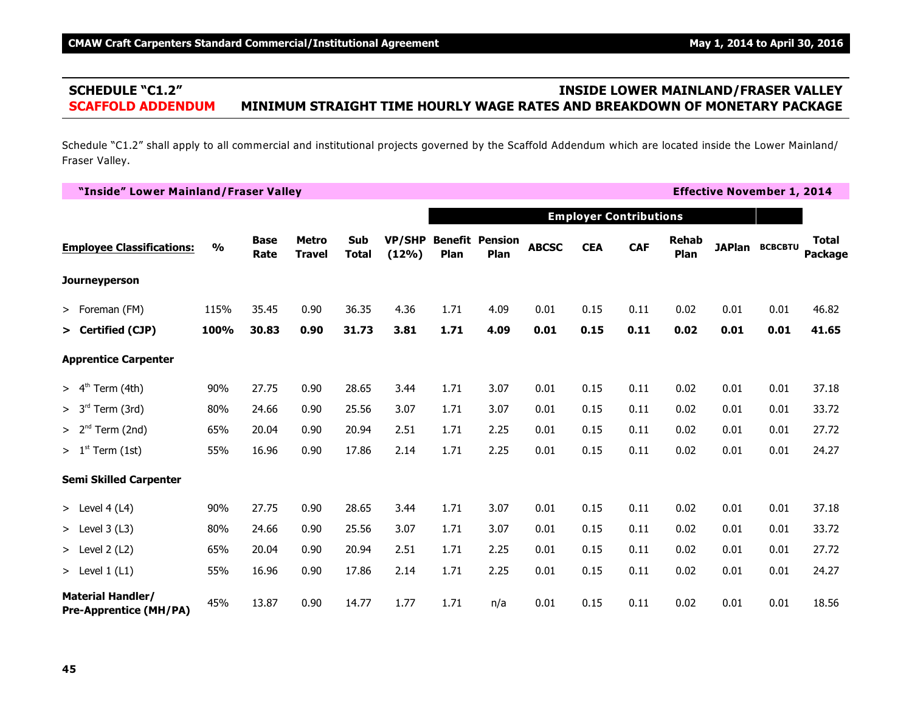## SCHEDULE "C1.2" — INSIDE LOWER MAINLAND/FRASER VALLEY

## SCAFFOLD ADDENDUM — MINIMUM STRAIGHT TIME HOURLY WAGE RATES AND BREAKDOWN OF MONETARY PACKAGE

Schedule "C1.2" shall apply to all commercial and institutional projects governed by the Scaffold Addendum which are located inside the Lower Mainland/ Fraser Valley.

**"Inside" Lower Mainland/Fraser Valley** — **Effective November 1, 2014**

| Employee Classifications: | % | Base Rate | Metro Travel | Sub Total | VP/SHP (12%) | Employer Contributions | | | | | | | | Total Package |
|---|---|---|---|---|---|---|---|---|---|---|---|---|---|---|
| | | | | | | Benefit Plan | Pension Plan | ABCSC | CEA | CAF | Rehab Plan | JAPlan | BCBCBTU | |
| **Journeyperson** | | | | | | | | | | | | | | |
| > Foreman (FM) | 115% | 35.45 | 0.90 | 36.35 | 4.36 | 1.71 | 4.09 | 0.01 | 0.15 | 0.11 | 0.02 | 0.01 | 0.01 | 46.82 |
| **> Certified (CJP)** | **100%** | **30.83** | **0.90** | **31.73** | **3.81** | **1.71** | **4.09** | **0.01** | **0.15** | **0.11** | **0.02** | **0.01** | **0.01** | **41.65** |
| **Apprentice Carpenter** | | | | | | | | | | | | | | |
| > 4th Term (4th) | 90% | 27.75 | 0.90 | 28.65 | 3.44 | 1.71 | 3.07 | 0.01 | 0.15 | 0.11 | 0.02 | 0.01 | 0.01 | 37.18 |
| > 3rd Term (3rd) | 80% | 24.66 | 0.90 | 25.56 | 3.07 | 1.71 | 3.07 | 0.01 | 0.15 | 0.11 | 0.02 | 0.01 | 0.01 | 33.72 |
| > 2nd Term (2nd) | 65% | 20.04 | 0.90 | 20.94 | 2.51 | 1.71 | 2.25 | 0.01 | 0.15 | 0.11 | 0.02 | 0.01 | 0.01 | 27.72 |
| > 1st Term (1st) | 55% | 16.96 | 0.90 | 17.86 | 2.14 | 1.71 | 2.25 | 0.01 | 0.15 | 0.11 | 0.02 | 0.01 | 0.01 | 24.27 |
| **Semi Skilled Carpenter** | | | | | | | | | | | | | | |
| > Level 4 (L4) | 90% | 27.75 | 0.90 | 28.65 | 3.44 | 1.71 | 3.07 | 0.01 | 0.15 | 0.11 | 0.02 | 0.01 | 0.01 | 37.18 |
| > Level 3 (L3) | 80% | 24.66 | 0.90 | 25.56 | 3.07 | 1.71 | 3.07 | 0.01 | 0.15 | 0.11 | 0.02 | 0.01 | 0.01 | 33.72 |
| > Level 2 (L2) | 65% | 20.04 | 0.90 | 20.94 | 2.51 | 1.71 | 2.25 | 0.01 | 0.15 | 0.11 | 0.02 | 0.01 | 0.01 | 27.72 |
| > Level 1 (L1) | 55% | 16.96 | 0.90 | 17.86 | 2.14 | 1.71 | 2.25 | 0.01 | 0.15 | 0.11 | 0.02 | 0.01 | 0.01 | 24.27 |
| **Material Handler/ Pre-Apprentice (MH/PA)** | 45% | 13.87 | 0.90 | 14.77 | 1.77 | 1.71 | n/a | 0.01 | 0.15 | 0.11 | 0.02 | 0.01 | 0.01 | 18.56 |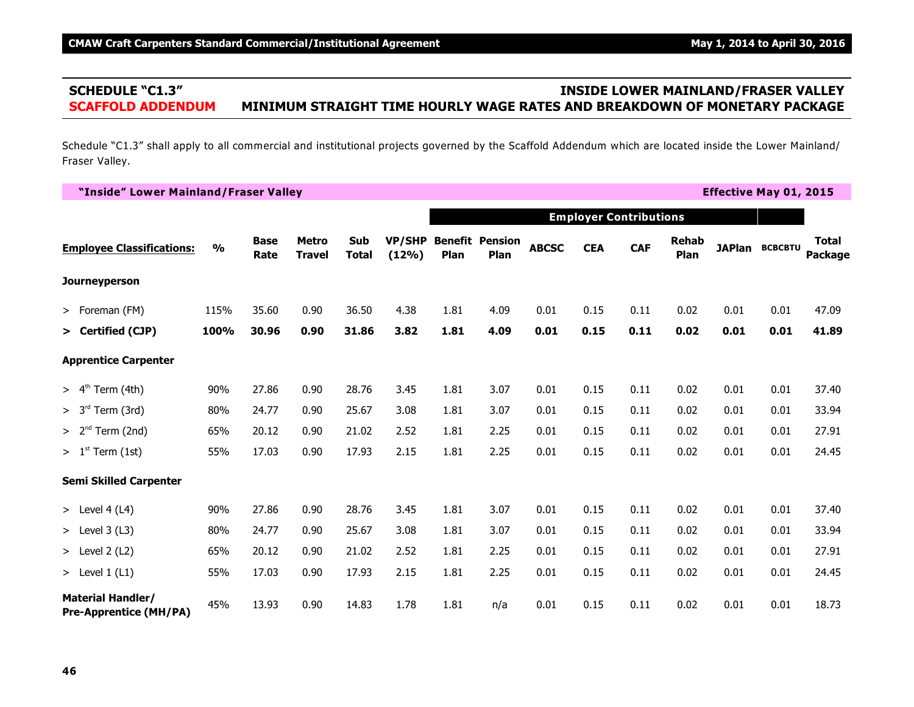## SCHEDULE "C1.3" — INSIDE LOWER MAINLAND/FRASER VALLEY

## SCAFFOLD ADDENDUM — MINIMUM STRAIGHT TIME HOURLY WAGE RATES AND BREAKDOWN OF MONETARY PACKAGE

Schedule "C1.3" shall apply to all commercial and institutional projects governed by the Scaffold Addendum which are located inside the Lower Mainland/ Fraser Valley.

**"Inside" Lower Mainland/Fraser Valley** — **Effective May 01, 2015**

| | | | | | | Employer Contributions | | | | | | | | |
|---|---|---|---|---|---|---|---|---|---|---|---|---|---|---|
| **Employee Classifications:** | **%** | **Base Rate** | **Metro Travel** | **Sub Total** | **VP/SHP (12%)** | **Benefit Plan** | **Pension Plan** | **ABCSC** | **CEA** | **CAF** | **Rehab Plan** | **JAPlan** | **BCBCBTU** | **Total Package** |
| **Journeyperson** | | | | | | | | | | | | | | |
| > Foreman (FM) | 115% | 35.60 | 0.90 | 36.50 | 4.38 | 1.81 | 4.09 | 0.01 | 0.15 | 0.11 | 0.02 | 0.01 | 0.01 | 47.09 |
| **> Certified (CJP)** | **100%** | **30.96** | **0.90** | **31.86** | **3.82** | **1.81** | **4.09** | **0.01** | **0.15** | **0.11** | **0.02** | **0.01** | **0.01** | **41.89** |
| **Apprentice Carpenter** | | | | | | | | | | | | | | |
| > 4th Term (4th) | 90% | 27.86 | 0.90 | 28.76 | 3.45 | 1.81 | 3.07 | 0.01 | 0.15 | 0.11 | 0.02 | 0.01 | 0.01 | 37.40 |
| > 3rd Term (3rd) | 80% | 24.77 | 0.90 | 25.67 | 3.08 | 1.81 | 3.07 | 0.01 | 0.15 | 0.11 | 0.02 | 0.01 | 0.01 | 33.94 |
| > 2nd Term (2nd) | 65% | 20.12 | 0.90 | 21.02 | 2.52 | 1.81 | 2.25 | 0.01 | 0.15 | 0.11 | 0.02 | 0.01 | 0.01 | 27.91 |
| > 1st Term (1st) | 55% | 17.03 | 0.90 | 17.93 | 2.15 | 1.81 | 2.25 | 0.01 | 0.15 | 0.11 | 0.02 | 0.01 | 0.01 | 24.45 |
| **Semi Skilled Carpenter** | | | | | | | | | | | | | | |
| > Level 4 (L4) | 90% | 27.86 | 0.90 | 28.76 | 3.45 | 1.81 | 3.07 | 0.01 | 0.15 | 0.11 | 0.02 | 0.01 | 0.01 | 37.40 |
| > Level 3 (L3) | 80% | 24.77 | 0.90 | 25.67 | 3.08 | 1.81 | 3.07 | 0.01 | 0.15 | 0.11 | 0.02 | 0.01 | 0.01 | 33.94 |
| > Level 2 (L2) | 65% | 20.12 | 0.90 | 21.02 | 2.52 | 1.81 | 2.25 | 0.01 | 0.15 | 0.11 | 0.02 | 0.01 | 0.01 | 27.91 |
| > Level 1 (L1) | 55% | 17.03 | 0.90 | 17.93 | 2.15 | 1.81 | 2.25 | 0.01 | 0.15 | 0.11 | 0.02 | 0.01 | 0.01 | 24.45 |
| **Material Handler/ Pre-Apprentice (MH/PA)** | 45% | 13.93 | 0.90 | 14.83 | 1.78 | 1.81 | n/a | 0.01 | 0.15 | 0.11 | 0.02 | 0.01 | 0.01 | 18.73 |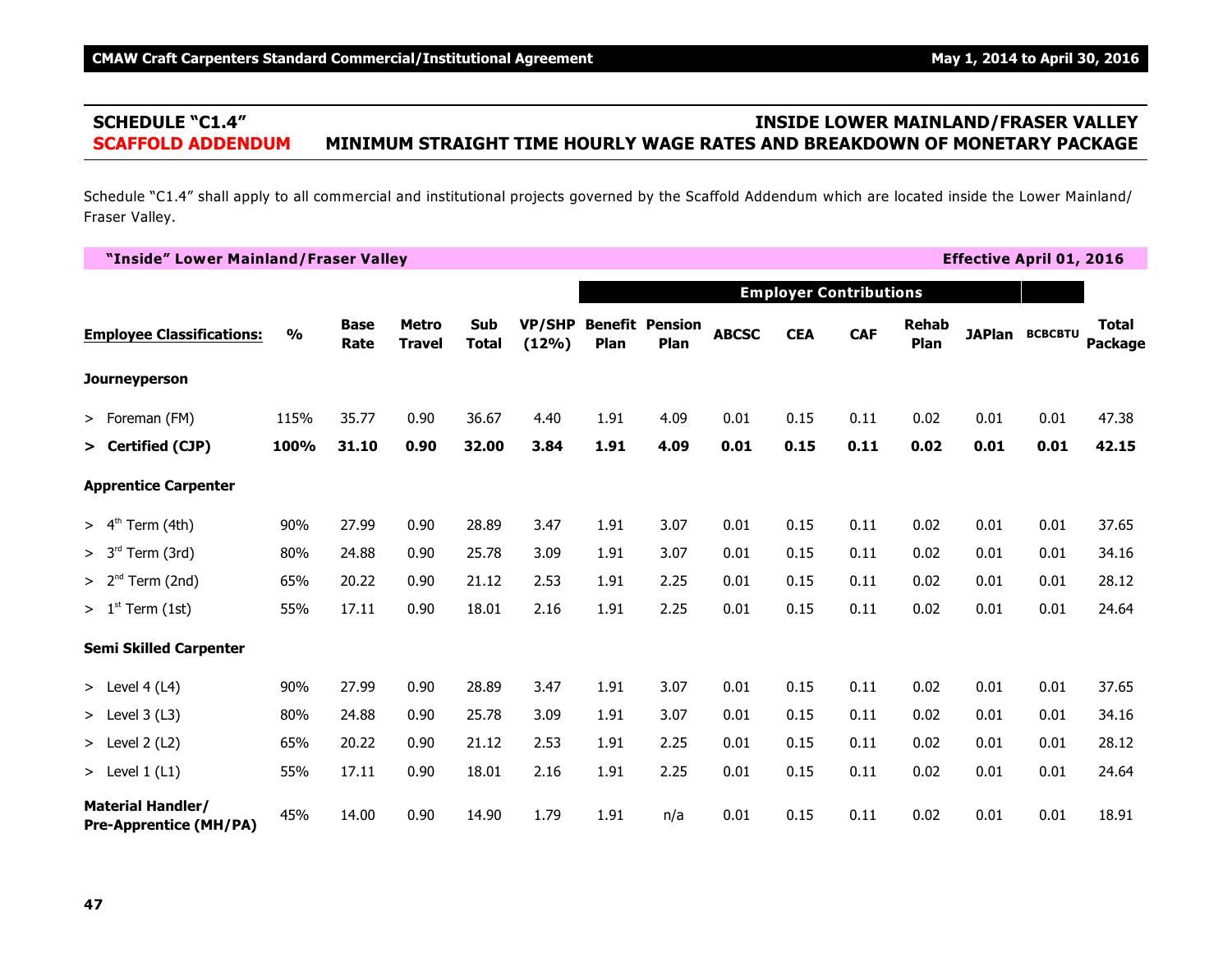## SCHEDULE "C1.4" — INSIDE LOWER MAINLAND/FRASER VALLEY

## SCAFFOLD ADDENDUM — MINIMUM STRAIGHT TIME HOURLY WAGE RATES AND BREAKDOWN OF MONETARY PACKAGE

Schedule "C1.4" shall apply to all commercial and institutional projects governed by the Scaffold Addendum which are located inside the Lower Mainland/ Fraser Valley.

**"Inside" Lower Mainland/Fraser Valley** — **Effective April 01, 2016**

| | | | | | | Employer Contributions | | | | | | | | |
|---|---|---|---|---|---|---|---|---|---|---|---|---|---|---|
| **Employee Classifications:** | **%** | **Base Rate** | **Metro Travel** | **Sub Total** | **VP/SHP (12%)** | **Benefit Plan** | **Pension Plan** | **ABCSC** | **CEA** | **CAF** | **Rehab Plan** | **JAPlan** | **BCBCBTU** | **Total Package** |
| **Journeyperson** | | | | | | | | | | | | | | |
| > Foreman (FM) | 115% | 35.77 | 0.90 | 36.67 | 4.40 | 1.91 | 4.09 | 0.01 | 0.15 | 0.11 | 0.02 | 0.01 | 0.01 | 47.38 |
| **> Certified (CJP)** | **100%** | **31.10** | **0.90** | **32.00** | **3.84** | **1.91** | **4.09** | **0.01** | **0.15** | **0.11** | **0.02** | **0.01** | **0.01** | **42.15** |
| **Apprentice Carpenter** | | | | | | | | | | | | | | |
| > 4th Term (4th) | 90% | 27.99 | 0.90 | 28.89 | 3.47 | 1.91 | 3.07 | 0.01 | 0.15 | 0.11 | 0.02 | 0.01 | 0.01 | 37.65 |
| > 3rd Term (3rd) | 80% | 24.88 | 0.90 | 25.78 | 3.09 | 1.91 | 3.07 | 0.01 | 0.15 | 0.11 | 0.02 | 0.01 | 0.01 | 34.16 |
| > 2nd Term (2nd) | 65% | 20.22 | 0.90 | 21.12 | 2.53 | 1.91 | 2.25 | 0.01 | 0.15 | 0.11 | 0.02 | 0.01 | 0.01 | 28.12 |
| > 1st Term (1st) | 55% | 17.11 | 0.90 | 18.01 | 2.16 | 1.91 | 2.25 | 0.01 | 0.15 | 0.11 | 0.02 | 0.01 | 0.01 | 24.64 |
| **Semi Skilled Carpenter** | | | | | | | | | | | | | | |
| > Level 4 (L4) | 90% | 27.99 | 0.90 | 28.89 | 3.47 | 1.91 | 3.07 | 0.01 | 0.15 | 0.11 | 0.02 | 0.01 | 0.01 | 37.65 |
| > Level 3 (L3) | 80% | 24.88 | 0.90 | 25.78 | 3.09 | 1.91 | 3.07 | 0.01 | 0.15 | 0.11 | 0.02 | 0.01 | 0.01 | 34.16 |
| > Level 2 (L2) | 65% | 20.22 | 0.90 | 21.12 | 2.53 | 1.91 | 2.25 | 0.01 | 0.15 | 0.11 | 0.02 | 0.01 | 0.01 | 28.12 |
| > Level 1 (L1) | 55% | 17.11 | 0.90 | 18.01 | 2.16 | 1.91 | 2.25 | 0.01 | 0.15 | 0.11 | 0.02 | 0.01 | 0.01 | 24.64 |
| **Material Handler/ Pre-Apprentice (MH/PA)** | 45% | 14.00 | 0.90 | 14.90 | 1.79 | 1.91 | n/a | 0.01 | 0.15 | 0.11 | 0.02 | 0.01 | 0.01 | 18.91 |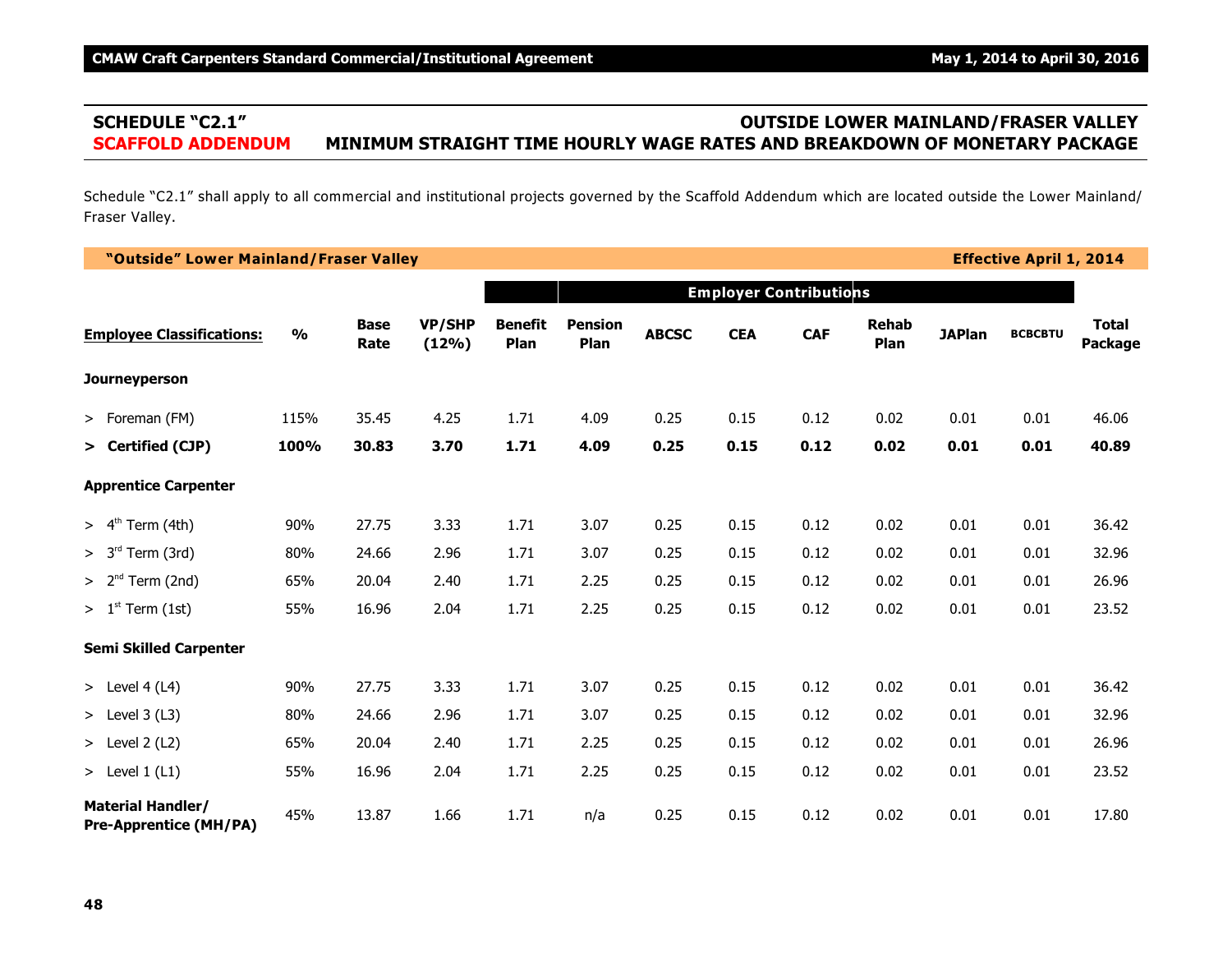## SCHEDULE "C2.1" — OUTSIDE LOWER MAINLAND/FRASER VALLEY

## SCAFFOLD ADDENDUM — MINIMUM STRAIGHT TIME HOURLY WAGE RATES AND BREAKDOWN OF MONETARY PACKAGE

Schedule "C2.1" shall apply to all commercial and institutional projects governed by the Scaffold Addendum which are located outside the Lower Mainland/ Fraser Valley.

**"Outside" Lower Mainland/Fraser Valley** — **Effective April 1, 2014**

| | | | | Employer Contributions | | | | | | | | |
|---|---|---|---|---|---|---|---|---|---|---|---|---|
| **Employee Classifications:** | **%** | **Base Rate** | **VP/SHP (12%)** | **Benefit Plan** | **Pension Plan** | **ABCSC** | **CEA** | **CAF** | **Rehab Plan** | **JAPlan** | **BCBCBTU** | **Total Package** |
| **Journeyperson** | | | | | | | | | | | | |
| > Foreman (FM) | 115% | 35.45 | 4.25 | 1.71 | 4.09 | 0.25 | 0.15 | 0.12 | 0.02 | 0.01 | 0.01 | 46.06 |
| **> Certified (CJP)** | **100%** | **30.83** | **3.70** | **1.71** | **4.09** | **0.25** | **0.15** | **0.12** | **0.02** | **0.01** | **0.01** | **40.89** |
| **Apprentice Carpenter** | | | | | | | | | | | | |
| > 4th Term (4th) | 90% | 27.75 | 3.33 | 1.71 | 3.07 | 0.25 | 0.15 | 0.12 | 0.02 | 0.01 | 0.01 | 36.42 |
| > 3rd Term (3rd) | 80% | 24.66 | 2.96 | 1.71 | 3.07 | 0.25 | 0.15 | 0.12 | 0.02 | 0.01 | 0.01 | 32.96 |
| > 2nd Term (2nd) | 65% | 20.04 | 2.40 | 1.71 | 2.25 | 0.25 | 0.15 | 0.12 | 0.02 | 0.01 | 0.01 | 26.96 |
| > 1st Term (1st) | 55% | 16.96 | 2.04 | 1.71 | 2.25 | 0.25 | 0.15 | 0.12 | 0.02 | 0.01 | 0.01 | 23.52 |
| **Semi Skilled Carpenter** | | | | | | | | | | | | |
| > Level 4 (L4) | 90% | 27.75 | 3.33 | 1.71 | 3.07 | 0.25 | 0.15 | 0.12 | 0.02 | 0.01 | 0.01 | 36.42 |
| > Level 3 (L3) | 80% | 24.66 | 2.96 | 1.71 | 3.07 | 0.25 | 0.15 | 0.12 | 0.02 | 0.01 | 0.01 | 32.96 |
| > Level 2 (L2) | 65% | 20.04 | 2.40 | 1.71 | 2.25 | 0.25 | 0.15 | 0.12 | 0.02 | 0.01 | 0.01 | 26.96 |
| > Level 1 (L1) | 55% | 16.96 | 2.04 | 1.71 | 2.25 | 0.25 | 0.15 | 0.12 | 0.02 | 0.01 | 0.01 | 23.52 |
| **Material Handler/ Pre-Apprentice (MH/PA)** | 45% | 13.87 | 1.66 | 1.71 | n/a | 0.25 | 0.15 | 0.12 | 0.02 | 0.01 | 0.01 | 17.80 |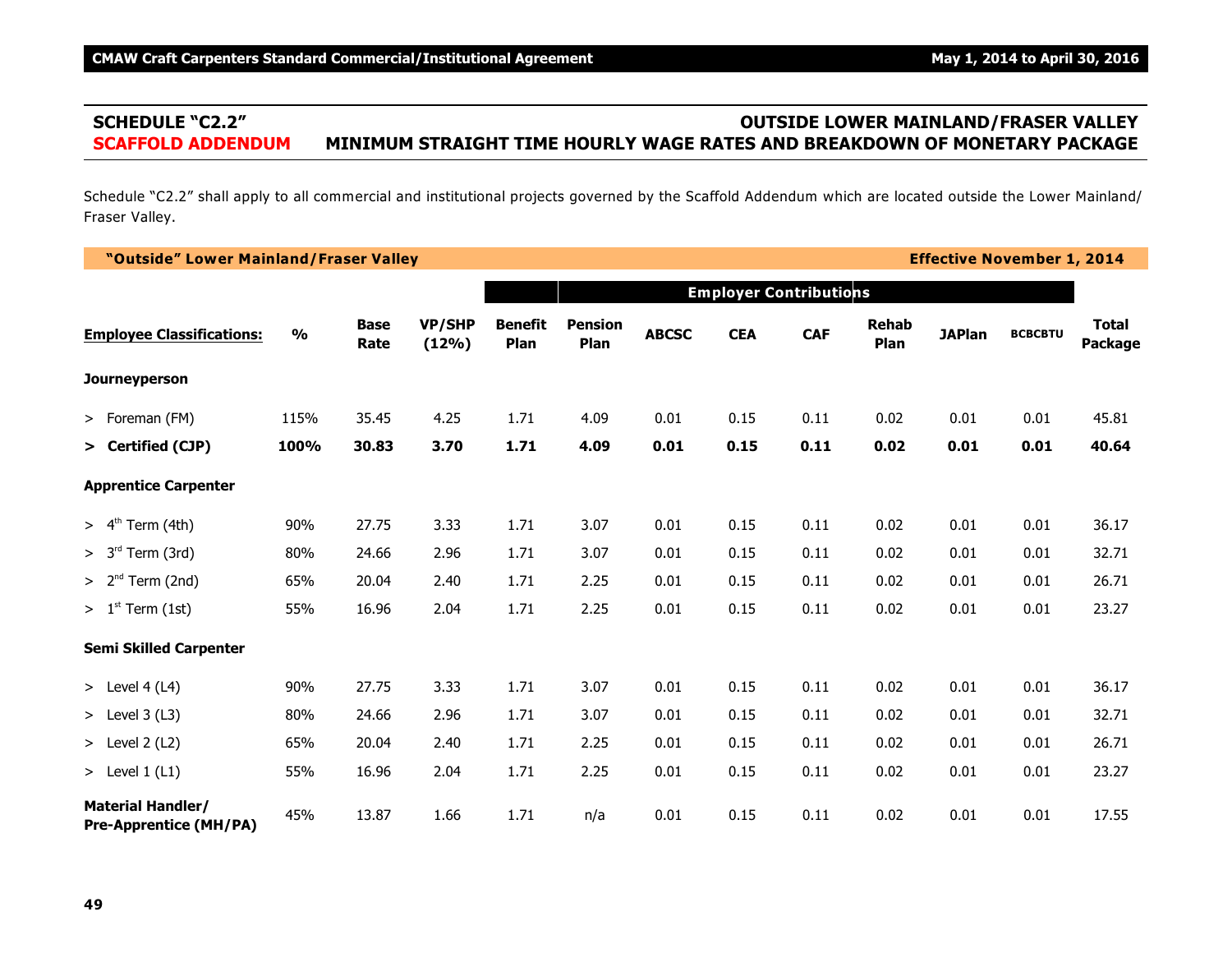## SCHEDULE "C2.2" — OUTSIDE LOWER MAINLAND/FRASER VALLEY

## SCAFFOLD ADDENDUM — MINIMUM STRAIGHT TIME HOURLY WAGE RATES AND BREAKDOWN OF MONETARY PACKAGE

Schedule "C2.2" shall apply to all commercial and institutional projects governed by the Scaffold Addendum which are located outside the Lower Mainland/ Fraser Valley.

**"Outside" Lower Mainland/Fraser Valley** — **Effective November 1, 2014**

| | | | | Employer Contributions | | | | | | | | |
|---|---|---|---|---|---|---|---|---|---|---|---|---|
| **Employee Classifications:** | **%** | **Base Rate** | **VP/SHP (12%)** | **Benefit Plan** | **Pension Plan** | **ABCSC** | **CEA** | **CAF** | **Rehab Plan** | **JAPlan** | **BCBCBTU** | **Total Package** |
| **Journeyperson** | | | | | | | | | | | | |
| > Foreman (FM) | 115% | 35.45 | 4.25 | 1.71 | 4.09 | 0.01 | 0.15 | 0.11 | 0.02 | 0.01 | 0.01 | 45.81 |
| **> Certified (CJP)** | **100%** | **30.83** | **3.70** | **1.71** | **4.09** | **0.01** | **0.15** | **0.11** | **0.02** | **0.01** | **0.01** | **40.64** |
| **Apprentice Carpenter** | | | | | | | | | | | | |
| > 4th Term (4th) | 90% | 27.75 | 3.33 | 1.71 | 3.07 | 0.01 | 0.15 | 0.11 | 0.02 | 0.01 | 0.01 | 36.17 |
| > 3rd Term (3rd) | 80% | 24.66 | 2.96 | 1.71 | 3.07 | 0.01 | 0.15 | 0.11 | 0.02 | 0.01 | 0.01 | 32.71 |
| > 2nd Term (2nd) | 65% | 20.04 | 2.40 | 1.71 | 2.25 | 0.01 | 0.15 | 0.11 | 0.02 | 0.01 | 0.01 | 26.71 |
| > 1st Term (1st) | 55% | 16.96 | 2.04 | 1.71 | 2.25 | 0.01 | 0.15 | 0.11 | 0.02 | 0.01 | 0.01 | 23.27 |
| **Semi Skilled Carpenter** | | | | | | | | | | | | |
| > Level 4 (L4) | 90% | 27.75 | 3.33 | 1.71 | 3.07 | 0.01 | 0.15 | 0.11 | 0.02 | 0.01 | 0.01 | 36.17 |
| > Level 3 (L3) | 80% | 24.66 | 2.96 | 1.71 | 3.07 | 0.01 | 0.15 | 0.11 | 0.02 | 0.01 | 0.01 | 32.71 |
| > Level 2 (L2) | 65% | 20.04 | 2.40 | 1.71 | 2.25 | 0.01 | 0.15 | 0.11 | 0.02 | 0.01 | 0.01 | 26.71 |
| > Level 1 (L1) | 55% | 16.96 | 2.04 | 1.71 | 2.25 | 0.01 | 0.15 | 0.11 | 0.02 | 0.01 | 0.01 | 23.27 |
| **Material Handler/ Pre-Apprentice (MH/PA)** | 45% | 13.87 | 1.66 | 1.71 | n/a | 0.01 | 0.15 | 0.11 | 0.02 | 0.01 | 0.01 | 17.55 |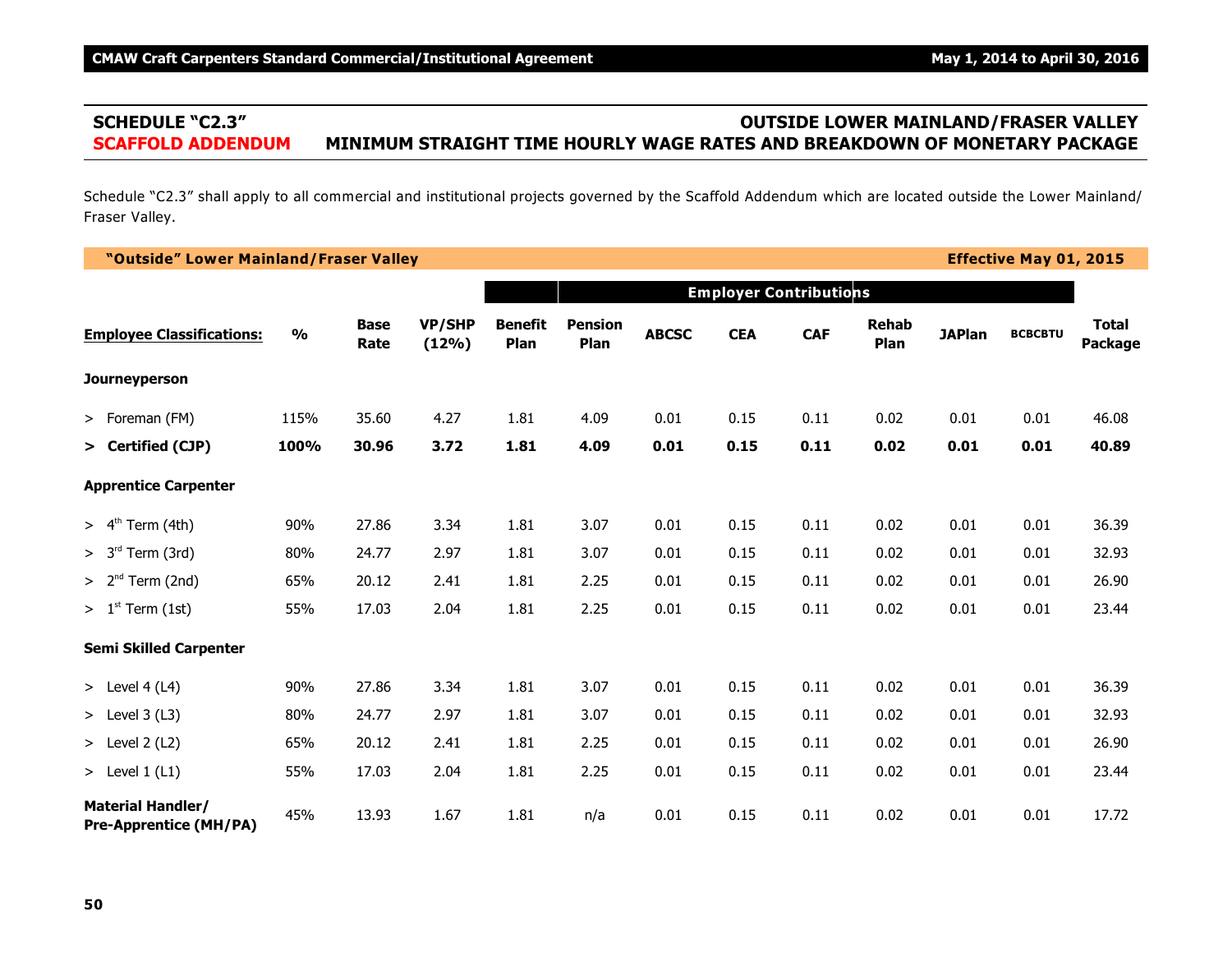## SCHEDULE "C2.3" — OUTSIDE LOWER MAINLAND/FRASER VALLEY

## SCAFFOLD ADDENDUM — MINIMUM STRAIGHT TIME HOURLY WAGE RATES AND BREAKDOWN OF MONETARY PACKAGE

Schedule "C2.3" shall apply to all commercial and institutional projects governed by the Scaffold Addendum which are located outside the Lower Mainland/ Fraser Valley.

**"Outside" Lower Mainland/Fraser Valley** — **Effective May 01, 2015**

| | | | | | Employer Contributions | | | | | | | |
|---|---|---|---|---|---|---|---|---|---|---|---|---|
| **Employee Classifications:** | **%** | **Base Rate** | **VP/SHP (12%)** | **Benefit Plan** | **Pension Plan** | **ABCSC** | **CEA** | **CAF** | **Rehab Plan** | **JAPlan** | **BCBCBTU** | **Total Package** |
| **Journeyperson** | | | | | | | | | | | | |
| > Foreman (FM) | 115% | 35.60 | 4.27 | 1.81 | 4.09 | 0.01 | 0.15 | 0.11 | 0.02 | 0.01 | 0.01 | 46.08 |
| **> Certified (CJP)** | **100%** | **30.96** | **3.72** | **1.81** | **4.09** | **0.01** | **0.15** | **0.11** | **0.02** | **0.01** | **0.01** | **40.89** |
| **Apprentice Carpenter** | | | | | | | | | | | | |
| > 4th Term (4th) | 90% | 27.86 | 3.34 | 1.81 | 3.07 | 0.01 | 0.15 | 0.11 | 0.02 | 0.01 | 0.01 | 36.39 |
| > 3rd Term (3rd) | 80% | 24.77 | 2.97 | 1.81 | 3.07 | 0.01 | 0.15 | 0.11 | 0.02 | 0.01 | 0.01 | 32.93 |
| > 2nd Term (2nd) | 65% | 20.12 | 2.41 | 1.81 | 2.25 | 0.01 | 0.15 | 0.11 | 0.02 | 0.01 | 0.01 | 26.90 |
| > 1st Term (1st) | 55% | 17.03 | 2.04 | 1.81 | 2.25 | 0.01 | 0.15 | 0.11 | 0.02 | 0.01 | 0.01 | 23.44 |
| **Semi Skilled Carpenter** | | | | | | | | | | | | |
| > Level 4 (L4) | 90% | 27.86 | 3.34 | 1.81 | 3.07 | 0.01 | 0.15 | 0.11 | 0.02 | 0.01 | 0.01 | 36.39 |
| > Level 3 (L3) | 80% | 24.77 | 2.97 | 1.81 | 3.07 | 0.01 | 0.15 | 0.11 | 0.02 | 0.01 | 0.01 | 32.93 |
| > Level 2 (L2) | 65% | 20.12 | 2.41 | 1.81 | 2.25 | 0.01 | 0.15 | 0.11 | 0.02 | 0.01 | 0.01 | 26.90 |
| > Level 1 (L1) | 55% | 17.03 | 2.04 | 1.81 | 2.25 | 0.01 | 0.15 | 0.11 | 0.02 | 0.01 | 0.01 | 23.44 |
| **Material Handler/ Pre-Apprentice (MH/PA)** | 45% | 13.93 | 1.67 | 1.81 | n/a | 0.01 | 0.15 | 0.11 | 0.02 | 0.01 | 0.01 | 17.72 |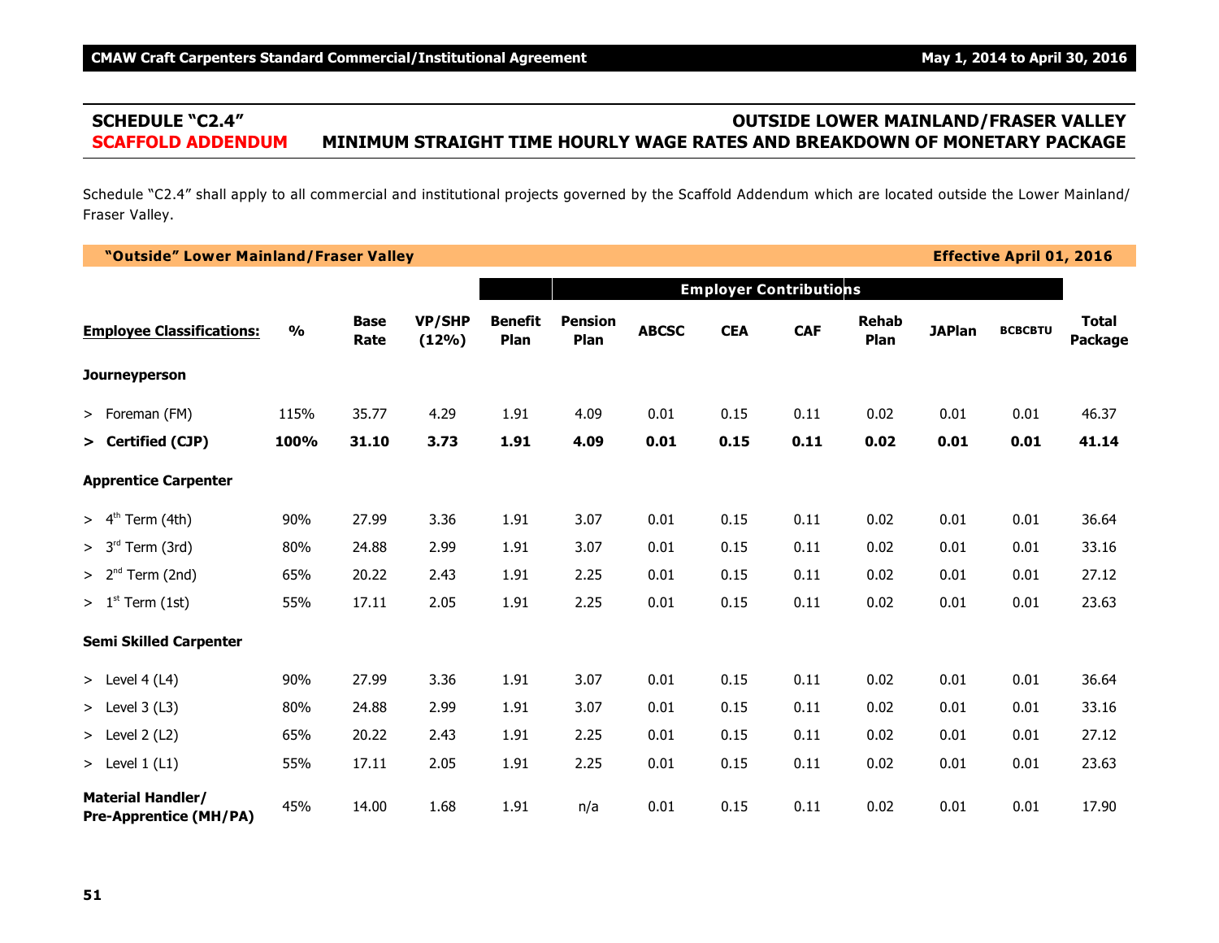## SCHEDULE "C2.4" — OUTSIDE LOWER MAINLAND/FRASER VALLEY

## SCAFFOLD ADDENDUM — MINIMUM STRAIGHT TIME HOURLY WAGE RATES AND BREAKDOWN OF MONETARY PACKAGE

Schedule "C2.4" shall apply to all commercial and institutional projects governed by the Scaffold Addendum which are located outside the Lower Mainland/ Fraser Valley.

**"Outside" Lower Mainland/Fraser Valley** — **Effective April 01, 2016**

| Employee Classifications: | % | Base Rate | VP/SHP (12%) | Benefit Plan | Pension Plan | ABCSC | CEA | CAF | Rehab Plan | JAPlan | BCBCBTU | Total Package |
|---|---|---|---|---|---|---|---|---|---|---|---|---|
| | | | | | Employer Contributions | | | | | | | |
| **Journeyperson** | | | | | | | | | | | | |
| > Foreman (FM) | 115% | 35.77 | 4.29 | 1.91 | 4.09 | 0.01 | 0.15 | 0.11 | 0.02 | 0.01 | 0.01 | 46.37 |
| **> Certified (CJP)** | **100%** | **31.10** | **3.73** | **1.91** | **4.09** | **0.01** | **0.15** | **0.11** | **0.02** | **0.01** | **0.01** | **41.14** |
| **Apprentice Carpenter** | | | | | | | | | | | | |
| > 4th Term (4th) | 90% | 27.99 | 3.36 | 1.91 | 3.07 | 0.01 | 0.15 | 0.11 | 0.02 | 0.01 | 0.01 | 36.64 |
| > 3rd Term (3rd) | 80% | 24.88 | 2.99 | 1.91 | 3.07 | 0.01 | 0.15 | 0.11 | 0.02 | 0.01 | 0.01 | 33.16 |
| > 2nd Term (2nd) | 65% | 20.22 | 2.43 | 1.91 | 2.25 | 0.01 | 0.15 | 0.11 | 0.02 | 0.01 | 0.01 | 27.12 |
| > 1st Term (1st) | 55% | 17.11 | 2.05 | 1.91 | 2.25 | 0.01 | 0.15 | 0.11 | 0.02 | 0.01 | 0.01 | 23.63 |
| **Semi Skilled Carpenter** | | | | | | | | | | | | |
| > Level 4 (L4) | 90% | 27.99 | 3.36 | 1.91 | 3.07 | 0.01 | 0.15 | 0.11 | 0.02 | 0.01 | 0.01 | 36.64 |
| > Level 3 (L3) | 80% | 24.88 | 2.99 | 1.91 | 3.07 | 0.01 | 0.15 | 0.11 | 0.02 | 0.01 | 0.01 | 33.16 |
| > Level 2 (L2) | 65% | 20.22 | 2.43 | 1.91 | 2.25 | 0.01 | 0.15 | 0.11 | 0.02 | 0.01 | 0.01 | 27.12 |
| > Level 1 (L1) | 55% | 17.11 | 2.05 | 1.91 | 2.25 | 0.01 | 0.15 | 0.11 | 0.02 | 0.01 | 0.01 | 23.63 |
| **Material Handler/ Pre-Apprentice (MH/PA)** | 45% | 14.00 | 1.68 | 1.91 | n/a | 0.01 | 0.15 | 0.11 | 0.02 | 0.01 | 0.01 | 17.90 |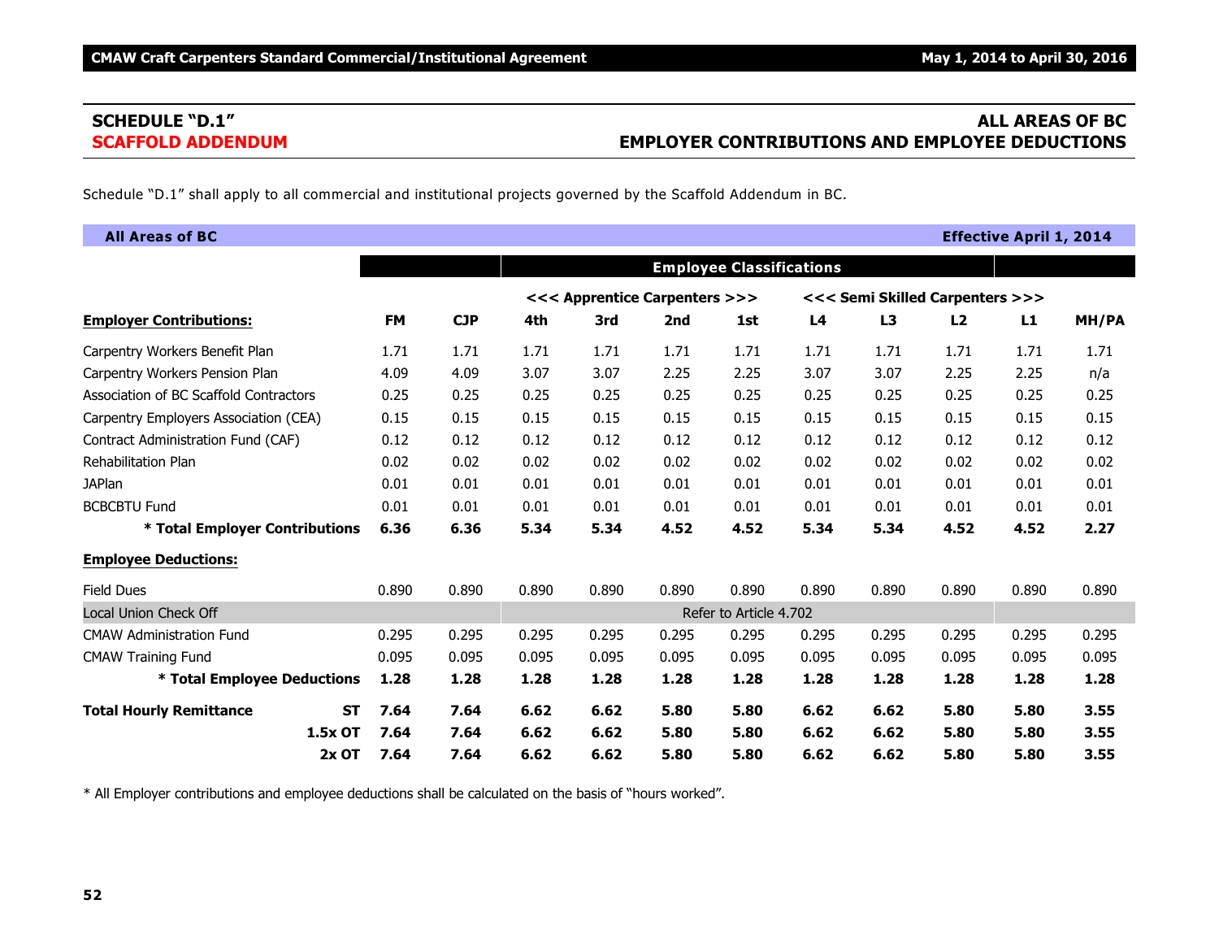## SCHEDULE "D.1"
## SCAFFOLD ADDENDUM

## ALL AREAS OF BC
## EMPLOYER CONTRIBUTIONS AND EMPLOYEE DEDUCTIONS

Schedule "D.1" shall apply to all commercial and institutional projects governed by the Scaffold Addendum in BC.

**All Areas of BC** — **Effective April 1, 2014**

| | | | Employee Classifications | | | | | | | | |
|---|---|---|---|---|---|---|---|---|---|---|---|
| | | | <<< Apprentice Carpenters >>> | | | | <<< Semi Skilled Carpenters >>> | | | | |
| **Employer Contributions:** | **FM** | **CJP** | **4th** | **3rd** | **2nd** | **1st** | **L4** | **L3** | **L2** | **L1** | **MH/PA** |
| Carpentry Workers Benefit Plan | 1.71 | 1.71 | 1.71 | 1.71 | 1.71 | 1.71 | 1.71 | 1.71 | 1.71 | 1.71 | 1.71 |
| Carpentry Workers Pension Plan | 4.09 | 4.09 | 3.07 | 3.07 | 2.25 | 2.25 | 3.07 | 3.07 | 2.25 | 2.25 | n/a |
| Association of BC Scaffold Contractors | 0.25 | 0.25 | 0.25 | 0.25 | 0.25 | 0.25 | 0.25 | 0.25 | 0.25 | 0.25 | 0.25 |
| Carpentry Employers Association (CEA) | 0.15 | 0.15 | 0.15 | 0.15 | 0.15 | 0.15 | 0.15 | 0.15 | 0.15 | 0.15 | 0.15 |
| Contract Administration Fund (CAF) | 0.12 | 0.12 | 0.12 | 0.12 | 0.12 | 0.12 | 0.12 | 0.12 | 0.12 | 0.12 | 0.12 |
| Rehabilitation Plan | 0.02 | 0.02 | 0.02 | 0.02 | 0.02 | 0.02 | 0.02 | 0.02 | 0.02 | 0.02 | 0.02 |
| JAPlan | 0.01 | 0.01 | 0.01 | 0.01 | 0.01 | 0.01 | 0.01 | 0.01 | 0.01 | 0.01 | 0.01 |
| BCBCBTU Fund | 0.01 | 0.01 | 0.01 | 0.01 | 0.01 | 0.01 | 0.01 | 0.01 | 0.01 | 0.01 | 0.01 |
| **\* Total Employer Contributions** | **6.36** | **6.36** | **5.34** | **5.34** | **4.52** | **4.52** | **5.34** | **5.34** | **4.52** | **4.52** | **2.27** |
| **Employee Deductions:** | | | | | | | | | | | |
| Field Dues | 0.890 | 0.890 | 0.890 | 0.890 | 0.890 | 0.890 | 0.890 | 0.890 | 0.890 | 0.890 | 0.890 |
| Local Union Check Off | | | Refer to Article 4.702 | | | | | | | | |
| CMAW Administration Fund | 0.295 | 0.295 | 0.295 | 0.295 | 0.295 | 0.295 | 0.295 | 0.295 | 0.295 | 0.295 | 0.295 |
| CMAW Training Fund | 0.095 | 0.095 | 0.095 | 0.095 | 0.095 | 0.095 | 0.095 | 0.095 | 0.095 | 0.095 | 0.095 |
| **\* Total Employee Deductions** | **1.28** | **1.28** | **1.28** | **1.28** | **1.28** | **1.28** | **1.28** | **1.28** | **1.28** | **1.28** | **1.28** |
| **Total Hourly Remittance ST** | **7.64** | **7.64** | **6.62** | **6.62** | **5.80** | **5.80** | **6.62** | **6.62** | **5.80** | **5.80** | **3.55** |
| **1.5x OT** | **7.64** | **7.64** | **6.62** | **6.62** | **5.80** | **5.80** | **6.62** | **6.62** | **5.80** | **5.80** | **3.55** |
| **2x OT** | **7.64** | **7.64** | **6.62** | **6.62** | **5.80** | **5.80** | **6.62** | **6.62** | **5.80** | **5.80** | **3.55** |

\* All Employer contributions and employee deductions shall be calculated on the basis of "hours worked".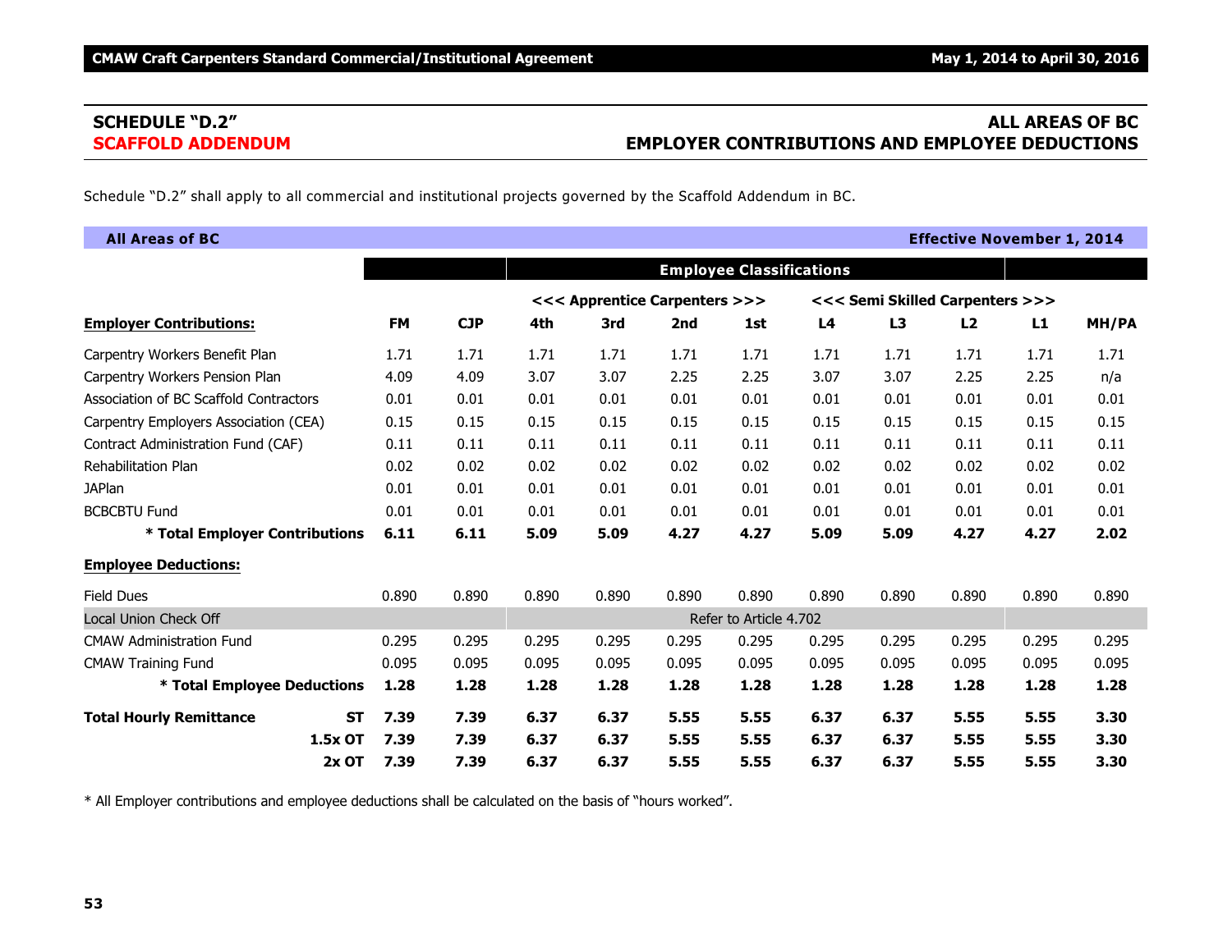## SCHEDULE "D.2"
## SCAFFOLD ADDENDUM

## ALL AREAS OF BC
## EMPLOYER CONTRIBUTIONS AND EMPLOYEE DEDUCTIONS

Schedule "D.2" shall apply to all commercial and institutional projects governed by the Scaffold Addendum in BC.

**All Areas of BC** — **Effective November 1, 2014**

| | | | Employee Classifications | | | | | | | | |
|---|---|---|---|---|---|---|---|---|---|---|---|
| | | | <<< Apprentice Carpenters >>> | | | | <<< Semi Skilled Carpenters >>> | | | | |
| **Employer Contributions:** | **FM** | **CJP** | **4th** | **3rd** | **2nd** | **1st** | **L4** | **L3** | **L2** | **L1** | **MH/PA** |
| Carpentry Workers Benefit Plan | 1.71 | 1.71 | 1.71 | 1.71 | 1.71 | 1.71 | 1.71 | 1.71 | 1.71 | 1.71 | 1.71 |
| Carpentry Workers Pension Plan | 4.09 | 4.09 | 3.07 | 3.07 | 2.25 | 2.25 | 3.07 | 3.07 | 2.25 | 2.25 | n/a |
| Association of BC Scaffold Contractors | 0.01 | 0.01 | 0.01 | 0.01 | 0.01 | 0.01 | 0.01 | 0.01 | 0.01 | 0.01 | 0.01 |
| Carpentry Employers Association (CEA) | 0.15 | 0.15 | 0.15 | 0.15 | 0.15 | 0.15 | 0.15 | 0.15 | 0.15 | 0.15 | 0.15 |
| Contract Administration Fund (CAF) | 0.11 | 0.11 | 0.11 | 0.11 | 0.11 | 0.11 | 0.11 | 0.11 | 0.11 | 0.11 | 0.11 |
| Rehabilitation Plan | 0.02 | 0.02 | 0.02 | 0.02 | 0.02 | 0.02 | 0.02 | 0.02 | 0.02 | 0.02 | 0.02 |
| JAPlan | 0.01 | 0.01 | 0.01 | 0.01 | 0.01 | 0.01 | 0.01 | 0.01 | 0.01 | 0.01 | 0.01 |
| BCBCBTU Fund | 0.01 | 0.01 | 0.01 | 0.01 | 0.01 | 0.01 | 0.01 | 0.01 | 0.01 | 0.01 | 0.01 |
| **\* Total Employer Contributions** | **6.11** | **6.11** | **5.09** | **5.09** | **4.27** | **4.27** | **5.09** | **5.09** | **4.27** | **4.27** | **2.02** |
| **Employee Deductions:** | | | | | | | | | | | |
| Field Dues | 0.890 | 0.890 | 0.890 | 0.890 | 0.890 | 0.890 | 0.890 | 0.890 | 0.890 | 0.890 | 0.890 |
| Local Union Check Off | | | Refer to Article 4.702 | | | | | | | | |
| CMAW Administration Fund | 0.295 | 0.295 | 0.295 | 0.295 | 0.295 | 0.295 | 0.295 | 0.295 | 0.295 | 0.295 | 0.295 |
| CMAW Training Fund | 0.095 | 0.095 | 0.095 | 0.095 | 0.095 | 0.095 | 0.095 | 0.095 | 0.095 | 0.095 | 0.095 |
| **\* Total Employee Deductions** | **1.28** | **1.28** | **1.28** | **1.28** | **1.28** | **1.28** | **1.28** | **1.28** | **1.28** | **1.28** | **1.28** |
| **Total Hourly Remittance ST** | **7.39** | **7.39** | **6.37** | **6.37** | **5.55** | **5.55** | **6.37** | **6.37** | **5.55** | **5.55** | **3.30** |
| **1.5x OT** | **7.39** | **7.39** | **6.37** | **6.37** | **5.55** | **5.55** | **6.37** | **6.37** | **5.55** | **5.55** | **3.30** |
| **2x OT** | **7.39** | **7.39** | **6.37** | **6.37** | **5.55** | **5.55** | **6.37** | **6.37** | **5.55** | **5.55** | **3.30** |

\* All Employer contributions and employee deductions shall be calculated on the basis of "hours worked".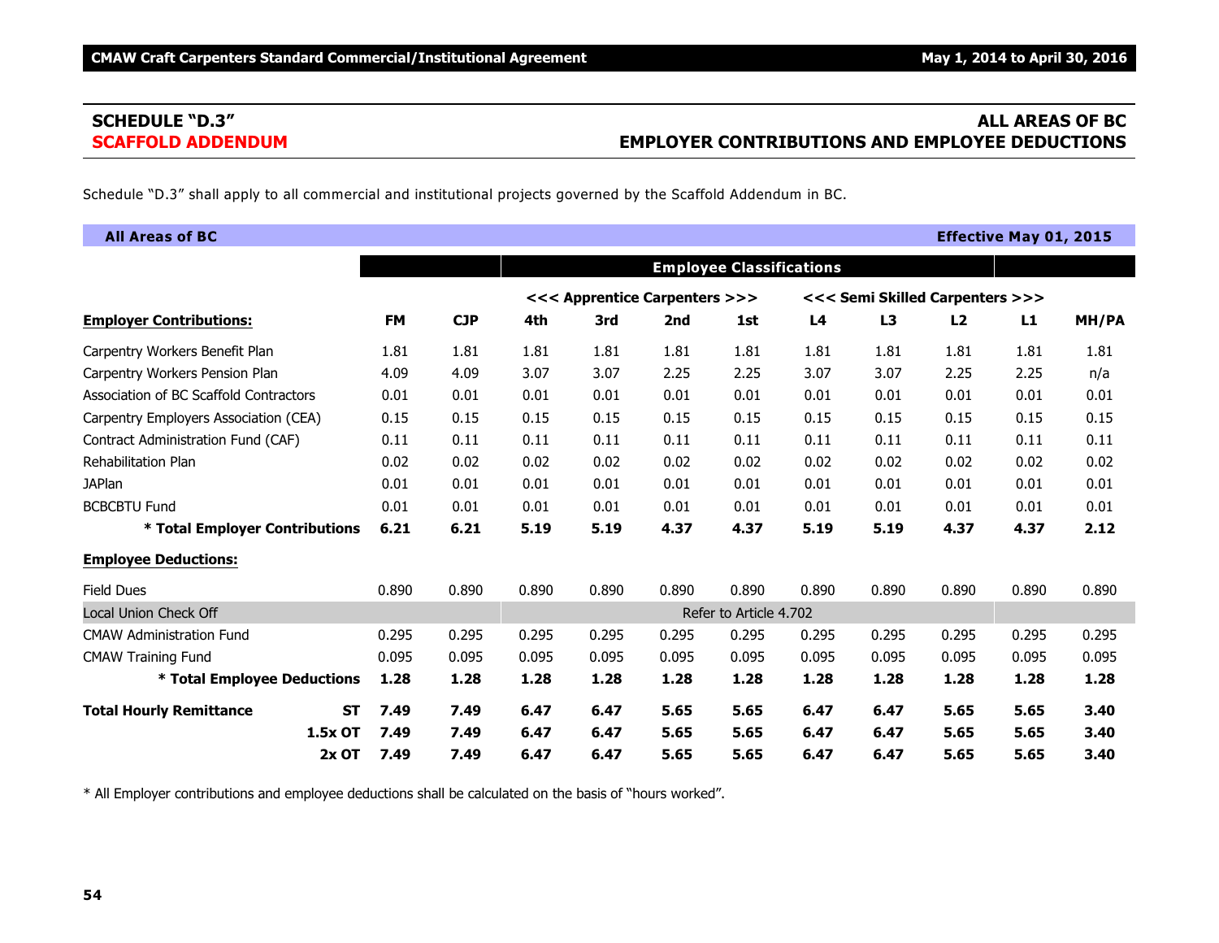## SCHEDULE "D.3" — ALL AREAS OF BC

## SCAFFOLD ADDENDUM — EMPLOYER CONTRIBUTIONS AND EMPLOYEE DEDUCTIONS

Schedule "D.3" shall apply to all commercial and institutional projects governed by the Scaffold Addendum in BC.

**All Areas of BC** — **Effective May 01, 2015**

| | | | Employee Classifications | | | | | | | | |
|---|---|---|---|---|---|---|---|---|---|---|---|
| | | | <<< Apprentice Carpenters >>> | | | | <<< Semi Skilled Carpenters >>> | | | | |
| **Employer Contributions:** | **FM** | **CJP** | **4th** | **3rd** | **2nd** | **1st** | **L4** | **L3** | **L2** | **L1** | **MH/PA** |
| Carpentry Workers Benefit Plan | 1.81 | 1.81 | 1.81 | 1.81 | 1.81 | 1.81 | 1.81 | 1.81 | 1.81 | 1.81 | 1.81 |
| Carpentry Workers Pension Plan | 4.09 | 4.09 | 3.07 | 3.07 | 2.25 | 2.25 | 3.07 | 3.07 | 2.25 | 2.25 | n/a |
| Association of BC Scaffold Contractors | 0.01 | 0.01 | 0.01 | 0.01 | 0.01 | 0.01 | 0.01 | 0.01 | 0.01 | 0.01 | 0.01 |
| Carpentry Employers Association (CEA) | 0.15 | 0.15 | 0.15 | 0.15 | 0.15 | 0.15 | 0.15 | 0.15 | 0.15 | 0.15 | 0.15 |
| Contract Administration Fund (CAF) | 0.11 | 0.11 | 0.11 | 0.11 | 0.11 | 0.11 | 0.11 | 0.11 | 0.11 | 0.11 | 0.11 |
| Rehabilitation Plan | 0.02 | 0.02 | 0.02 | 0.02 | 0.02 | 0.02 | 0.02 | 0.02 | 0.02 | 0.02 | 0.02 |
| JAPlan | 0.01 | 0.01 | 0.01 | 0.01 | 0.01 | 0.01 | 0.01 | 0.01 | 0.01 | 0.01 | 0.01 |
| BCBCBTU Fund | 0.01 | 0.01 | 0.01 | 0.01 | 0.01 | 0.01 | 0.01 | 0.01 | 0.01 | 0.01 | 0.01 |
| **\* Total Employer Contributions** | **6.21** | **6.21** | **5.19** | **5.19** | **4.37** | **4.37** | **5.19** | **5.19** | **4.37** | **4.37** | **2.12** |
| **Employee Deductions:** | | | | | | | | | | | |
| Field Dues | 0.890 | 0.890 | 0.890 | 0.890 | 0.890 | 0.890 | 0.890 | 0.890 | 0.890 | 0.890 | 0.890 |
| Local Union Check Off | | | Refer to Article 4.702 | | | | | | | | |
| CMAW Administration Fund | 0.295 | 0.295 | 0.295 | 0.295 | 0.295 | 0.295 | 0.295 | 0.295 | 0.295 | 0.295 | 0.295 |
| CMAW Training Fund | 0.095 | 0.095 | 0.095 | 0.095 | 0.095 | 0.095 | 0.095 | 0.095 | 0.095 | 0.095 | 0.095 |
| **\* Total Employee Deductions** | **1.28** | **1.28** | **1.28** | **1.28** | **1.28** | **1.28** | **1.28** | **1.28** | **1.28** | **1.28** | **1.28** |
| **Total Hourly Remittance ST** | **7.49** | **7.49** | **6.47** | **6.47** | **5.65** | **5.65** | **6.47** | **6.47** | **5.65** | **5.65** | **3.40** |
| **1.5x OT** | **7.49** | **7.49** | **6.47** | **6.47** | **5.65** | **5.65** | **6.47** | **6.47** | **5.65** | **5.65** | **3.40** |
| **2x OT** | **7.49** | **7.49** | **6.47** | **6.47** | **5.65** | **5.65** | **6.47** | **6.47** | **5.65** | **5.65** | **3.40** |

\* All Employer contributions and employee deductions shall be calculated on the basis of "hours worked".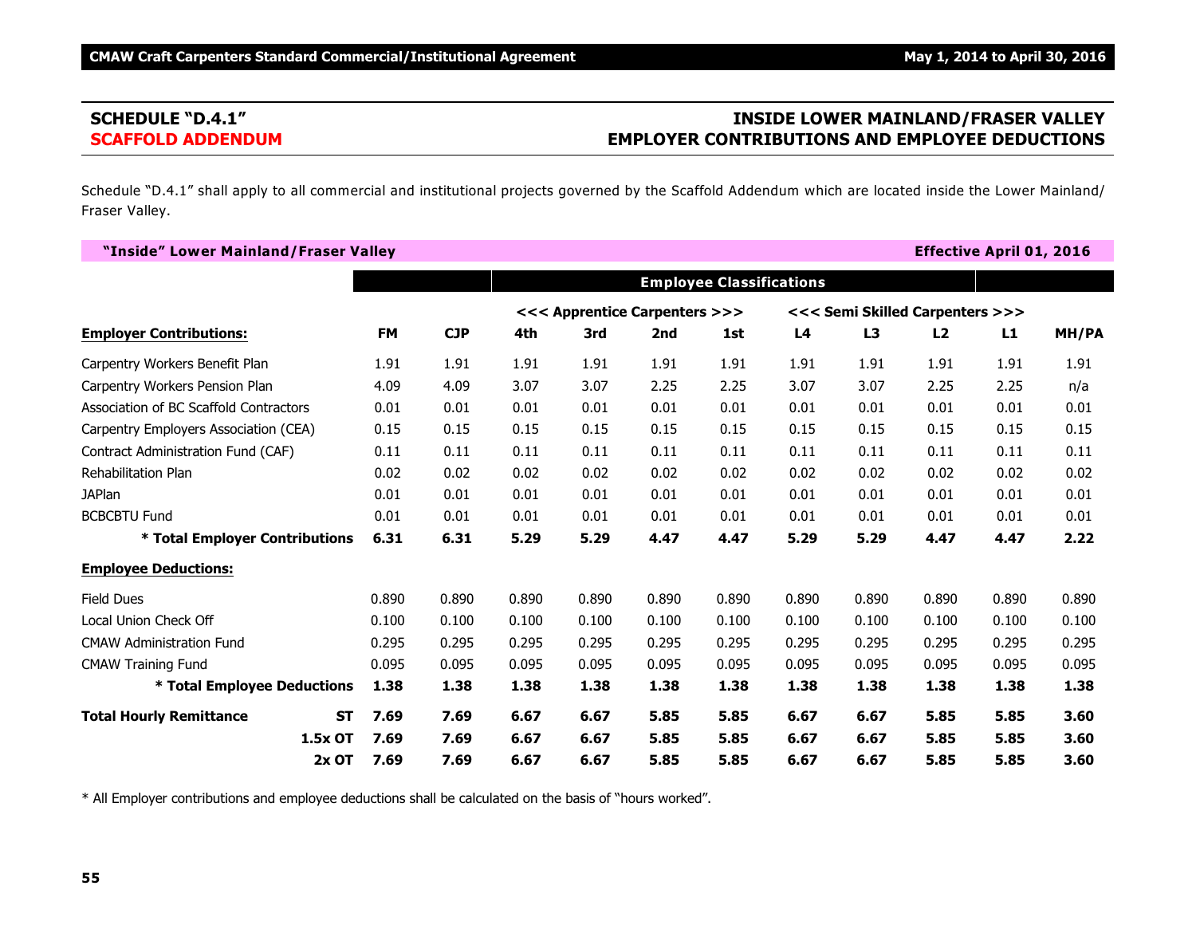## SCHEDULE "D.4.1"
## SCAFFOLD ADDENDUM

## INSIDE LOWER MAINLAND/FRASER VALLEY EMPLOYER CONTRIBUTIONS AND EMPLOYEE DEDUCTIONS

Schedule "D.4.1" shall apply to all commercial and institutional projects governed by the Scaffold Addendum which are located inside the Lower Mainland/ Fraser Valley.

**"Inside" Lower Mainland/Fraser Valley** — **Effective April 01, 2016**

| | | | Employee Classifications | | | | | | | | |
|---|---|---|---|---|---|---|---|---|---|---|---|
| | | | <<< Apprentice Carpenters >>> | | | | <<< Semi Skilled Carpenters >>> | | | | |
| **Employer Contributions:** | **FM** | **CJP** | **4th** | **3rd** | **2nd** | **1st** | **L4** | **L3** | **L2** | **L1** | **MH/PA** |
| Carpentry Workers Benefit Plan | 1.91 | 1.91 | 1.91 | 1.91 | 1.91 | 1.91 | 1.91 | 1.91 | 1.91 | 1.91 | 1.91 |
| Carpentry Workers Pension Plan | 4.09 | 4.09 | 3.07 | 3.07 | 2.25 | 2.25 | 3.07 | 3.07 | 2.25 | 2.25 | n/a |
| Association of BC Scaffold Contractors | 0.01 | 0.01 | 0.01 | 0.01 | 0.01 | 0.01 | 0.01 | 0.01 | 0.01 | 0.01 | 0.01 |
| Carpentry Employers Association (CEA) | 0.15 | 0.15 | 0.15 | 0.15 | 0.15 | 0.15 | 0.15 | 0.15 | 0.15 | 0.15 | 0.15 |
| Contract Administration Fund (CAF) | 0.11 | 0.11 | 0.11 | 0.11 | 0.11 | 0.11 | 0.11 | 0.11 | 0.11 | 0.11 | 0.11 |
| Rehabilitation Plan | 0.02 | 0.02 | 0.02 | 0.02 | 0.02 | 0.02 | 0.02 | 0.02 | 0.02 | 0.02 | 0.02 |
| JAPlan | 0.01 | 0.01 | 0.01 | 0.01 | 0.01 | 0.01 | 0.01 | 0.01 | 0.01 | 0.01 | 0.01 |
| BCBCBTU Fund | 0.01 | 0.01 | 0.01 | 0.01 | 0.01 | 0.01 | 0.01 | 0.01 | 0.01 | 0.01 | 0.01 |
| **\* Total Employer Contributions** | **6.31** | **6.31** | **5.29** | **5.29** | **4.47** | **4.47** | **5.29** | **5.29** | **4.47** | **4.47** | **2.22** |
| **Employee Deductions:** | | | | | | | | | | | |
| Field Dues | 0.890 | 0.890 | 0.890 | 0.890 | 0.890 | 0.890 | 0.890 | 0.890 | 0.890 | 0.890 | 0.890 |
| Local Union Check Off | 0.100 | 0.100 | 0.100 | 0.100 | 0.100 | 0.100 | 0.100 | 0.100 | 0.100 | 0.100 | 0.100 |
| CMAW Administration Fund | 0.295 | 0.295 | 0.295 | 0.295 | 0.295 | 0.295 | 0.295 | 0.295 | 0.295 | 0.295 | 0.295 |
| CMAW Training Fund | 0.095 | 0.095 | 0.095 | 0.095 | 0.095 | 0.095 | 0.095 | 0.095 | 0.095 | 0.095 | 0.095 |
| **\* Total Employee Deductions** | **1.38** | **1.38** | **1.38** | **1.38** | **1.38** | **1.38** | **1.38** | **1.38** | **1.38** | **1.38** | **1.38** |
| **Total Hourly Remittance ST** | **7.69** | **7.69** | **6.67** | **6.67** | **5.85** | **5.85** | **6.67** | **6.67** | **5.85** | **5.85** | **3.60** |
| **1.5x OT** | **7.69** | **7.69** | **6.67** | **6.67** | **5.85** | **5.85** | **6.67** | **6.67** | **5.85** | **5.85** | **3.60** |
| **2x OT** | **7.69** | **7.69** | **6.67** | **6.67** | **5.85** | **5.85** | **6.67** | **6.67** | **5.85** | **5.85** | **3.60** |

\* All Employer contributions and employee deductions shall be calculated on the basis of "hours worked".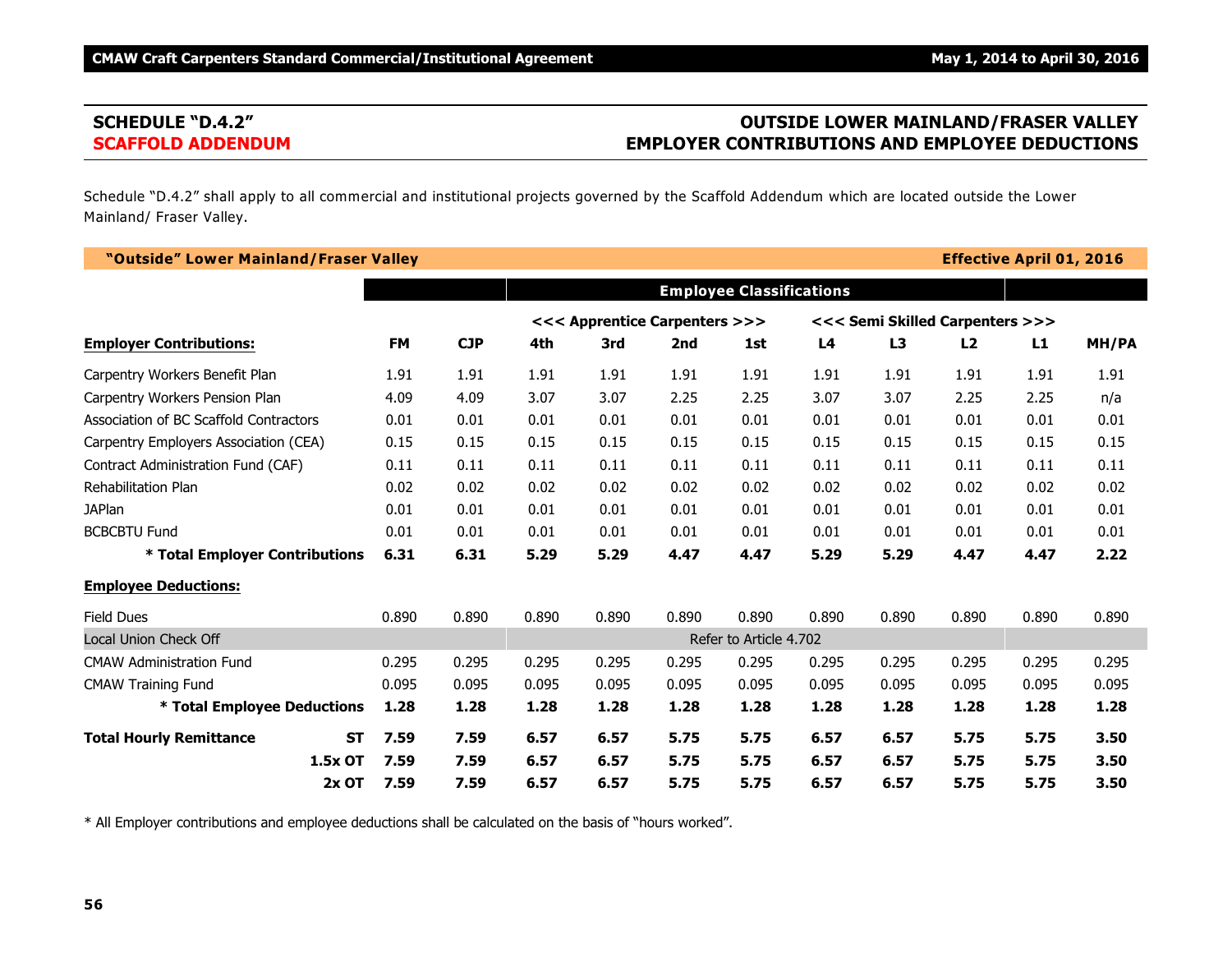## SCHEDULE "D.4.2"
## SCAFFOLD ADDENDUM

## OUTSIDE LOWER MAINLAND/FRASER VALLEY EMPLOYER CONTRIBUTIONS AND EMPLOYEE DEDUCTIONS

Schedule "D.4.2" shall apply to all commercial and institutional projects governed by the Scaffold Addendum which are located outside the Lower Mainland/ Fraser Valley.

**"Outside" Lower Mainland/Fraser Valley** — **Effective April 01, 2016**

| | | | **Employee Classifications** | | | | | | | | |
|---|---|---|---|---|---|---|---|---|---|---|---|
| | | | **<<< Apprentice Carpenters >>>** | | | | **<<< Semi Skilled Carpenters >>>** | | | | |
| **Employer Contributions:** | **FM** | **CJP** | **4th** | **3rd** | **2nd** | **1st** | **L4** | **L3** | **L2** | **L1** | **MH/PA** |
| Carpentry Workers Benefit Plan | 1.91 | 1.91 | 1.91 | 1.91 | 1.91 | 1.91 | 1.91 | 1.91 | 1.91 | 1.91 | 1.91 |
| Carpentry Workers Pension Plan | 4.09 | 4.09 | 3.07 | 3.07 | 2.25 | 2.25 | 3.07 | 3.07 | 2.25 | 2.25 | n/a |
| Association of BC Scaffold Contractors | 0.01 | 0.01 | 0.01 | 0.01 | 0.01 | 0.01 | 0.01 | 0.01 | 0.01 | 0.01 | 0.01 |
| Carpentry Employers Association (CEA) | 0.15 | 0.15 | 0.15 | 0.15 | 0.15 | 0.15 | 0.15 | 0.15 | 0.15 | 0.15 | 0.15 |
| Contract Administration Fund (CAF) | 0.11 | 0.11 | 0.11 | 0.11 | 0.11 | 0.11 | 0.11 | 0.11 | 0.11 | 0.11 | 0.11 |
| Rehabilitation Plan | 0.02 | 0.02 | 0.02 | 0.02 | 0.02 | 0.02 | 0.02 | 0.02 | 0.02 | 0.02 | 0.02 |
| JAPlan | 0.01 | 0.01 | 0.01 | 0.01 | 0.01 | 0.01 | 0.01 | 0.01 | 0.01 | 0.01 | 0.01 |
| BCBCBTU Fund | 0.01 | 0.01 | 0.01 | 0.01 | 0.01 | 0.01 | 0.01 | 0.01 | 0.01 | 0.01 | 0.01 |
| **\* Total Employer Contributions** | **6.31** | **6.31** | **5.29** | **5.29** | **4.47** | **4.47** | **5.29** | **5.29** | **4.47** | **4.47** | **2.22** |
| **Employee Deductions:** | | | | | | | | | | | |
| Field Dues | 0.890 | 0.890 | 0.890 | 0.890 | 0.890 | 0.890 | 0.890 | 0.890 | 0.890 | 0.890 | 0.890 |
| Local Union Check Off | | | Refer to Article 4.702 | | | | | | | | |
| CMAW Administration Fund | 0.295 | 0.295 | 0.295 | 0.295 | 0.295 | 0.295 | 0.295 | 0.295 | 0.295 | 0.295 | 0.295 |
| CMAW Training Fund | 0.095 | 0.095 | 0.095 | 0.095 | 0.095 | 0.095 | 0.095 | 0.095 | 0.095 | 0.095 | 0.095 |
| **\* Total Employee Deductions** | **1.28** | **1.28** | **1.28** | **1.28** | **1.28** | **1.28** | **1.28** | **1.28** | **1.28** | **1.28** | **1.28** |
| **Total Hourly Remittance ST** | **7.59** | **7.59** | **6.57** | **6.57** | **5.75** | **5.75** | **6.57** | **6.57** | **5.75** | **5.75** | **3.50** |
| **1.5x OT** | **7.59** | **7.59** | **6.57** | **6.57** | **5.75** | **5.75** | **6.57** | **6.57** | **5.75** | **5.75** | **3.50** |
| **2x OT** | **7.59** | **7.59** | **6.57** | **6.57** | **5.75** | **5.75** | **6.57** | **6.57** | **5.75** | **5.75** | **3.50** |

\* All Employer contributions and employee deductions shall be calculated on the basis of "hours worked".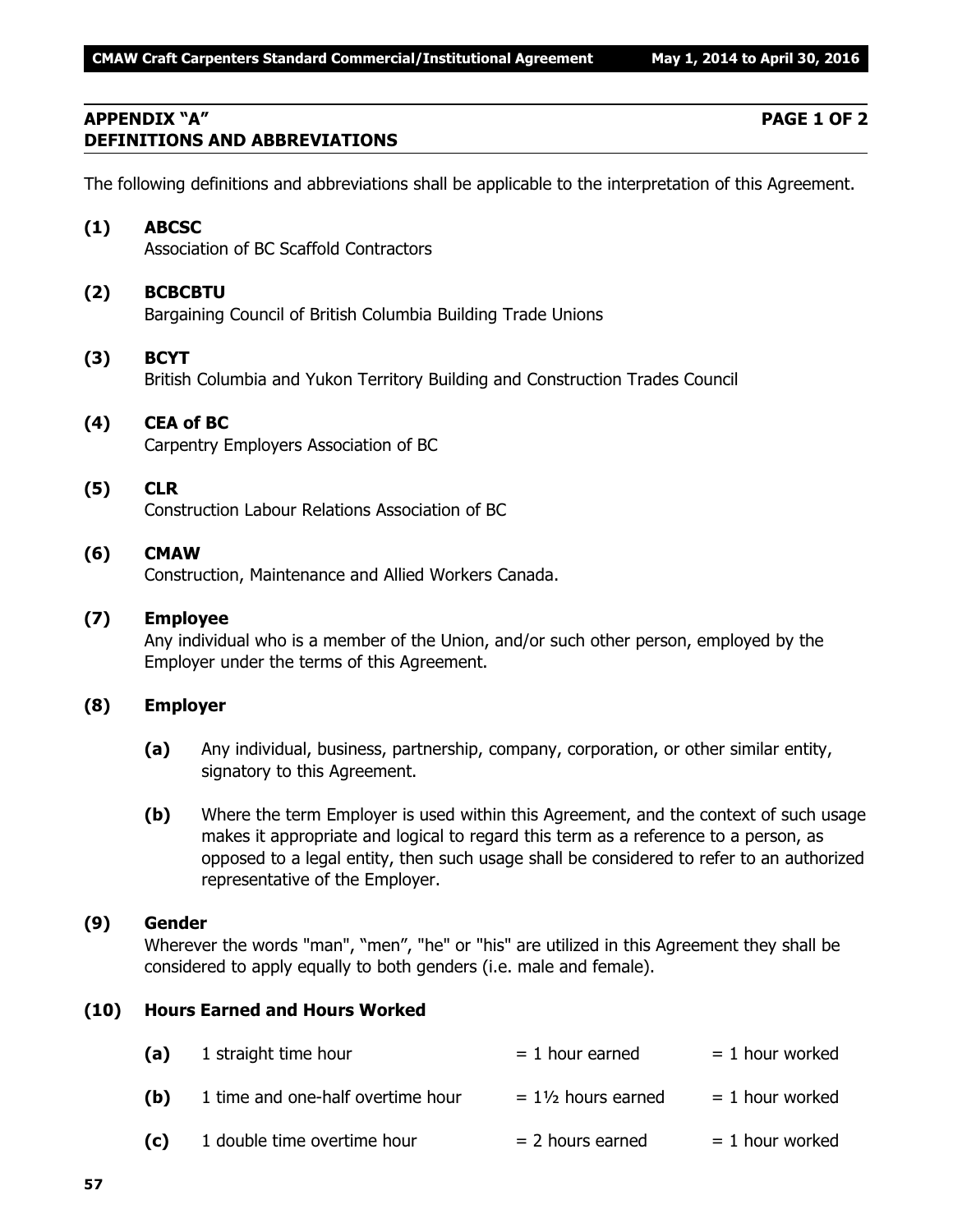## APPENDIX "A" PAGE 1 OF 2
## DEFINITIONS AND ABBREVIATIONS

The following definitions and abbreviations shall be applicable to the interpretation of this Agreement.

**(1) ABCSC**
Association of BC Scaffold Contractors

**(2) BCBCBTU**
Bargaining Council of British Columbia Building Trade Unions

**(3) BCYT**
British Columbia and Yukon Territory Building and Construction Trades Council

**(4) CEA of BC**
Carpentry Employers Association of BC

**(5) CLR**
Construction Labour Relations Association of BC

**(6) CMAW**
Construction, Maintenance and Allied Workers Canada.

**(7) Employee**
Any individual who is a member of the Union, and/or such other person, employed by the Employer under the terms of this Agreement.

**(8) Employer**

**(a)** Any individual, business, partnership, company, corporation, or other similar entity, signatory to this Agreement.

**(b)** Where the term Employer is used within this Agreement, and the context of such usage makes it appropriate and logical to regard this term as a reference to a person, as opposed to a legal entity, then such usage shall be considered to refer to an authorized representative of the Employer.

**(9) Gender**
Wherever the words "man", "men", "he" or "his" are utilized in this Agreement they shall be considered to apply equally to both genders (i.e. male and female).

**(10) Hours Earned and Hours Worked**

| | | | |
|---|---|---|---|
| **(a)** | 1 straight time hour | = 1 hour earned | = 1 hour worked |
| **(b)** | 1 time and one-half overtime hour | = 1½ hours earned | = 1 hour worked |
| **(c)** | 1 double time overtime hour | = 2 hours earned | = 1 hour worked |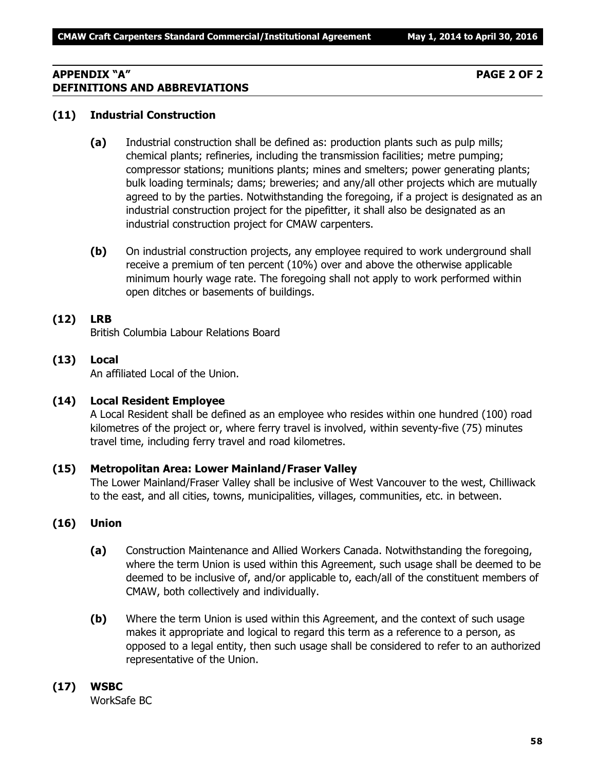## APPENDIX "A" PAGE 2 OF 2
## DEFINITIONS AND ABBREVIATIONS

### (11) Industrial Construction

**(a)** Industrial construction shall be defined as: production plants such as pulp mills; chemical plants; refineries, including the transmission facilities; metre pumping; compressor stations; munitions plants; mines and smelters; power generating plants; bulk loading terminals; dams; breweries; and any/all other projects which are mutually agreed to by the parties. Notwithstanding the foregoing, if a project is designated as an industrial construction project for the pipefitter, it shall also be designated as an industrial construction project for CMAW carpenters.

**(b)** On industrial construction projects, any employee required to work underground shall receive a premium of ten percent (10%) over and above the otherwise applicable minimum hourly wage rate. The foregoing shall not apply to work performed within open ditches or basements of buildings.

### (12) LRB

British Columbia Labour Relations Board

### (13) Local

An affiliated Local of the Union.

### (14) Local Resident Employee

A Local Resident shall be defined as an employee who resides within one hundred (100) road kilometres of the project or, where ferry travel is involved, within seventy-five (75) minutes travel time, including ferry travel and road kilometres.

### (15) Metropolitan Area: Lower Mainland/Fraser Valley

The Lower Mainland/Fraser Valley shall be inclusive of West Vancouver to the west, Chilliwack to the east, and all cities, towns, municipalities, villages, communities, etc. in between.

### (16) Union

**(a)** Construction Maintenance and Allied Workers Canada. Notwithstanding the foregoing, where the term Union is used within this Agreement, such usage shall be deemed to be deemed to be inclusive of, and/or applicable to, each/all of the constituent members of CMAW, both collectively and individually.

**(b)** Where the term Union is used within this Agreement, and the context of such usage makes it appropriate and logical to regard this term as a reference to a person, as opposed to a legal entity, then such usage shall be considered to refer to an authorized representative of the Union.

### (17) WSBC

WorkSafe BC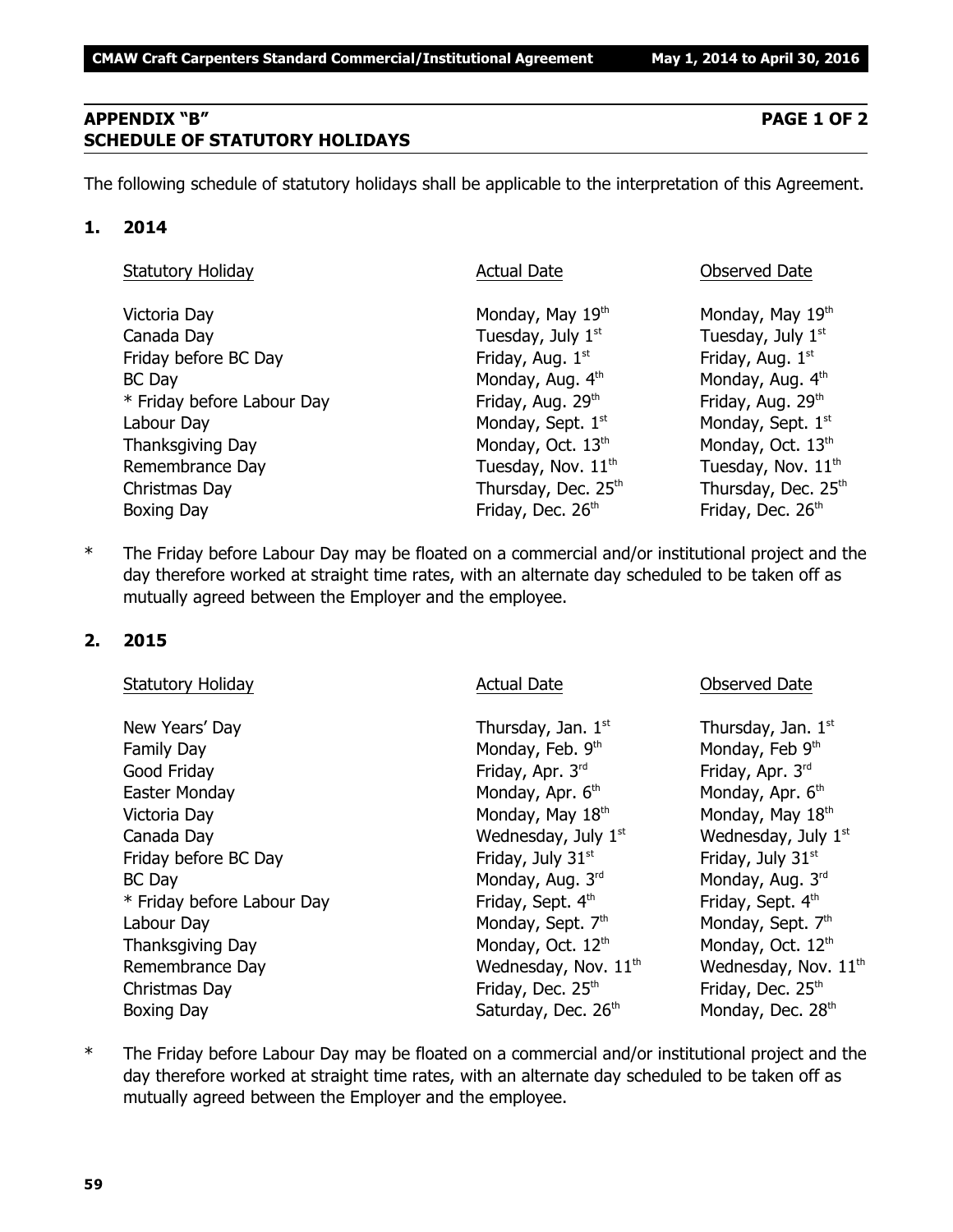## APPENDIX "B" PAGE 1 OF 2
## SCHEDULE OF STATUTORY HOLIDAYS

The following schedule of statutory holidays shall be applicable to the interpretation of this Agreement.

### 1. 2014

| Statutory Holiday | Actual Date | Observed Date |
|---|---|---|
| Victoria Day | Monday, May 19th | Monday, May 19th |
| Canada Day | Tuesday, July 1st | Tuesday, July 1st |
| Friday before BC Day | Friday, Aug. 1st | Friday, Aug. 1st |
| BC Day | Monday, Aug. 4th | Monday, Aug. 4th |
| * Friday before Labour Day | Friday, Aug. 29th | Friday, Aug. 29th |
| Labour Day | Monday, Sept. 1st | Monday, Sept. 1st |
| Thanksgiving Day | Monday, Oct. 13th | Monday, Oct. 13th |
| Remembrance Day | Tuesday, Nov. 11th | Tuesday, Nov. 11th |
| Christmas Day | Thursday, Dec. 25th | Thursday, Dec. 25th |
| Boxing Day | Friday, Dec. 26th | Friday, Dec. 26th |

\* The Friday before Labour Day may be floated on a commercial and/or institutional project and the day therefore worked at straight time rates, with an alternate day scheduled to be taken off as mutually agreed between the Employer and the employee.

### 2. 2015

| Statutory Holiday | Actual Date | Observed Date |
|---|---|---|
| New Years' Day | Thursday, Jan. 1st | Thursday, Jan. 1st |
| Family Day | Monday, Feb. 9th | Monday, Feb 9th |
| Good Friday | Friday, Apr. 3rd | Friday, Apr. 3rd |
| Easter Monday | Monday, Apr. 6th | Monday, Apr. 6th |
| Victoria Day | Monday, May 18th | Monday, May 18th |
| Canada Day | Wednesday, July 1st | Wednesday, July 1st |
| Friday before BC Day | Friday, July 31st | Friday, July 31st |
| BC Day | Monday, Aug. 3rd | Monday, Aug. 3rd |
| * Friday before Labour Day | Friday, Sept. 4th | Friday, Sept. 4th |
| Labour Day | Monday, Sept. 7th | Monday, Sept. 7th |
| Thanksgiving Day | Monday, Oct. 12th | Monday, Oct. 12th |
| Remembrance Day | Wednesday, Nov. 11th | Wednesday, Nov. 11th |
| Christmas Day | Friday, Dec. 25th | Friday, Dec. 25th |
| Boxing Day | Saturday, Dec. 26th | Monday, Dec. 28th |

\* The Friday before Labour Day may be floated on a commercial and/or institutional project and the day therefore worked at straight time rates, with an alternate day scheduled to be taken off as mutually agreed between the Employer and the employee.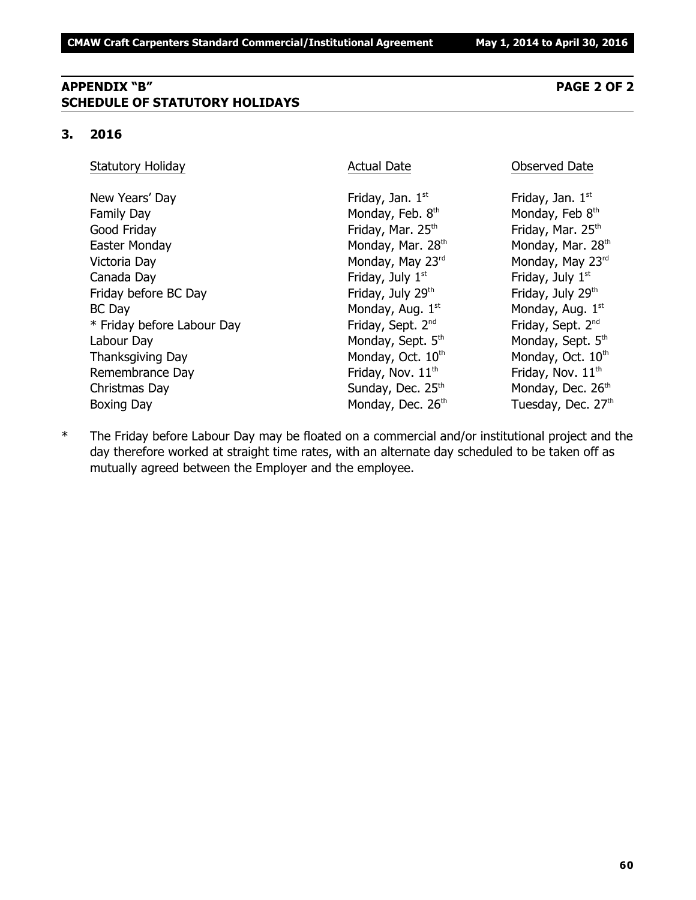## APPENDIX "B" PAGE 2 OF 2
## SCHEDULE OF STATUTORY HOLIDAYS

### 3. 2016

| Statutory Holiday | Actual Date | Observed Date |
|---|---|---|
| New Years' Day | Friday, Jan. 1st | Friday, Jan. 1st |
| Family Day | Monday, Feb. 8th | Monday, Feb 8th |
| Good Friday | Friday, Mar. 25th | Friday, Mar. 25th |
| Easter Monday | Monday, Mar. 28th | Monday, Mar. 28th |
| Victoria Day | Monday, May 23rd | Monday, May 23rd |
| Canada Day | Friday, July 1st | Friday, July 1st |
| Friday before BC Day | Friday, July 29th | Friday, July 29th |
| BC Day | Monday, Aug. 1st | Monday, Aug. 1st |
| * Friday before Labour Day | Friday, Sept. 2nd | Friday, Sept. 2nd |
| Labour Day | Monday, Sept. 5th | Monday, Sept. 5th |
| Thanksgiving Day | Monday, Oct. 10th | Monday, Oct. 10th |
| Remembrance Day | Friday, Nov. 11th | Friday, Nov. 11th |
| Christmas Day | Sunday, Dec. 25th | Monday, Dec. 26th |
| Boxing Day | Monday, Dec. 26th | Tuesday, Dec. 27th |

\* The Friday before Labour Day may be floated on a commercial and/or institutional project and the day therefore worked at straight time rates, with an alternate day scheduled to be taken off as mutually agreed between the Employer and the employee.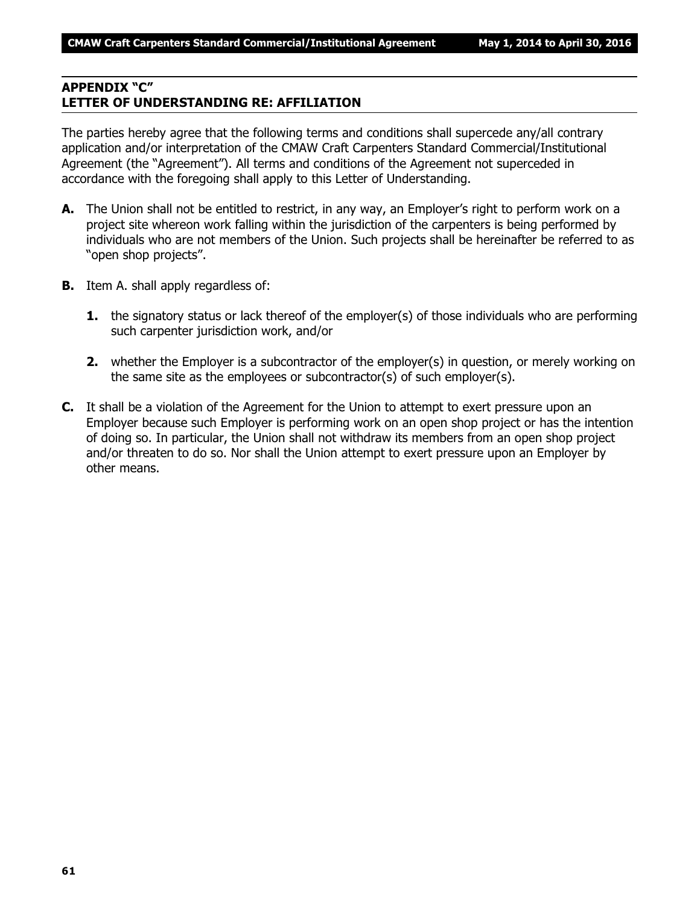## APPENDIX "C"
## LETTER OF UNDERSTANDING RE: AFFILIATION

The parties hereby agree that the following terms and conditions shall supercede any/all contrary application and/or interpretation of the CMAW Craft Carpenters Standard Commercial/Institutional Agreement (the "Agreement"). All terms and conditions of the Agreement not superceded in accordance with the foregoing shall apply to this Letter of Understanding.

**A.** The Union shall not be entitled to restrict, in any way, an Employer's right to perform work on a project site whereon work falling within the jurisdiction of the carpenters is being performed by individuals who are not members of the Union. Such projects shall be hereinafter be referred to as "open shop projects".

**B.** Item A. shall apply regardless of:

**1.** the signatory status or lack thereof of the employer(s) of those individuals who are performing such carpenter jurisdiction work, and/or

**2.** whether the Employer is a subcontractor of the employer(s) in question, or merely working on the same site as the employees or subcontractor(s) of such employer(s).

**C.** It shall be a violation of the Agreement for the Union to attempt to exert pressure upon an Employer because such Employer is performing work on an open shop project or has the intention of doing so. In particular, the Union shall not withdraw its members from an open shop project and/or threaten to do so. Nor shall the Union attempt to exert pressure upon an Employer by other means.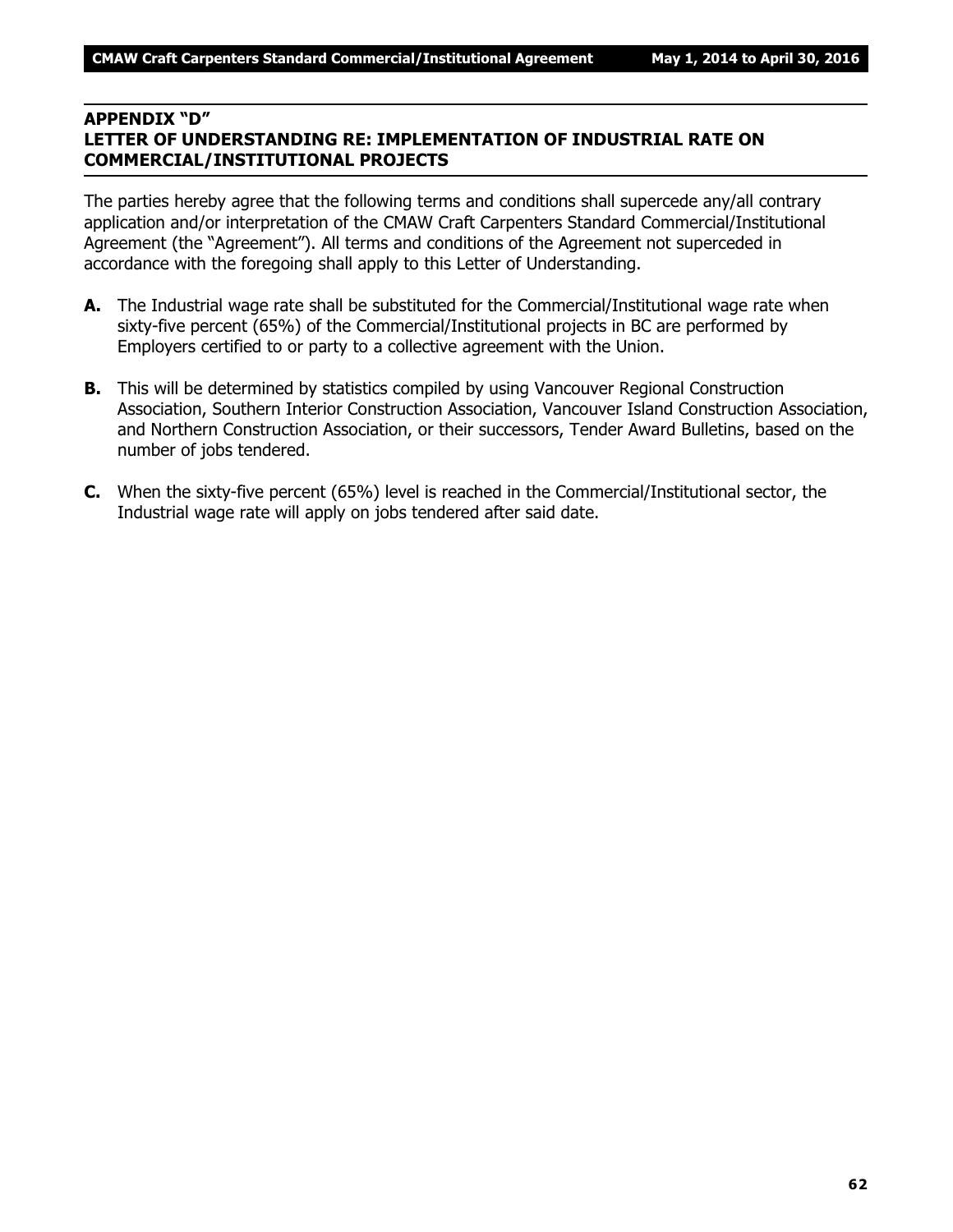## APPENDIX "D"
## LETTER OF UNDERSTANDING RE: IMPLEMENTATION OF INDUSTRIAL RATE ON COMMERCIAL/INSTITUTIONAL PROJECTS

The parties hereby agree that the following terms and conditions shall supercede any/all contrary application and/or interpretation of the CMAW Craft Carpenters Standard Commercial/Institutional Agreement (the "Agreement"). All terms and conditions of the Agreement not superceded in accordance with the foregoing shall apply to this Letter of Understanding.

**A.** The Industrial wage rate shall be substituted for the Commercial/Institutional wage rate when sixty-five percent (65%) of the Commercial/Institutional projects in BC are performed by Employers certified to or party to a collective agreement with the Union.

**B.** This will be determined by statistics compiled by using Vancouver Regional Construction Association, Southern Interior Construction Association, Vancouver Island Construction Association, and Northern Construction Association, or their successors, Tender Award Bulletins, based on the number of jobs tendered.

**C.** When the sixty-five percent (65%) level is reached in the Commercial/Institutional sector, the Industrial wage rate will apply on jobs tendered after said date.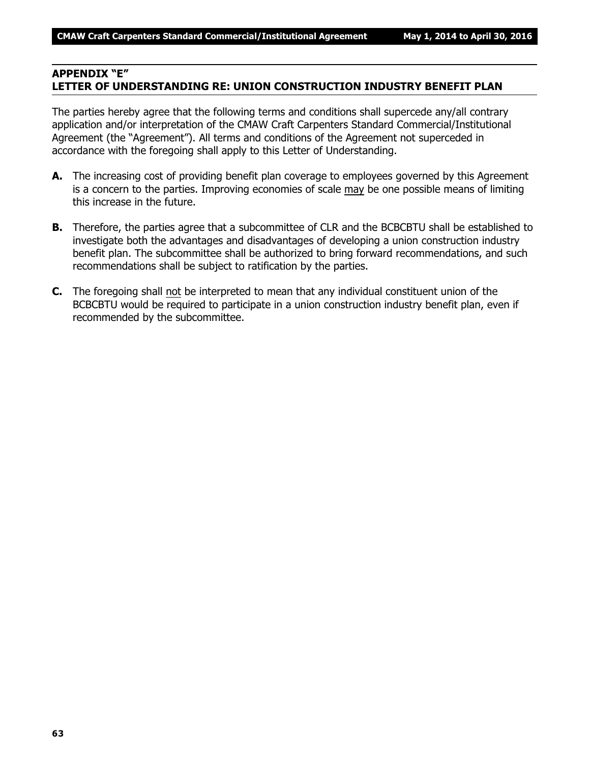## APPENDIX "E"
## LETTER OF UNDERSTANDING RE: UNION CONSTRUCTION INDUSTRY BENEFIT PLAN

The parties hereby agree that the following terms and conditions shall supercede any/all contrary application and/or interpretation of the CMAW Craft Carpenters Standard Commercial/Institutional Agreement (the "Agreement"). All terms and conditions of the Agreement not superceded in accordance with the foregoing shall apply to this Letter of Understanding.

**A.** The increasing cost of providing benefit plan coverage to employees governed by this Agreement is a concern to the parties. Improving economies of scale <u>may</u> be one possible means of limiting this increase in the future.

**B.** Therefore, the parties agree that a subcommittee of CLR and the BCBCBTU shall be established to investigate both the advantages and disadvantages of developing a union construction industry benefit plan. The subcommittee shall be authorized to bring forward recommendations, and such recommendations shall be subject to ratification by the parties.

**C.** The foregoing shall <u>not</u> be interpreted to mean that any individual constituent union of the BCBCBTU would be required to participate in a union construction industry benefit plan, even if recommended by the subcommittee.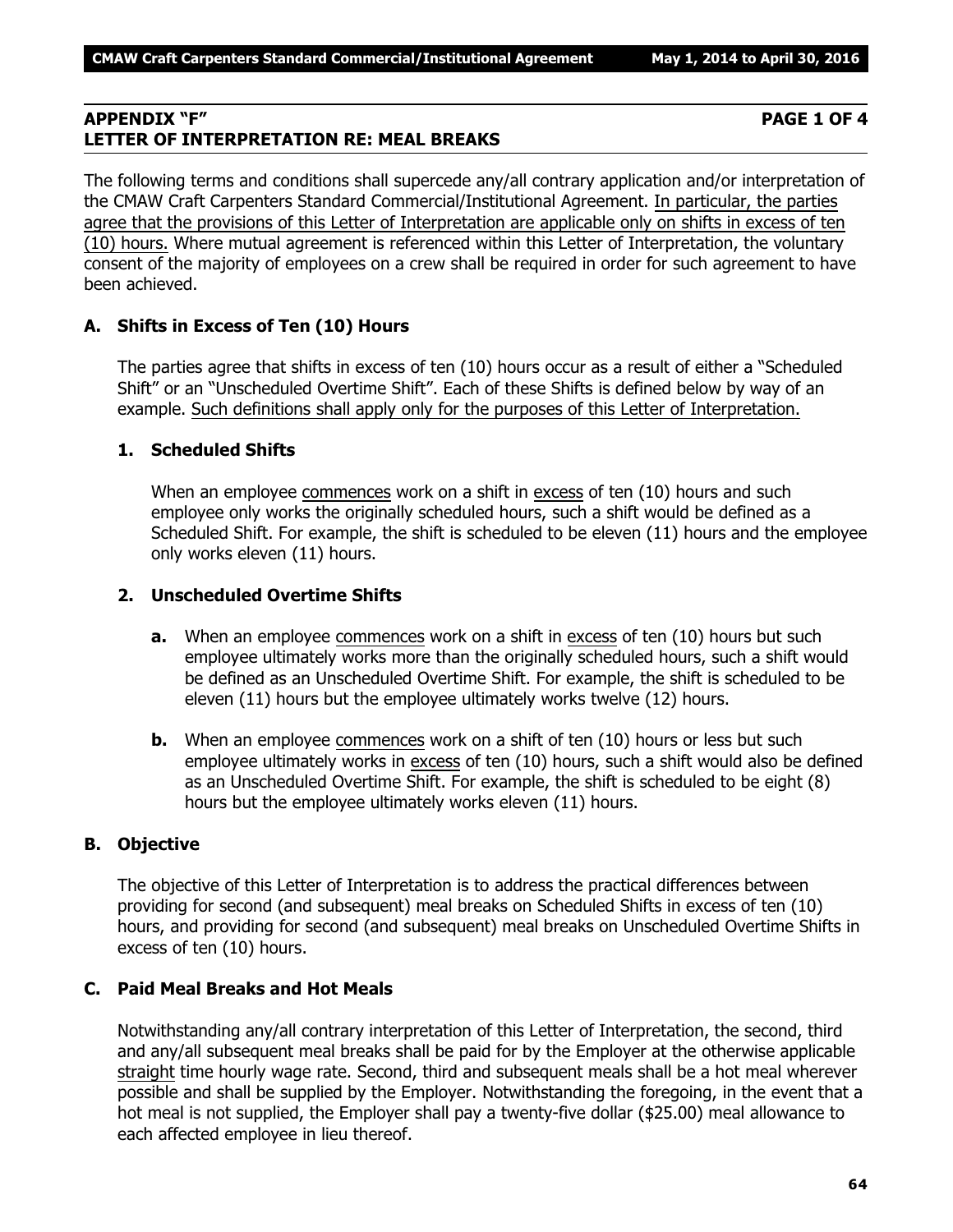## APPENDIX "F" PAGE 1 OF 4
## LETTER OF INTERPRETATION RE: MEAL BREAKS

The following terms and conditions shall supercede any/all contrary application and/or interpretation of the CMAW Craft Carpenters Standard Commercial/Institutional Agreement. <u>In particular, the parties agree that the provisions of this Letter of Interpretation are applicable only on shifts in excess of ten (10) hours.</u> Where mutual agreement is referenced within this Letter of Interpretation, the voluntary consent of the majority of employees on a crew shall be required in order for such agreement to have been achieved.

### A. Shifts in Excess of Ten (10) Hours

The parties agree that shifts in excess of ten (10) hours occur as a result of either a "Scheduled Shift" or an "Unscheduled Overtime Shift". Each of these Shifts is defined below by way of an example. <u>Such definitions shall apply only for the purposes of this Letter of Interpretation.</u>

#### 1. Scheduled Shifts

When an employee <u>commences</u> work on a shift in <u>excess</u> of ten (10) hours and such employee only works the originally scheduled hours, such a shift would be defined as a Scheduled Shift. For example, the shift is scheduled to be eleven (11) hours and the employee only works eleven (11) hours.

#### 2. Unscheduled Overtime Shifts

**a.** When an employee <u>commences</u> work on a shift in <u>excess</u> of ten (10) hours but such employee ultimately works more than the originally scheduled hours, such a shift would be defined as an Unscheduled Overtime Shift. For example, the shift is scheduled to be eleven (11) hours but the employee ultimately works twelve (12) hours.

**b.** When an employee <u>commences</u> work on a shift of ten (10) hours or less but such employee ultimately works in <u>excess</u> of ten (10) hours, such a shift would also be defined as an Unscheduled Overtime Shift. For example, the shift is scheduled to be eight (8) hours but the employee ultimately works eleven (11) hours.

### B. Objective

The objective of this Letter of Interpretation is to address the practical differences between providing for second (and subsequent) meal breaks on Scheduled Shifts in excess of ten (10) hours, and providing for second (and subsequent) meal breaks on Unscheduled Overtime Shifts in excess of ten (10) hours.

### C. Paid Meal Breaks and Hot Meals

Notwithstanding any/all contrary interpretation of this Letter of Interpretation, the second, third and any/all subsequent meal breaks shall be paid for by the Employer at the otherwise applicable <u>straight</u> time hourly wage rate. Second, third and subsequent meals shall be a hot meal wherever possible and shall be supplied by the Employer. Notwithstanding the foregoing, in the event that a hot meal is not supplied, the Employer shall pay a twenty-five dollar ($25.00) meal allowance to each affected employee in lieu thereof.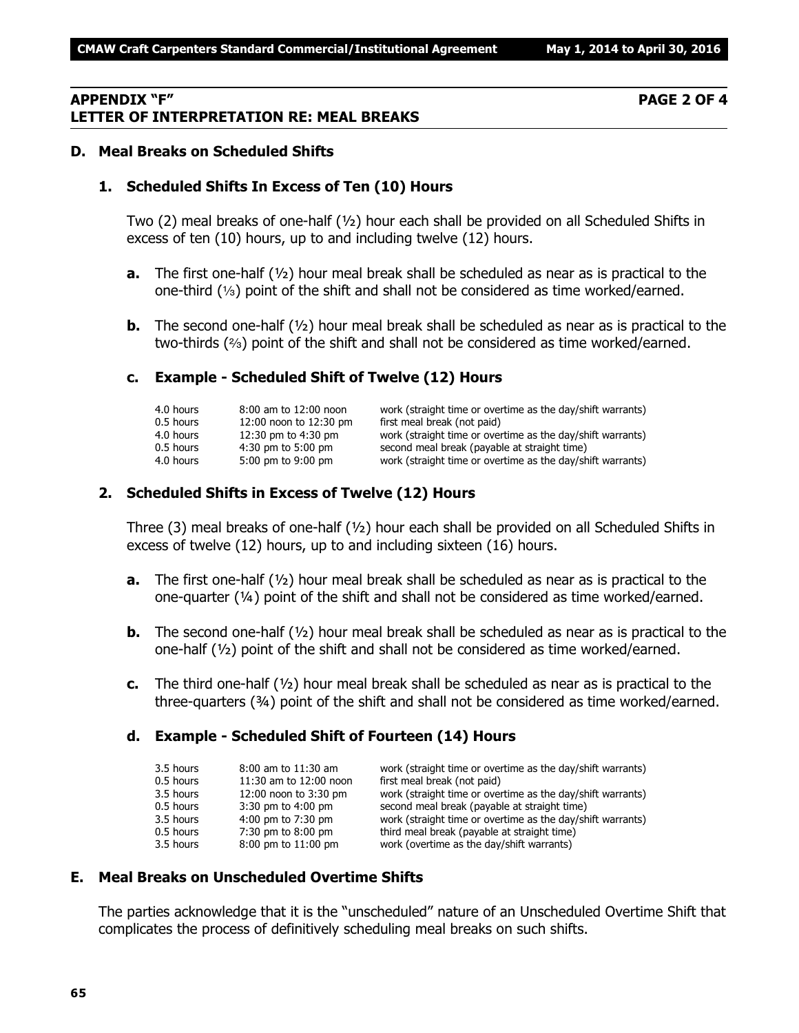## APPENDIX "F" PAGE 2 OF 4
## LETTER OF INTERPRETATION RE: MEAL BREAKS

### D. Meal Breaks on Scheduled Shifts

#### 1. Scheduled Shifts In Excess of Ten (10) Hours

Two (2) meal breaks of one-half (½) hour each shall be provided on all Scheduled Shifts in excess of ten (10) hours, up to and including twelve (12) hours.

**a.** The first one-half (½) hour meal break shall be scheduled as near as is practical to the one-third (⅓) point of the shift and shall not be considered as time worked/earned.

**b.** The second one-half (½) hour meal break shall be scheduled as near as is practical to the two-thirds (⅔) point of the shift and shall not be considered as time worked/earned.

**c. Example - Scheduled Shift of Twelve (12) Hours**

| | | |
|---|---|---|
| 4.0 hours | 8:00 am to 12:00 noon | work (straight time or overtime as the day/shift warrants) |
| 0.5 hours | 12:00 noon to 12:30 pm | first meal break (not paid) |
| 4.0 hours | 12:30 pm to 4:30 pm | work (straight time or overtime as the day/shift warrants) |
| 0.5 hours | 4:30 pm to 5:00 pm | second meal break (payable at straight time) |
| 4.0 hours | 5:00 pm to 9:00 pm | work (straight time or overtime as the day/shift warrants) |

#### 2. Scheduled Shifts in Excess of Twelve (12) Hours

Three (3) meal breaks of one-half (½) hour each shall be provided on all Scheduled Shifts in excess of twelve (12) hours, up to and including sixteen (16) hours.

**a.** The first one-half (½) hour meal break shall be scheduled as near as is practical to the one-quarter (¼) point of the shift and shall not be considered as time worked/earned.

**b.** The second one-half (½) hour meal break shall be scheduled as near as is practical to the one-half (½) point of the shift and shall not be considered as time worked/earned.

**c.** The third one-half (½) hour meal break shall be scheduled as near as is practical to the three-quarters (¾) point of the shift and shall not be considered as time worked/earned.

**d. Example - Scheduled Shift of Fourteen (14) Hours**

| | | |
|---|---|---|
| 3.5 hours | 8:00 am to 11:30 am | work (straight time or overtime as the day/shift warrants) |
| 0.5 hours | 11:30 am to 12:00 noon | first meal break (not paid) |
| 3.5 hours | 12:00 noon to 3:30 pm | work (straight time or overtime as the day/shift warrants) |
| 0.5 hours | 3:30 pm to 4:00 pm | second meal break (payable at straight time) |
| 3.5 hours | 4:00 pm to 7:30 pm | work (straight time or overtime as the day/shift warrants) |
| 0.5 hours | 7:30 pm to 8:00 pm | third meal break (payable at straight time) |
| 3.5 hours | 8:00 pm to 11:00 pm | work (overtime as the day/shift warrants) |

### E. Meal Breaks on Unscheduled Overtime Shifts

The parties acknowledge that it is the "unscheduled" nature of an Unscheduled Overtime Shift that complicates the process of definitively scheduling meal breaks on such shifts.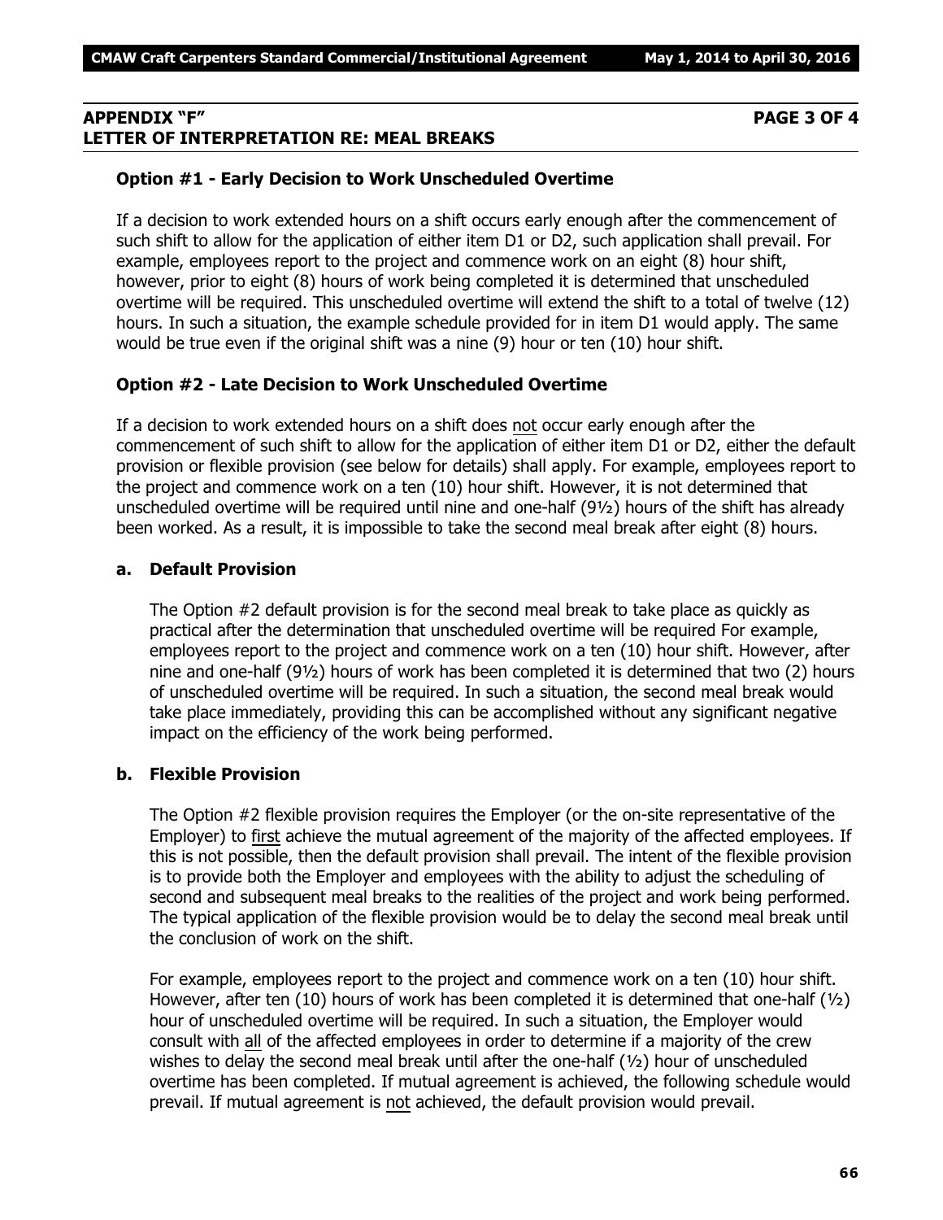## APPENDIX "F" PAGE 3 OF 4
## LETTER OF INTERPRETATION RE: MEAL BREAKS

### Option #1 - Early Decision to Work Unscheduled Overtime

If a decision to work extended hours on a shift occurs early enough after the commencement of such shift to allow for the application of either item D1 or D2, such application shall prevail. For example, employees report to the project and commence work on an eight (8) hour shift, however, prior to eight (8) hours of work being completed it is determined that unscheduled overtime will be required. This unscheduled overtime will extend the shift to a total of twelve (12) hours. In such a situation, the example schedule provided for in item D1 would apply. The same would be true even if the original shift was a nine (9) hour or ten (10) hour shift.

### Option #2 - Late Decision to Work Unscheduled Overtime

If a decision to work extended hours on a shift does not occur early enough after the commencement of such shift to allow for the application of either item D1 or D2, either the default provision or flexible provision (see below for details) shall apply. For example, employees report to the project and commence work on a ten (10) hour shift. However, it is not determined that unscheduled overtime will be required until nine and one-half (9½) hours of the shift has already been worked. As a result, it is impossible to take the second meal break after eight (8) hours.

#### a. Default Provision

The Option #2 default provision is for the second meal break to take place as quickly as practical after the determination that unscheduled overtime will be required For example, employees report to the project and commence work on a ten (10) hour shift. However, after nine and one-half (9½) hours of work has been completed it is determined that two (2) hours of unscheduled overtime will be required. In such a situation, the second meal break would take place immediately, providing this can be accomplished without any significant negative impact on the efficiency of the work being performed.

#### b. Flexible Provision

The Option #2 flexible provision requires the Employer (or the on-site representative of the Employer) to first achieve the mutual agreement of the majority of the affected employees. If this is not possible, then the default provision shall prevail. The intent of the flexible provision is to provide both the Employer and employees with the ability to adjust the scheduling of second and subsequent meal breaks to the realities of the project and work being performed. The typical application of the flexible provision would be to delay the second meal break until the conclusion of work on the shift.

For example, employees report to the project and commence work on a ten (10) hour shift. However, after ten (10) hours of work has been completed it is determined that one-half (½) hour of unscheduled overtime will be required. In such a situation, the Employer would consult with all of the affected employees in order to determine if a majority of the crew wishes to delay the second meal break until after the one-half (½) hour of unscheduled overtime has been completed. If mutual agreement is achieved, the following schedule would prevail. If mutual agreement is not achieved, the default provision would prevail.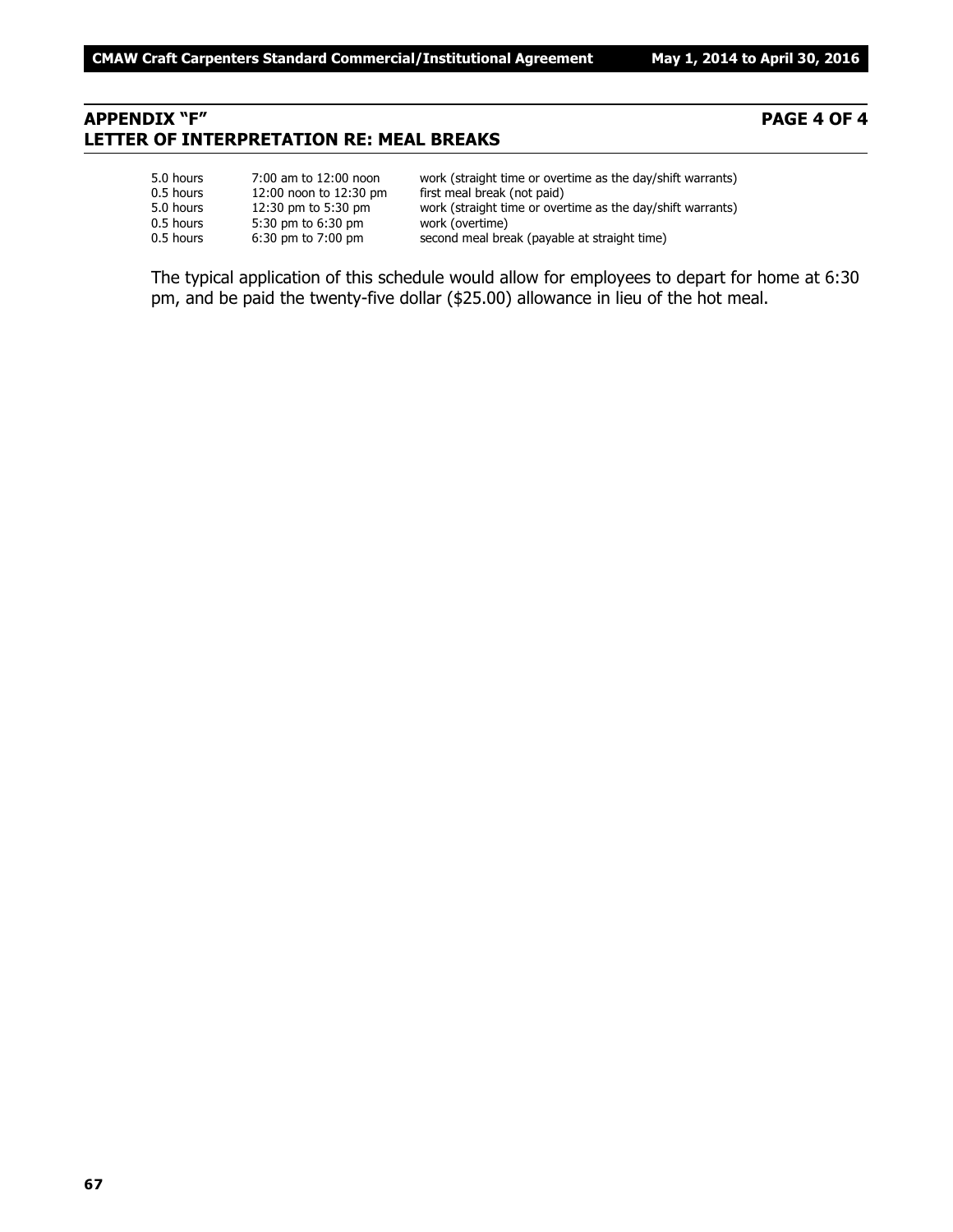## APPENDIX "F" PAGE 4 OF 4
## LETTER OF INTERPRETATION RE: MEAL BREAKS

| | | |
|---|---|---|
| 5.0 hours | 7:00 am to 12:00 noon | work (straight time or overtime as the day/shift warrants) |
| 0.5 hours | 12:00 noon to 12:30 pm | first meal break (not paid) |
| 5.0 hours | 12:30 pm to 5:30 pm | work (straight time or overtime as the day/shift warrants) |
| 0.5 hours | 5:30 pm to 6:30 pm | work (overtime) |
| 0.5 hours | 6:30 pm to 7:00 pm | second meal break (payable at straight time) |

The typical application of this schedule would allow for employees to depart for home at 6:30 pm, and be paid the twenty-five dollar ($25.00) allowance in lieu of the hot meal.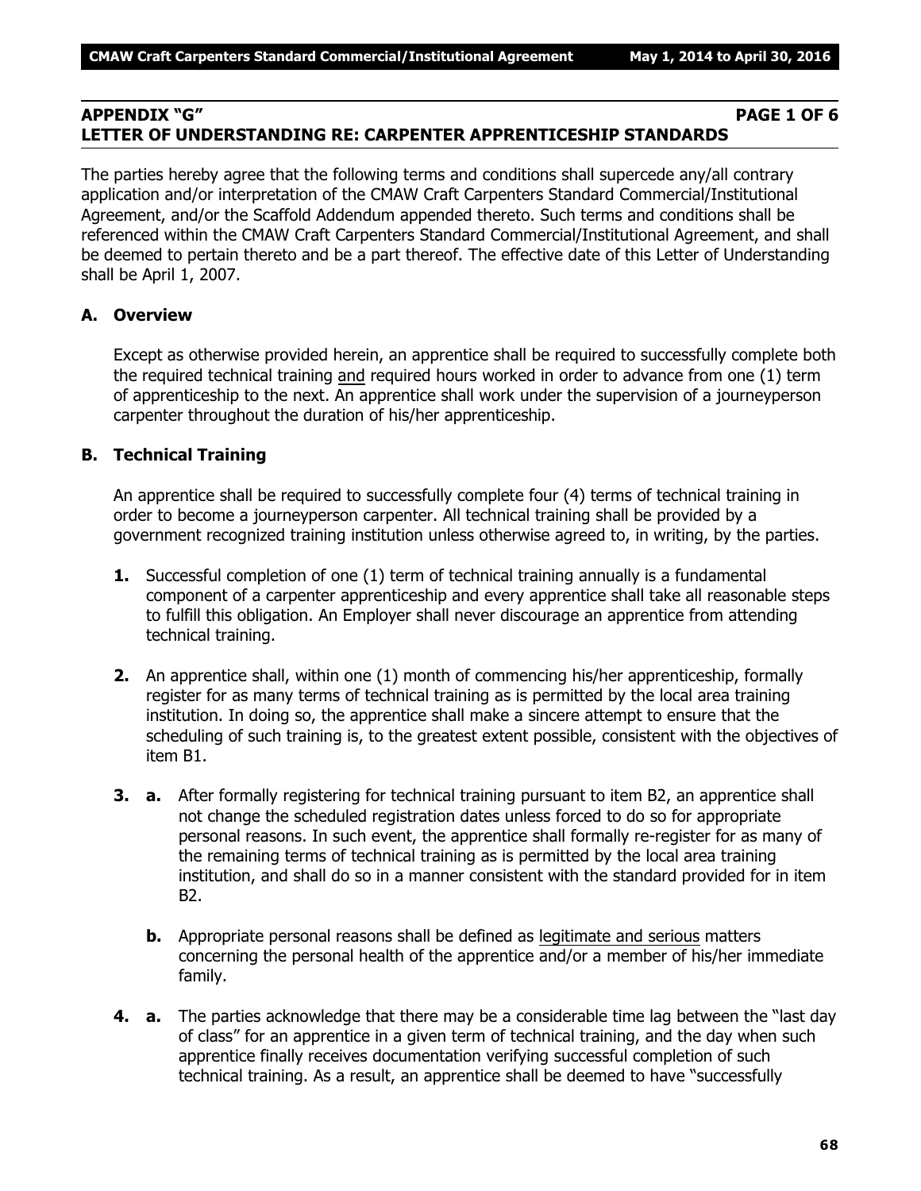## APPENDIX "G" PAGE 1 OF 6
## LETTER OF UNDERSTANDING RE: CARPENTER APPRENTICESHIP STANDARDS

The parties hereby agree that the following terms and conditions shall supercede any/all contrary application and/or interpretation of the CMAW Craft Carpenters Standard Commercial/Institutional Agreement, and/or the Scaffold Addendum appended thereto. Such terms and conditions shall be referenced within the CMAW Craft Carpenters Standard Commercial/Institutional Agreement, and shall be deemed to pertain thereto and be a part thereof. The effective date of this Letter of Understanding shall be April 1, 2007.

### A. Overview

Except as otherwise provided herein, an apprentice shall be required to successfully complete both the required technical training <u>and</u> required hours worked in order to advance from one (1) term of apprenticeship to the next. An apprentice shall work under the supervision of a journeyperson carpenter throughout the duration of his/her apprenticeship.

### B. Technical Training

An apprentice shall be required to successfully complete four (4) terms of technical training in order to become a journeyperson carpenter. All technical training shall be provided by a government recognized training institution unless otherwise agreed to, in writing, by the parties.

**1.** Successful completion of one (1) term of technical training annually is a fundamental component of a carpenter apprenticeship and every apprentice shall take all reasonable steps to fulfill this obligation. An Employer shall never discourage an apprentice from attending technical training.

**2.** An apprentice shall, within one (1) month of commencing his/her apprenticeship, formally register for as many terms of technical training as is permitted by the local area training institution. In doing so, the apprentice shall make a sincere attempt to ensure that the scheduling of such training is, to the greatest extent possible, consistent with the objectives of item B1.

**3. a.** After formally registering for technical training pursuant to item B2, an apprentice shall not change the scheduled registration dates unless forced to do so for appropriate personal reasons. In such event, the apprentice shall formally re-register for as many of the remaining terms of technical training as is permitted by the local area training institution, and shall do so in a manner consistent with the standard provided for in item B2.

**b.** Appropriate personal reasons shall be defined as <u>legitimate and serious</u> matters concerning the personal health of the apprentice and/or a member of his/her immediate family.

**4. a.** The parties acknowledge that there may be a considerable time lag between the "last day of class" for an apprentice in a given term of technical training, and the day when such apprentice finally receives documentation verifying successful completion of such technical training. As a result, an apprentice shall be deemed to have "successfully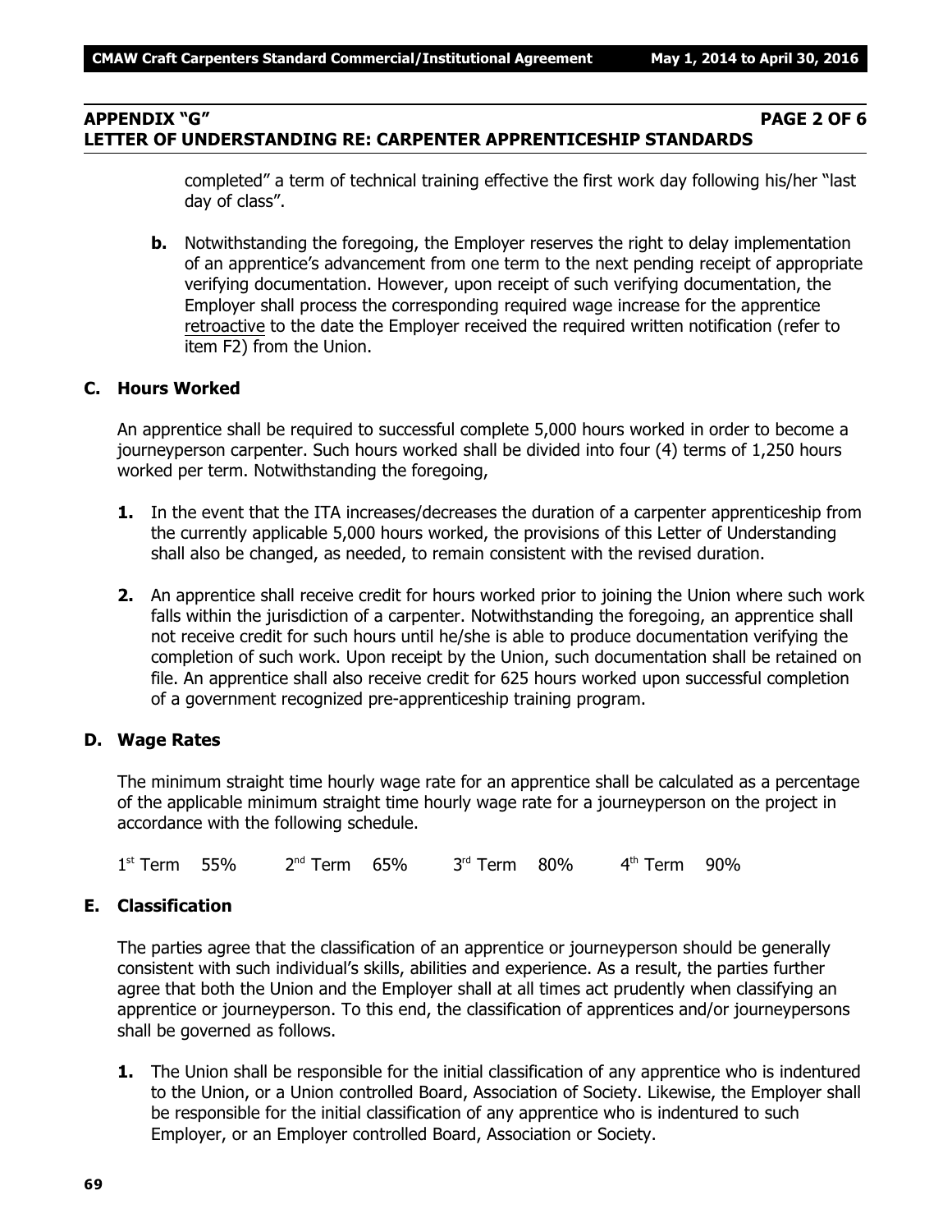## APPENDIX "G" PAGE 2 OF 6
## LETTER OF UNDERSTANDING RE: CARPENTER APPRENTICESHIP STANDARDS

completed" a term of technical training effective the first work day following his/her "last day of class".

**b.** Notwithstanding the foregoing, the Employer reserves the right to delay implementation of an apprentice's advancement from one term to the next pending receipt of appropriate verifying documentation. However, upon receipt of such verifying documentation, the Employer shall process the corresponding required wage increase for the apprentice retroactive to the date the Employer received the required written notification (refer to item F2) from the Union.

### C. Hours Worked

An apprentice shall be required to successful complete 5,000 hours worked in order to become a journeyperson carpenter. Such hours worked shall be divided into four (4) terms of 1,250 hours worked per term. Notwithstanding the foregoing,

**1.** In the event that the ITA increases/decreases the duration of a carpenter apprenticeship from the currently applicable 5,000 hours worked, the provisions of this Letter of Understanding shall also be changed, as needed, to remain consistent with the revised duration.

**2.** An apprentice shall receive credit for hours worked prior to joining the Union where such work falls within the jurisdiction of a carpenter. Notwithstanding the foregoing, an apprentice shall not receive credit for such hours until he/she is able to produce documentation verifying the completion of such work. Upon receipt by the Union, such documentation shall be retained on file. An apprentice shall also receive credit for 625 hours worked upon successful completion of a government recognized pre-apprenticeship training program.

### D. Wage Rates

The minimum straight time hourly wage rate for an apprentice shall be calculated as a percentage of the applicable minimum straight time hourly wage rate for a journeyperson on the project in accordance with the following schedule.

| 1st Term | 55% | 2nd Term | 65% | 3rd Term | 80% | 4th Term | 90% |
|---|---|---|---|---|---|---|---|

### E. Classification

The parties agree that the classification of an apprentice or journeyperson should be generally consistent with such individual's skills, abilities and experience. As a result, the parties further agree that both the Union and the Employer shall at all times act prudently when classifying an apprentice or journeyperson. To this end, the classification of apprentices and/or journeypersons shall be governed as follows.

**1.** The Union shall be responsible for the initial classification of any apprentice who is indentured to the Union, or a Union controlled Board, Association of Society. Likewise, the Employer shall be responsible for the initial classification of any apprentice who is indentured to such Employer, or an Employer controlled Board, Association or Society.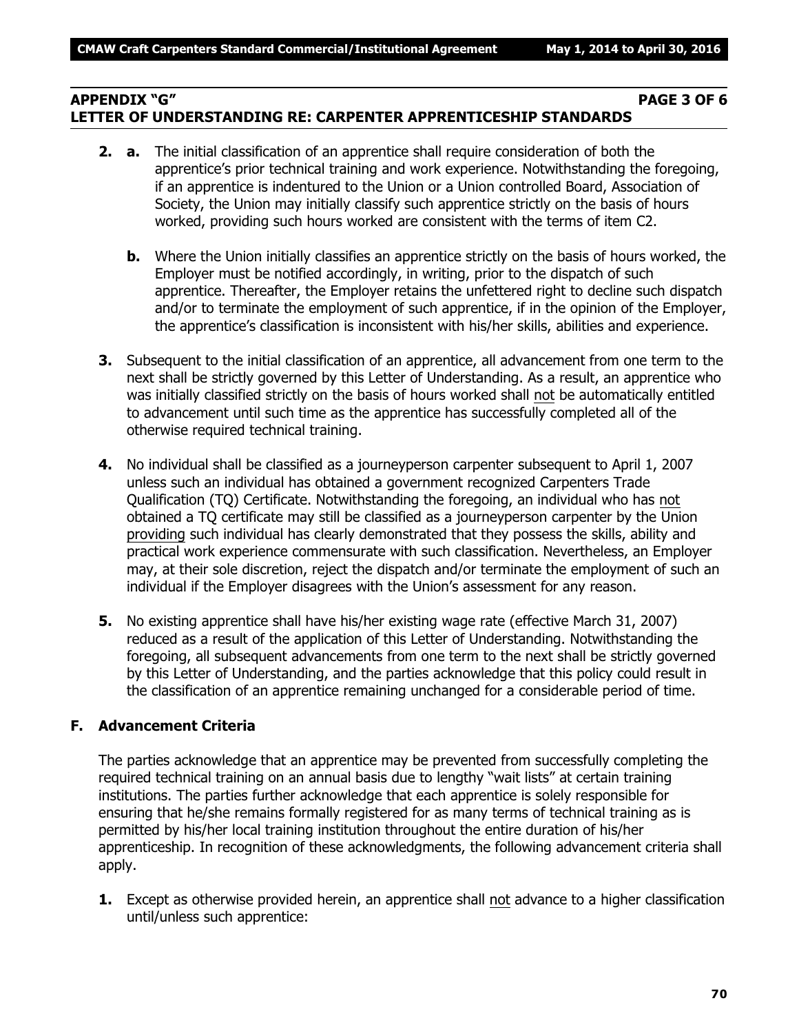## APPENDIX "G" PAGE 3 OF 6
## LETTER OF UNDERSTANDING RE: CARPENTER APPRENTICESHIP STANDARDS

**2. a.** The initial classification of an apprentice shall require consideration of both the apprentice's prior technical training and work experience. Notwithstanding the foregoing, if an apprentice is indentured to the Union or a Union controlled Board, Association of Society, the Union may initially classify such apprentice strictly on the basis of hours worked, providing such hours worked are consistent with the terms of item C2.

**b.** Where the Union initially classifies an apprentice strictly on the basis of hours worked, the Employer must be notified accordingly, in writing, prior to the dispatch of such apprentice. Thereafter, the Employer retains the unfettered right to decline such dispatch and/or to terminate the employment of such apprentice, if in the opinion of the Employer, the apprentice's classification is inconsistent with his/her skills, abilities and experience.

**3.** Subsequent to the initial classification of an apprentice, all advancement from one term to the next shall be strictly governed by this Letter of Understanding. As a result, an apprentice who was initially classified strictly on the basis of hours worked shall not be automatically entitled to advancement until such time as the apprentice has successfully completed all of the otherwise required technical training.

**4.** No individual shall be classified as a journeyperson carpenter subsequent to April 1, 2007 unless such an individual has obtained a government recognized Carpenters Trade Qualification (TQ) Certificate. Notwithstanding the foregoing, an individual who has not obtained a TQ certificate may still be classified as a journeyperson carpenter by the Union providing such individual has clearly demonstrated that they possess the skills, ability and practical work experience commensurate with such classification. Nevertheless, an Employer may, at their sole discretion, reject the dispatch and/or terminate the employment of such an individual if the Employer disagrees with the Union's assessment for any reason.

**5.** No existing apprentice shall have his/her existing wage rate (effective March 31, 2007) reduced as a result of the application of this Letter of Understanding. Notwithstanding the foregoing, all subsequent advancements from one term to the next shall be strictly governed by this Letter of Understanding, and the parties acknowledge that this policy could result in the classification of an apprentice remaining unchanged for a considerable period of time.

### F. Advancement Criteria

The parties acknowledge that an apprentice may be prevented from successfully completing the required technical training on an annual basis due to lengthy "wait lists" at certain training institutions. The parties further acknowledge that each apprentice is solely responsible for ensuring that he/she remains formally registered for as many terms of technical training as is permitted by his/her local training institution throughout the entire duration of his/her apprenticeship. In recognition of these acknowledgments, the following advancement criteria shall apply.

**1.** Except as otherwise provided herein, an apprentice shall not advance to a higher classification until/unless such apprentice: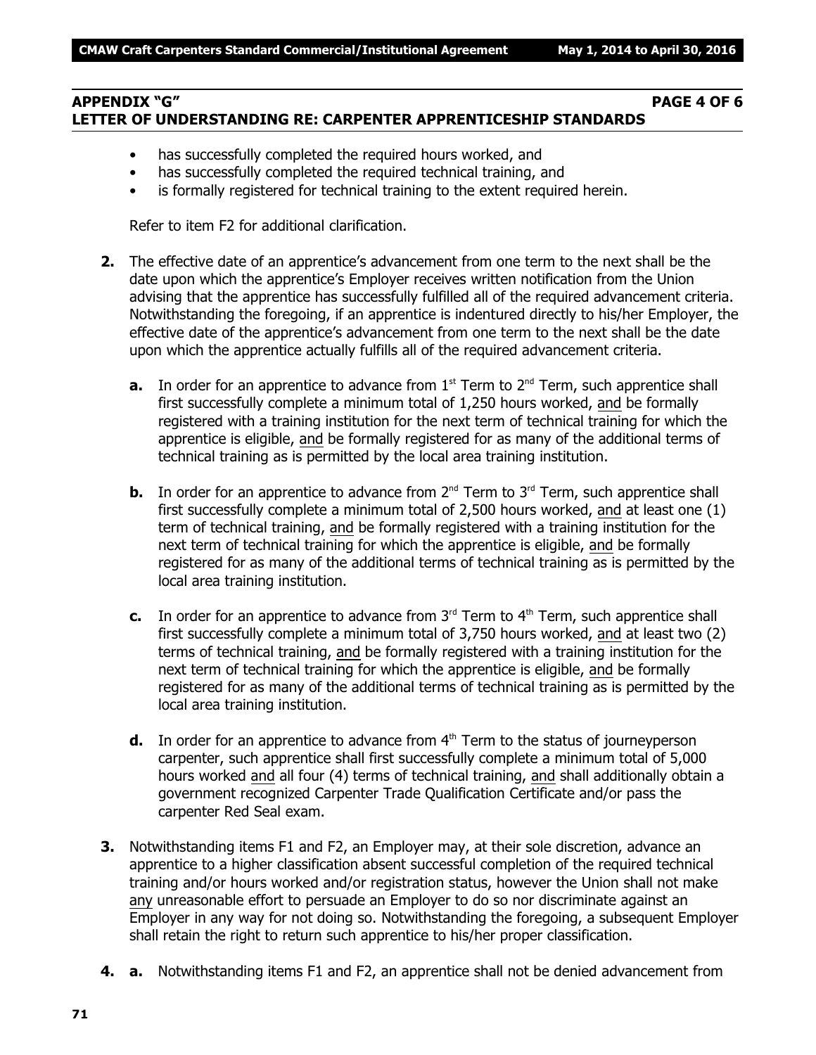**APPENDIX "G" PAGE 4 OF 6**
**LETTER OF UNDERSTANDING RE: CARPENTER APPRENTICESHIP STANDARDS**

- has successfully completed the required hours worked, and
- has successfully completed the required technical training, and
- is formally registered for technical training to the extent required herein.

Refer to item F2 for additional clarification.

**2.** The effective date of an apprentice's advancement from one term to the next shall be the date upon which the apprentice's Employer receives written notification from the Union advising that the apprentice has successfully fulfilled all of the required advancement criteria. Notwithstanding the foregoing, if an apprentice is indentured directly to his/her Employer, the effective date of the apprentice's advancement from one term to the next shall be the date upon which the apprentice actually fulfills all of the required advancement criteria.

**a.** In order for an apprentice to advance from 1st Term to 2nd Term, such apprentice shall first successfully complete a minimum total of 1,250 hours worked, and be formally registered with a training institution for the next term of technical training for which the apprentice is eligible, and be formally registered for as many of the additional terms of technical training as is permitted by the local area training institution.

**b.** In order for an apprentice to advance from 2nd Term to 3rd Term, such apprentice shall first successfully complete a minimum total of 2,500 hours worked, and at least one (1) term of technical training, and be formally registered with a training institution for the next term of technical training for which the apprentice is eligible, and be formally registered for as many of the additional terms of technical training as is permitted by the local area training institution.

**c.** In order for an apprentice to advance from 3rd Term to 4th Term, such apprentice shall first successfully complete a minimum total of 3,750 hours worked, and at least two (2) terms of technical training, and be formally registered with a training institution for the next term of technical training for which the apprentice is eligible, and be formally registered for as many of the additional terms of technical training as is permitted by the local area training institution.

**d.** In order for an apprentice to advance from 4th Term to the status of journeyperson carpenter, such apprentice shall first successfully complete a minimum total of 5,000 hours worked and all four (4) terms of technical training, and shall additionally obtain a government recognized Carpenter Trade Qualification Certificate and/or pass the carpenter Red Seal exam.

**3.** Notwithstanding items F1 and F2, an Employer may, at their sole discretion, advance an apprentice to a higher classification absent successful completion of the required technical training and/or hours worked and/or registration status, however the Union shall not make any unreasonable effort to persuade an Employer to do so nor discriminate against an Employer in any way for not doing so. Notwithstanding the foregoing, a subsequent Employer shall retain the right to return such apprentice to his/her proper classification.

**4. a.** Notwithstanding items F1 and F2, an apprentice shall not be denied advancement from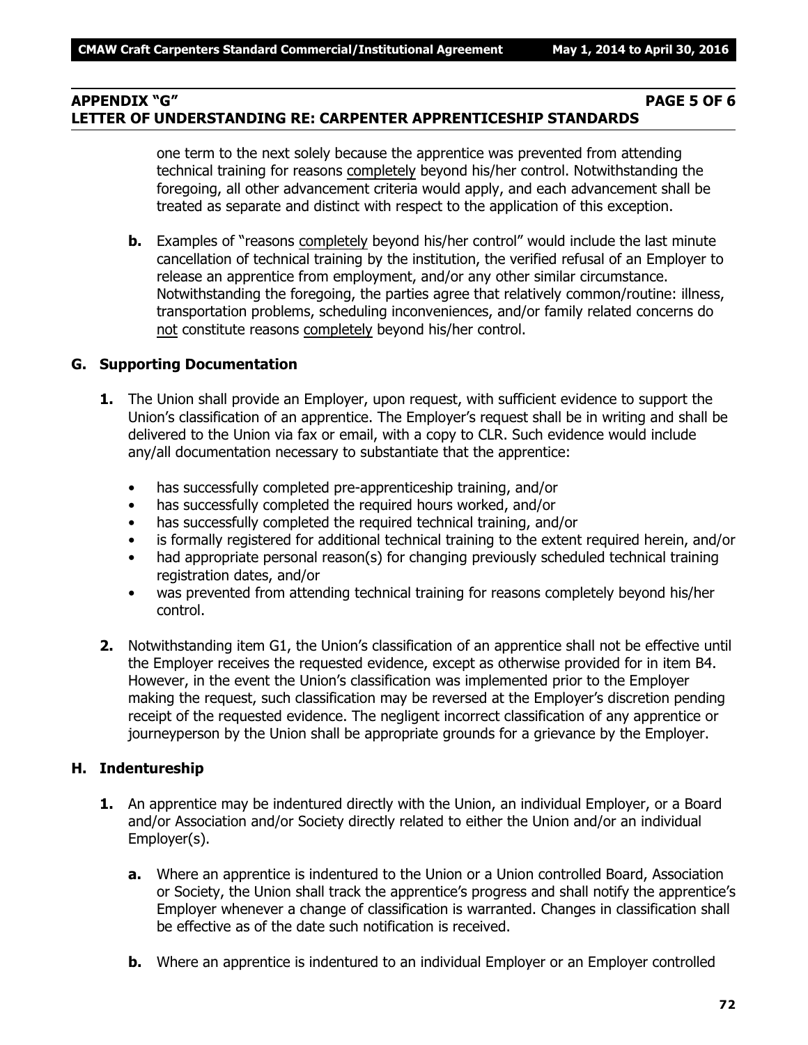## APPENDIX "G" PAGE 5 OF 6
## LETTER OF UNDERSTANDING RE: CARPENTER APPRENTICESHIP STANDARDS

one term to the next solely because the apprentice was prevented from attending technical training for reasons completely beyond his/her control. Notwithstanding the foregoing, all other advancement criteria would apply, and each advancement shall be treated as separate and distinct with respect to the application of this exception.

**b.** Examples of "reasons completely beyond his/her control" would include the last minute cancellation of technical training by the institution, the verified refusal of an Employer to release an apprentice from employment, and/or any other similar circumstance. Notwithstanding the foregoing, the parties agree that relatively common/routine: illness, transportation problems, scheduling inconveniences, and/or family related concerns do not constitute reasons completely beyond his/her control.

### G. Supporting Documentation

**1.** The Union shall provide an Employer, upon request, with sufficient evidence to support the Union's classification of an apprentice. The Employer's request shall be in writing and shall be delivered to the Union via fax or email, with a copy to CLR. Such evidence would include any/all documentation necessary to substantiate that the apprentice:

- has successfully completed pre-apprenticeship training, and/or
- has successfully completed the required hours worked, and/or
- has successfully completed the required technical training, and/or
- is formally registered for additional technical training to the extent required herein, and/or
- had appropriate personal reason(s) for changing previously scheduled technical training registration dates, and/or
- was prevented from attending technical training for reasons completely beyond his/her control.

**2.** Notwithstanding item G1, the Union's classification of an apprentice shall not be effective until the Employer receives the requested evidence, except as otherwise provided for in item B4. However, in the event the Union's classification was implemented prior to the Employer making the request, such classification may be reversed at the Employer's discretion pending receipt of the requested evidence. The negligent incorrect classification of any apprentice or journeyperson by the Union shall be appropriate grounds for a grievance by the Employer.

### H. Indentureship

**1.** An apprentice may be indentured directly with the Union, an individual Employer, or a Board and/or Association and/or Society directly related to either the Union and/or an individual Employer(s).

**a.** Where an apprentice is indentured to the Union or a Union controlled Board, Association or Society, the Union shall track the apprentice's progress and shall notify the apprentice's Employer whenever a change of classification is warranted. Changes in classification shall be effective as of the date such notification is received.

**b.** Where an apprentice is indentured to an individual Employer or an Employer controlled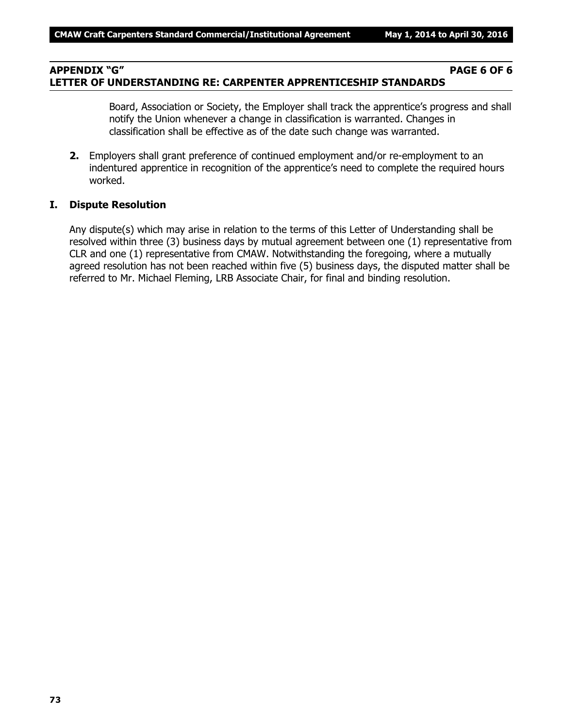## APPENDIX "G" PAGE 6 OF 6
## LETTER OF UNDERSTANDING RE: CARPENTER APPRENTICESHIP STANDARDS

Board, Association or Society, the Employer shall track the apprentice's progress and shall notify the Union whenever a change in classification is warranted. Changes in classification shall be effective as of the date such change was warranted.

**2.** Employers shall grant preference of continued employment and/or re-employment to an indentured apprentice in recognition of the apprentice's need to complete the required hours worked.

### I. Dispute Resolution

Any dispute(s) which may arise in relation to the terms of this Letter of Understanding shall be resolved within three (3) business days by mutual agreement between one (1) representative from CLR and one (1) representative from CMAW. Notwithstanding the foregoing, where a mutually agreed resolution has not been reached within five (5) business days, the disputed matter shall be referred to Mr. Michael Fleming, LRB Associate Chair, for final and binding resolution.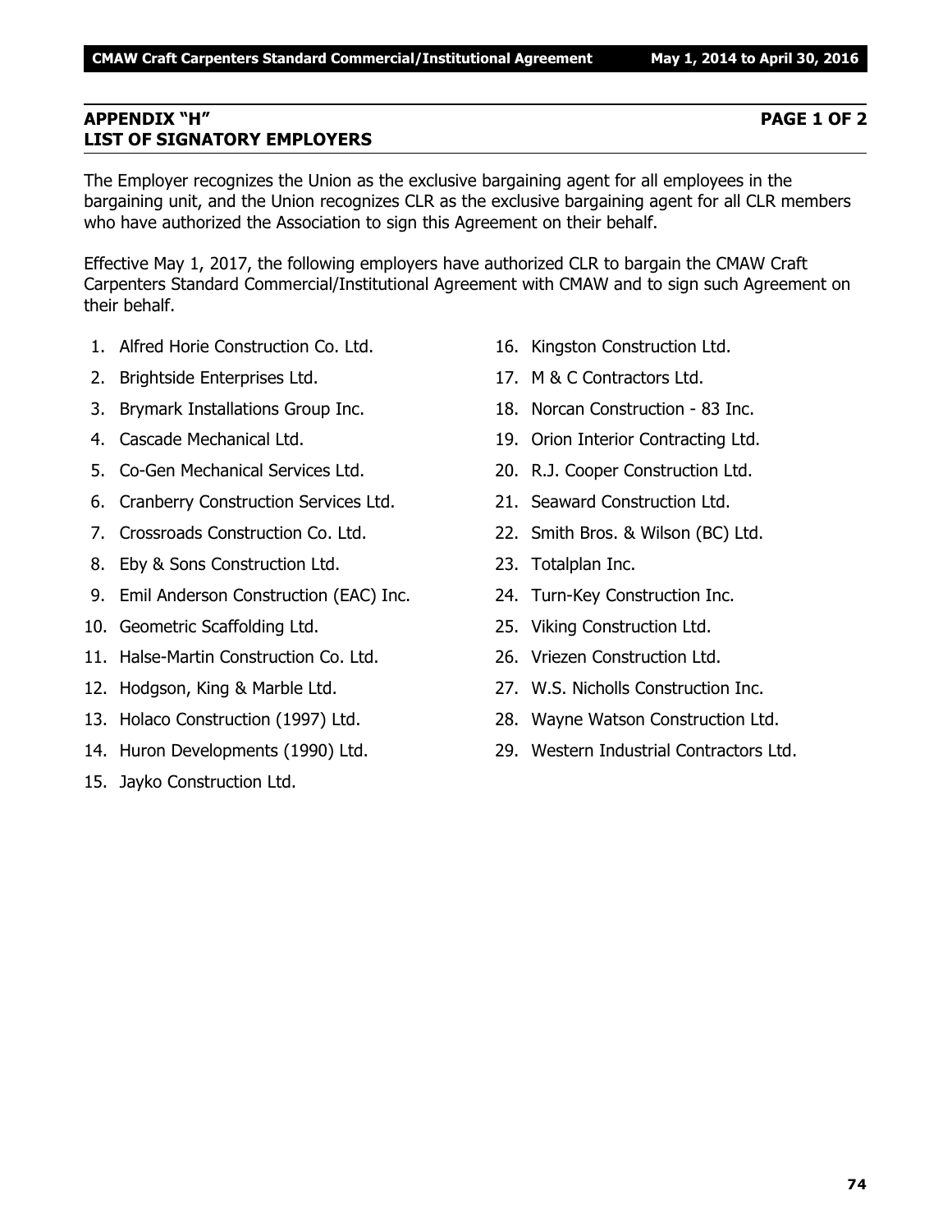## APPENDIX "H" PAGE 1 OF 2
## LIST OF SIGNATORY EMPLOYERS

The Employer recognizes the Union as the exclusive bargaining agent for all employees in the bargaining unit, and the Union recognizes CLR as the exclusive bargaining agent for all CLR members who have authorized the Association to sign this Agreement on their behalf.

Effective May 1, 2017, the following employers have authorized CLR to bargain the CMAW Craft Carpenters Standard Commercial/Institutional Agreement with CMAW and to sign such Agreement on their behalf.

1. Alfred Horie Construction Co. Ltd.
2. Brightside Enterprises Ltd.
3. Brymark Installations Group Inc.
4. Cascade Mechanical Ltd.
5. Co-Gen Mechanical Services Ltd.
6. Cranberry Construction Services Ltd.
7. Crossroads Construction Co. Ltd.
8. Eby & Sons Construction Ltd.
9. Emil Anderson Construction (EAC) Inc.
10. Geometric Scaffolding Ltd.
11. Halse-Martin Construction Co. Ltd.
12. Hodgson, King & Marble Ltd.
13. Holaco Construction (1997) Ltd.
14. Huron Developments (1990) Ltd.
15. Jayko Construction Ltd.
16. Kingston Construction Ltd.
17. M & C Contractors Ltd.
18. Norcan Construction - 83 Inc.
19. Orion Interior Contracting Ltd.
20. R.J. Cooper Construction Ltd.
21. Seaward Construction Ltd.
22. Smith Bros. & Wilson (BC) Ltd.
23. Totalplan Inc.
24. Turn-Key Construction Inc.
25. Viking Construction Ltd.
26. Vriezen Construction Ltd.
27. W.S. Nicholls Construction Inc.
28. Wayne Watson Construction Ltd.
29. Western Industrial Contractors Ltd.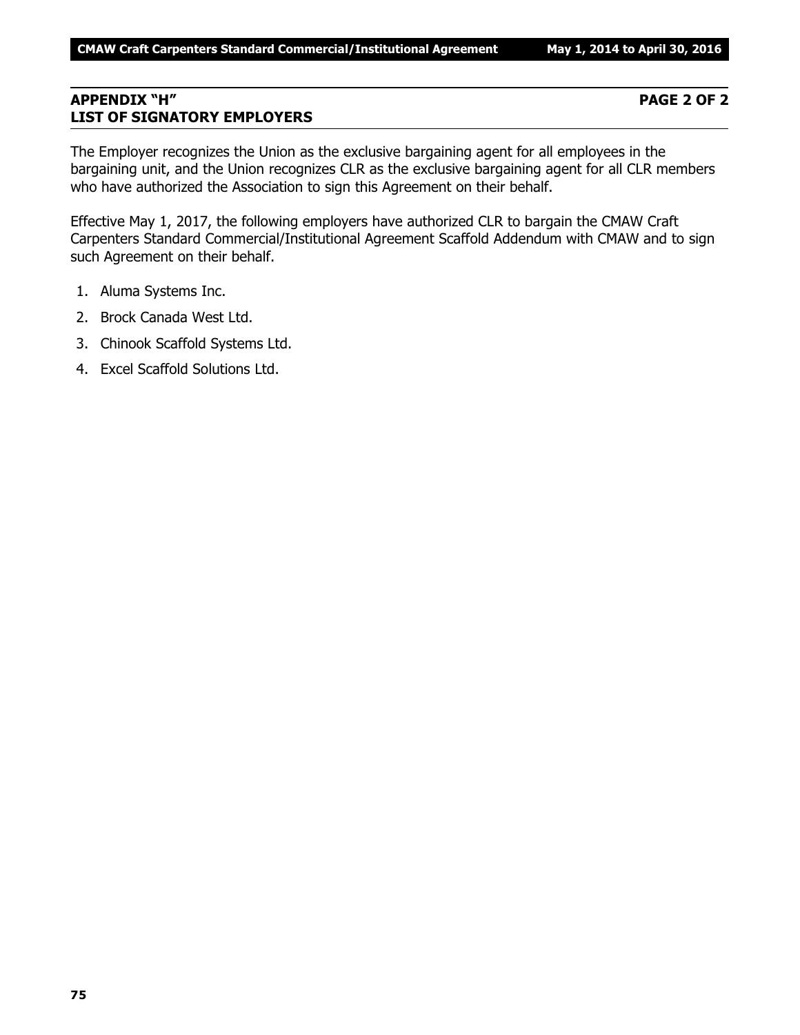## APPENDIX "H" PAGE 2 OF 2
## LIST OF SIGNATORY EMPLOYERS

The Employer recognizes the Union as the exclusive bargaining agent for all employees in the bargaining unit, and the Union recognizes CLR as the exclusive bargaining agent for all CLR members who have authorized the Association to sign this Agreement on their behalf.

Effective May 1, 2017, the following employers have authorized CLR to bargain the CMAW Craft Carpenters Standard Commercial/Institutional Agreement Scaffold Addendum with CMAW and to sign such Agreement on their behalf.

1. Aluma Systems Inc.
2. Brock Canada West Ltd.
3. Chinook Scaffold Systems Ltd.
4. Excel Scaffold Solutions Ltd.